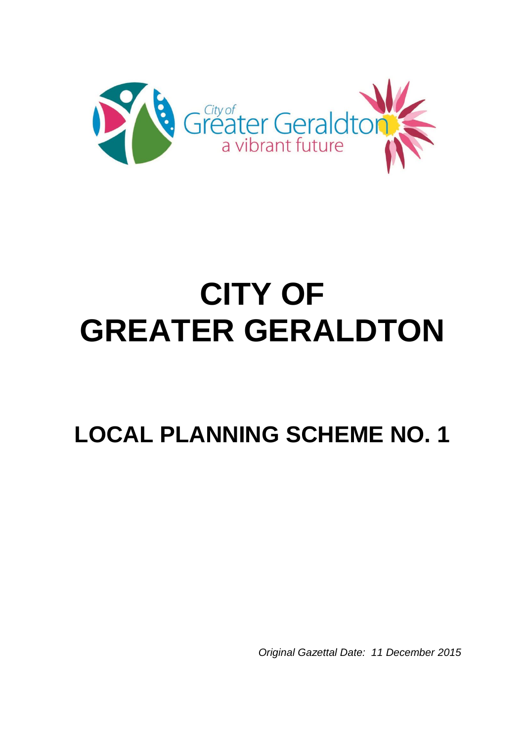# CITY OF GREATER GERALDTON

## LOCAL PLANNING SCHEME NO. 1

*Original Gazettal Date: 11 December 2015*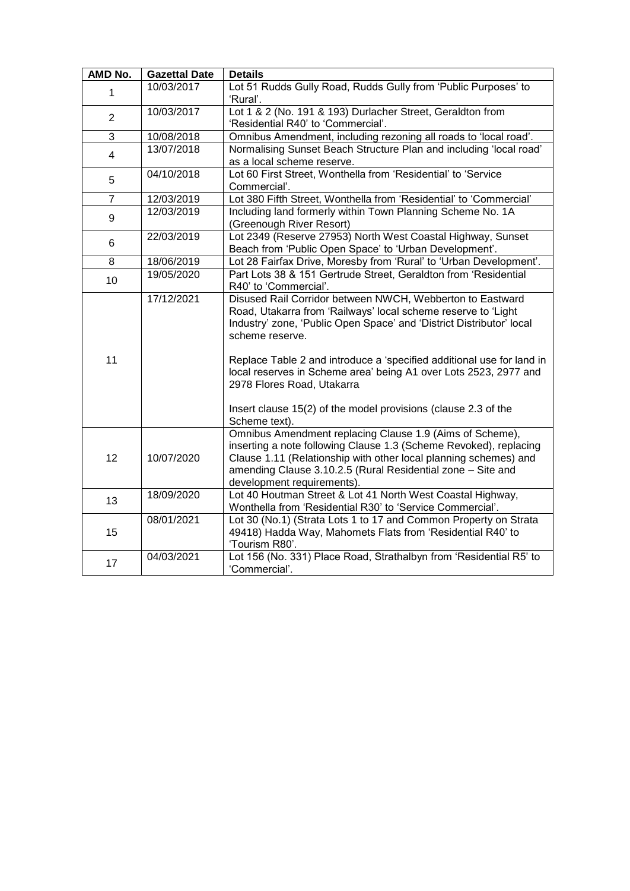| AMD No. | Gazettal Date | Details |
| --- | --- | --- |
| 1 | 10/03/2017 | Lot 51 Rudds Gully Road, Rudds Gully from 'Public Purposes' to 'Rural'. |
| 2 | 10/03/2017 | Lot 1 & 2 (No. 191 & 193) Durlacher Street, Geraldton from 'Residential R40' to 'Commercial'. |
| 3 | 10/08/2018 | Omnibus Amendment, including rezoning all roads to 'local road'. |
| 4 | 13/07/2018 | Normalising Sunset Beach Structure Plan and including 'local road' as a local scheme reserve. |
| 5 | 04/10/2018 | Lot 60 First Street, Wonthella from 'Residential' to 'Service Commercial'. |
| 7 | 12/03/2019 | Lot 380 Fifth Street, Wonthella from 'Residential' to 'Commercial' |
| 9 | 12/03/2019 | Including land formerly within Town Planning Scheme No. 1A (Greenough River Resort) |
| 6 | 22/03/2019 | Lot 2349 (Reserve 27953) North West Coastal Highway, Sunset Beach from 'Public Open Space' to 'Urban Development'. |
| 8 | 18/06/2019 | Lot 28 Fairfax Drive, Moresby from 'Rural' to 'Urban Development'. |
| 10 | 19/05/2020 | Part Lots 38 & 151 Gertrude Street, Geraldton from 'Residential R40' to 'Commercial'. |
| 11 | 17/12/2021 | Disused Rail Corridor between NWCH, Webberton to Eastward Road, Utakarra from 'Railways' local scheme reserve to 'Light Industry' zone, 'Public Open Space' and 'District Distributor' local scheme reserve.<br><br>Replace Table 2 and introduce a 'specified additional use for land in local reserves in Scheme area' being A1 over Lots 2523, 2977 and 2978 Flores Road, Utakarra<br><br>Insert clause 15(2) of the model provisions (clause 2.3 of the Scheme text). |
| 12 | 10/07/2020 | Omnibus Amendment replacing Clause 1.9 (Aims of Scheme), inserting a note following Clause 1.3 (Scheme Revoked), replacing Clause 1.11 (Relationship with other local planning schemes) and amending Clause 3.10.2.5 (Rural Residential zone – Site and development requirements). |
| 13 | 18/09/2020 | Lot 40 Houtman Street & Lot 41 North West Coastal Highway, Wonthella from 'Residential R30' to 'Service Commercial'. |
| 15 | 08/01/2021 | Lot 30 (No.1) (Strata Lots 1 to 17 and Common Property on Strata 49418) Hadda Way, Mahomets Flats from 'Residential R40' to 'Tourism R80'. |
| 17 | 04/03/2021 | Lot 156 (No. 331) Place Road, Strathalbyn from 'Residential R5' to 'Commercial'. |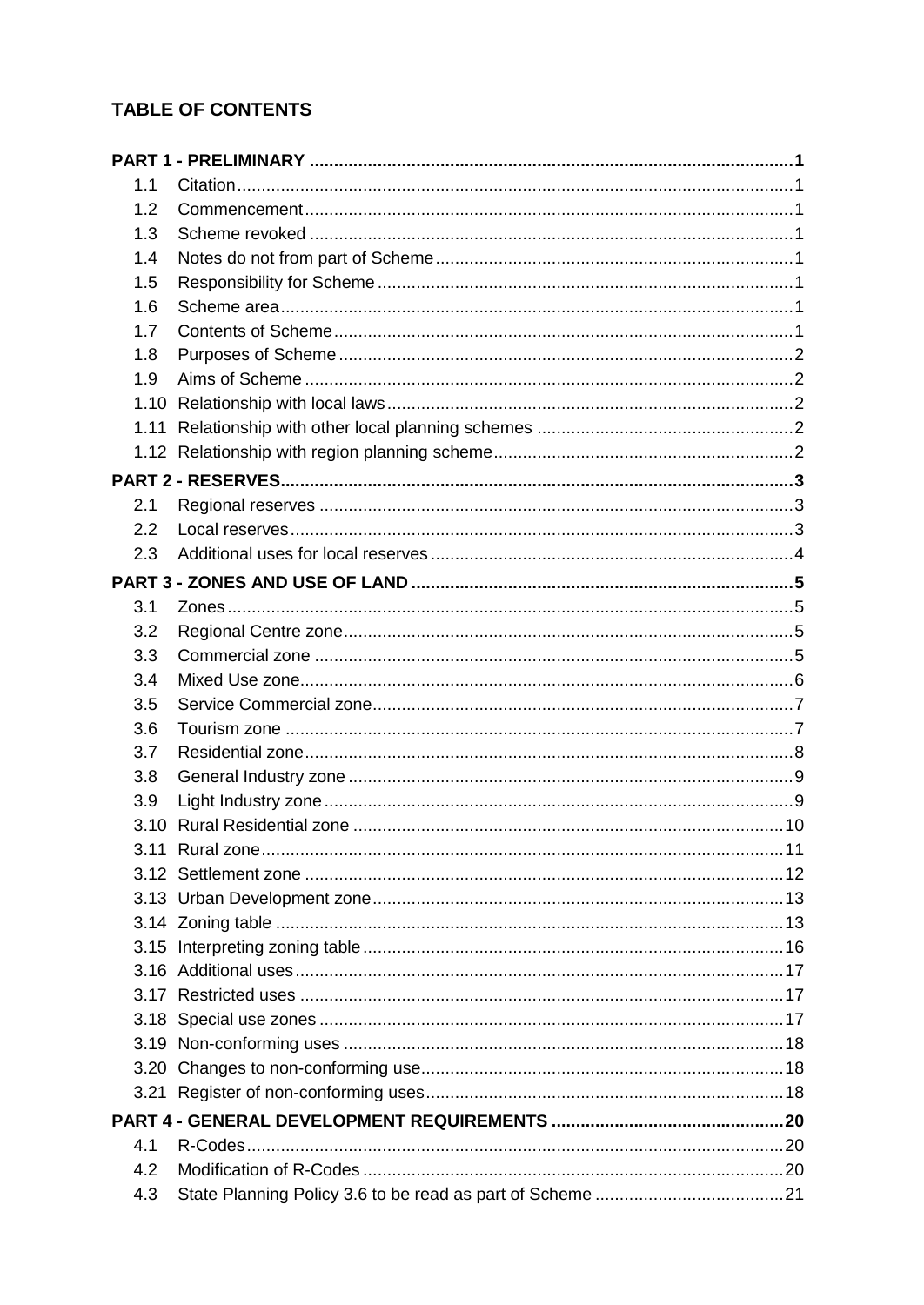## TABLE OF CONTENTS

**PART 1 - PRELIMINARY** .......... **1**

1.1 Citation .......... 1
1.2 Commencement .......... 1
1.3 Scheme revoked .......... 1
1.4 Notes do not from part of Scheme .......... 1
1.5 Responsibility for Scheme .......... 1
1.6 Scheme area .......... 1
1.7 Contents of Scheme .......... 1
1.8 Purposes of Scheme .......... 2
1.9 Aims of Scheme .......... 2
1.10 Relationship with local laws .......... 2
1.11 Relationship with other local planning schemes .......... 2
1.12 Relationship with region planning scheme .......... 2

**PART 2 - RESERVES** .......... **3**

2.1 Regional reserves .......... 3
2.2 Local reserves .......... 3
2.3 Additional uses for local reserves .......... 4

**PART 3 - ZONES AND USE OF LAND** .......... **5**

3.1 Zones .......... 5
3.2 Regional Centre zone .......... 5
3.3 Commercial zone .......... 5
3.4 Mixed Use zone .......... 6
3.5 Service Commercial zone .......... 7
3.6 Tourism zone .......... 7
3.7 Residential zone .......... 8
3.8 General Industry zone .......... 9
3.9 Light Industry zone .......... 9
3.10 Rural Residential zone .......... 10
3.11 Rural zone .......... 11
3.12 Settlement zone .......... 12
3.13 Urban Development zone .......... 13
3.14 Zoning table .......... 13
3.15 Interpreting zoning table .......... 16
3.16 Additional uses .......... 17
3.17 Restricted uses .......... 17
3.18 Special use zones .......... 17
3.19 Non-conforming uses .......... 18
3.20 Changes to non-conforming use .......... 18
3.21 Register of non-conforming uses .......... 18

**PART 4 - GENERAL DEVELOPMENT REQUIREMENTS** .......... **20**

4.1 R-Codes .......... 20
4.2 Modification of R-Codes .......... 20
4.3 State Planning Policy 3.6 to be read as part of Scheme .......... 21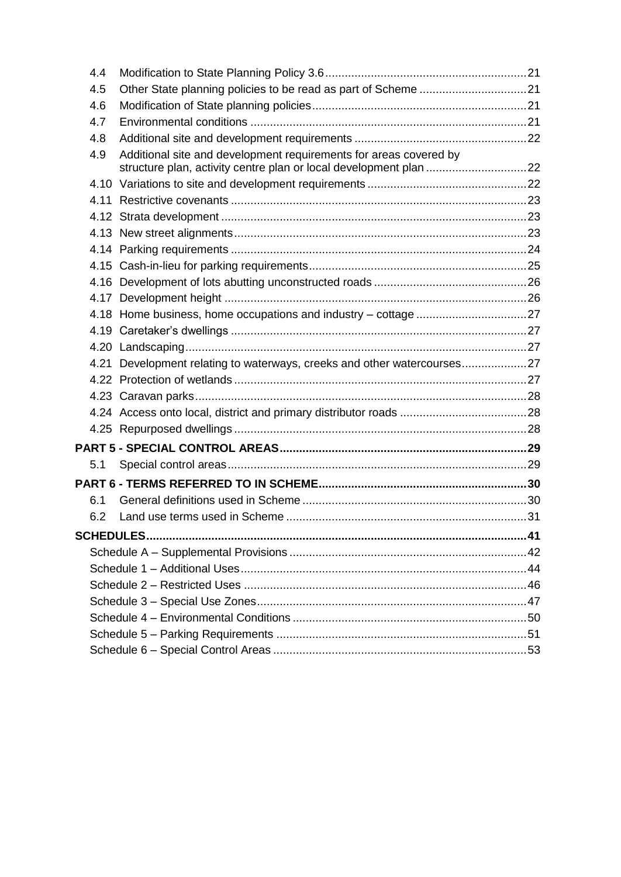| | | |
|---|---|---|
| 4.4 | Modification to State Planning Policy 3.6 | 21 |
| 4.5 | Other State planning policies to be read as part of Scheme | 21 |
| 4.6 | Modification of State planning policies | 21 |
| 4.7 | Environmental conditions | 21 |
| 4.8 | Additional site and development requirements | 22 |
| 4.9 | Additional site and development requirements for areas covered by structure plan, activity centre plan or local development plan | 22 |
| 4.10 | Variations to site and development requirements | 22 |
| 4.11 | Restrictive covenants | 23 |
| 4.12 | Strata development | 23 |
| 4.13 | New street alignments | 23 |
| 4.14 | Parking requirements | 24 |
| 4.15 | Cash-in-lieu for parking requirements | 25 |
| 4.16 | Development of lots abutting unconstructed roads | 26 |
| 4.17 | Development height | 26 |
| 4.18 | Home business, home occupations and industry – cottage | 27 |
| 4.19 | Caretaker's dwellings | 27 |
| 4.20 | Landscaping | 27 |
| 4.21 | Development relating to waterways, creeks and other watercourses | 27 |
| 4.22 | Protection of wetlands | 27 |
| 4.23 | Caravan parks | 28 |
| 4.24 | Access onto local, district and primary distributor roads | 28 |
| 4.25 | Repurposed dwellings | 28 |
| **PART 5 - SPECIAL CONTROL AREAS** | | **29** |
| 5.1 | Special control areas | 29 |
| **PART 6 - TERMS REFERRED TO IN SCHEME** | | **30** |
| 6.1 | General definitions used in Scheme | 30 |
| 6.2 | Land use terms used in Scheme | 31 |
| **SCHEDULES** | | **41** |
| | Schedule A – Supplemental Provisions | 42 |
| | Schedule 1 – Additional Uses | 44 |
| | Schedule 2 – Restricted Uses | 46 |
| | Schedule 3 – Special Use Zones | 47 |
| | Schedule 4 – Environmental Conditions | 50 |
| | Schedule 5 – Parking Requirements | 51 |
| | Schedule 6 – Special Control Areas | 53 |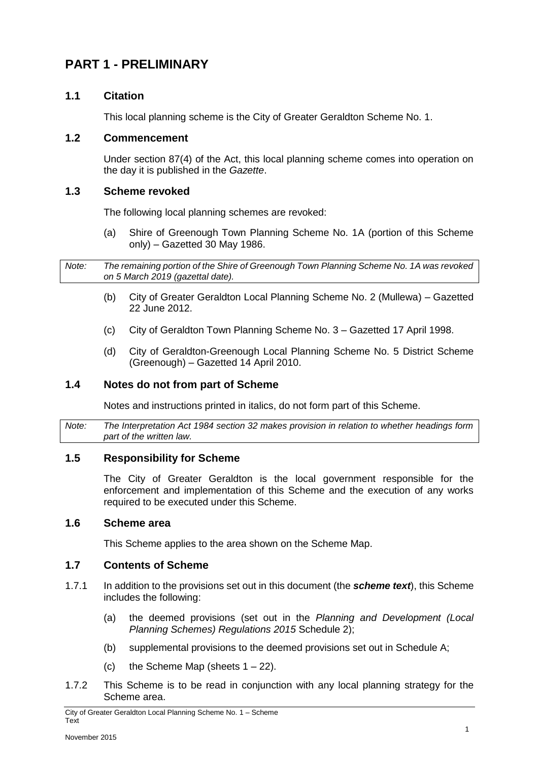# PART 1 - PRELIMINARY

## 1.1 Citation

This local planning scheme is the City of Greater Geraldton Scheme No. 1.

## 1.2 Commencement

Under section 87(4) of the Act, this local planning scheme comes into operation on the day it is published in the *Gazette*.

## 1.3 Scheme revoked

The following local planning schemes are revoked:

(a) Shire of Greenough Town Planning Scheme No. 1A (portion of this Scheme only) – Gazetted 30 May 1986.

*Note: The remaining portion of the Shire of Greenough Town Planning Scheme No. 1A was revoked on 5 March 2019 (gazettal date).*

(b) City of Greater Geraldton Local Planning Scheme No. 2 (Mullewa) – Gazetted 22 June 2012.

(c) City of Geraldton Town Planning Scheme No. 3 – Gazetted 17 April 1998.

(d) City of Geraldton-Greenough Local Planning Scheme No. 5 District Scheme (Greenough) – Gazetted 14 April 2010.

## 1.4 Notes do not from part of Scheme

Notes and instructions printed in italics, do not form part of this Scheme.

*Note: The Interpretation Act 1984 section 32 makes provision in relation to whether headings form part of the written law.*

## 1.5 Responsibility for Scheme

The City of Greater Geraldton is the local government responsible for the enforcement and implementation of this Scheme and the execution of any works required to be executed under this Scheme.

## 1.6 Scheme area

This Scheme applies to the area shown on the Scheme Map.

## 1.7 Contents of Scheme

1.7.1 In addition to the provisions set out in this document (the ***scheme text***), this Scheme includes the following:

(a) the deemed provisions (set out in the *Planning and Development (Local Planning Schemes) Regulations 2015* Schedule 2);

(b) supplemental provisions to the deemed provisions set out in Schedule A;

(c) the Scheme Map (sheets 1 – 22).

1.7.2 This Scheme is to be read in conjunction with any local planning strategy for the Scheme area.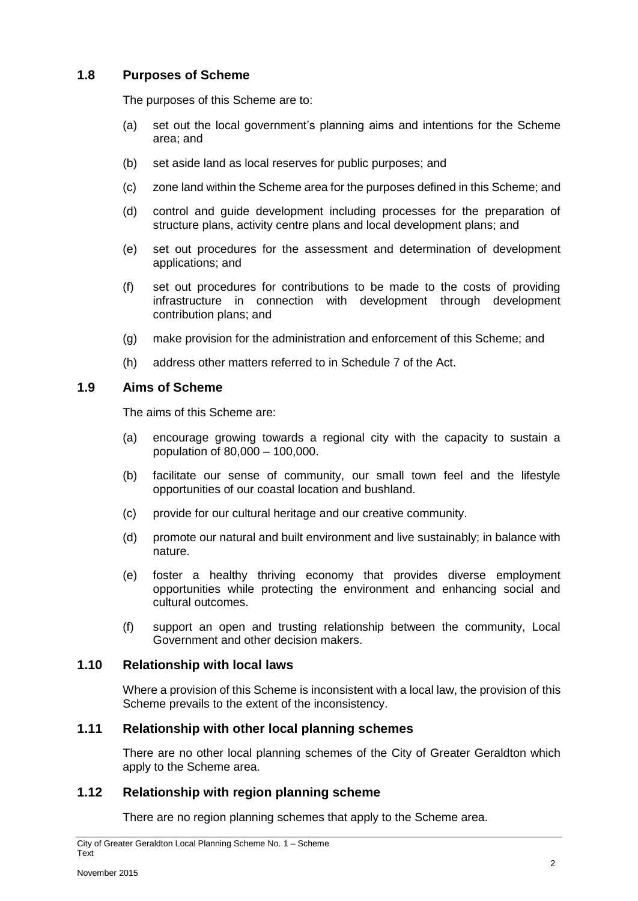## 1.8 Purposes of Scheme

The purposes of this Scheme are to:

(a) set out the local government's planning aims and intentions for the Scheme area; and

(b) set aside land as local reserves for public purposes; and

(c) zone land within the Scheme area for the purposes defined in this Scheme; and

(d) control and guide development including processes for the preparation of structure plans, activity centre plans and local development plans; and

(e) set out procedures for the assessment and determination of development applications; and

(f) set out procedures for contributions to be made to the costs of providing infrastructure in connection with development through development contribution plans; and

(g) make provision for the administration and enforcement of this Scheme; and

(h) address other matters referred to in Schedule 7 of the Act.

## 1.9 Aims of Scheme

The aims of this Scheme are:

(a) encourage growing towards a regional city with the capacity to sustain a population of 80,000 – 100,000.

(b) facilitate our sense of community, our small town feel and the lifestyle opportunities of our coastal location and bushland.

(c) provide for our cultural heritage and our creative community.

(d) promote our natural and built environment and live sustainably; in balance with nature.

(e) foster a healthy thriving economy that provides diverse employment opportunities while protecting the environment and enhancing social and cultural outcomes.

(f) support an open and trusting relationship between the community, Local Government and other decision makers.

## 1.10 Relationship with local laws

Where a provision of this Scheme is inconsistent with a local law, the provision of this Scheme prevails to the extent of the inconsistency.

## 1.11 Relationship with other local planning schemes

There are no other local planning schemes of the City of Greater Geraldton which apply to the Scheme area.

## 1.12 Relationship with region planning scheme

There are no region planning schemes that apply to the Scheme area.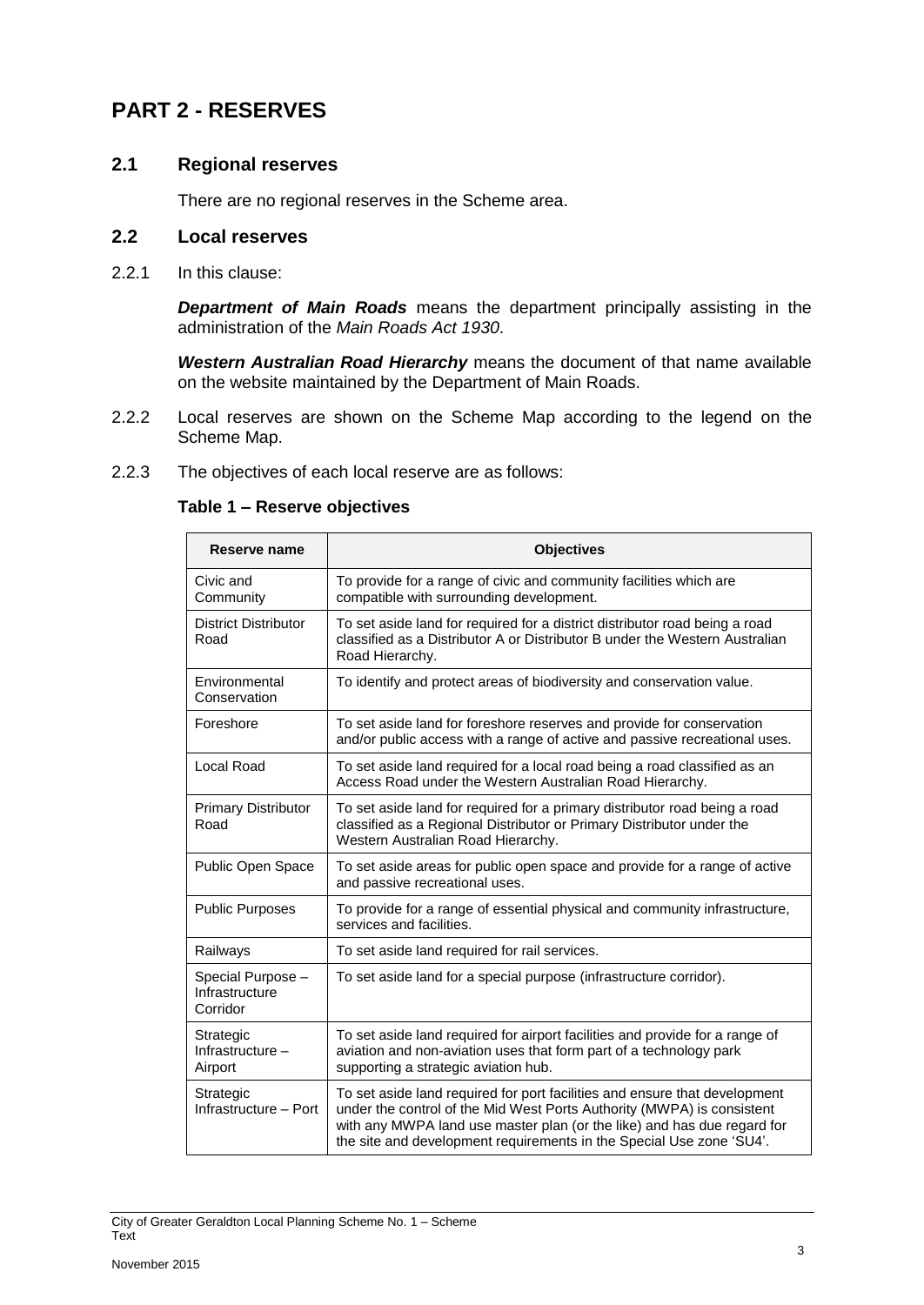# PART 2 - RESERVES

## 2.1 Regional reserves

There are no regional reserves in the Scheme area.

## 2.2 Local reserves

2.2.1 In this clause:

***Department of Main Roads*** means the department principally assisting in the administration of the *Main Roads Act 1930*.

***Western Australian Road Hierarchy*** means the document of that name available on the website maintained by the Department of Main Roads.

2.2.2 Local reserves are shown on the Scheme Map according to the legend on the Scheme Map.

2.2.3 The objectives of each local reserve are as follows:

**Table 1 – Reserve objectives**

| Reserve name | Objectives |
|---|---|
| Civic and Community | To provide for a range of civic and community facilities which are compatible with surrounding development. |
| District Distributor Road | To set aside land for required for a district distributor road being a road classified as a Distributor A or Distributor B under the Western Australian Road Hierarchy. |
| Environmental Conservation | To identify and protect areas of biodiversity and conservation value. |
| Foreshore | To set aside land for foreshore reserves and provide for conservation and/or public access with a range of active and passive recreational uses. |
| Local Road | To set aside land required for a local road being a road classified as an Access Road under the Western Australian Road Hierarchy. |
| Primary Distributor Road | To set aside land for required for a primary distributor road being a road classified as a Regional Distributor or Primary Distributor under the Western Australian Road Hierarchy. |
| Public Open Space | To set aside areas for public open space and provide for a range of active and passive recreational uses. |
| Public Purposes | To provide for a range of essential physical and community infrastructure, services and facilities. |
| Railways | To set aside land required for rail services. |
| Special Purpose – Infrastructure Corridor | To set aside land for a special purpose (infrastructure corridor). |
| Strategic Infrastructure – Airport | To set aside land required for airport facilities and provide for a range of aviation and non-aviation uses that form part of a technology park supporting a strategic aviation hub. |
| Strategic Infrastructure – Port | To set aside land required for port facilities and ensure that development under the control of the Mid West Ports Authority (MWPA) is consistent with any MWPA land use master plan (or the like) and has due regard for the site and development requirements in the Special Use zone 'SU4'. |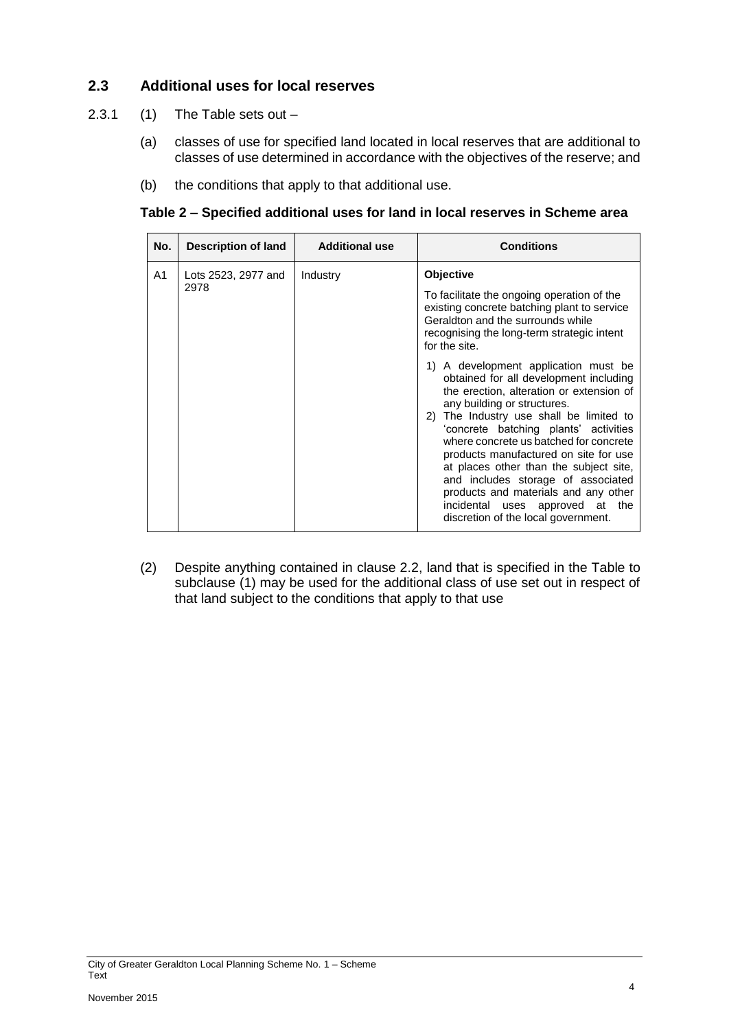## 2.3 Additional uses for local reserves

2.3.1 (1) The Table sets out –

(a) classes of use for specified land located in local reserves that are additional to classes of use determined in accordance with the objectives of the reserve; and

(b) the conditions that apply to that additional use.

**Table 2 – Specified additional uses for land in local reserves in Scheme area**

| No. | Description of land | Additional use | Conditions |
|---|---|---|---|
| A1 | Lots 2523, 2977 and 2978 | Industry | **Objective**<br>To facilitate the ongoing operation of the existing concrete batching plant to service Geraldton and the surrounds while recognising the long-term strategic intent for the site.<br>1) A development application must be obtained for all development including the erection, alteration or extension of any building or structures.<br>2) The Industry use shall be limited to 'concrete batching plants' activities where concrete us batched for concrete products manufactured on site for use at places other than the subject site, and includes storage of associated products and materials and any other incidental uses approved at the discretion of the local government. |

(2) Despite anything contained in clause 2.2, land that is specified in the Table to subclause (1) may be used for the additional class of use set out in respect of that land subject to the conditions that apply to that use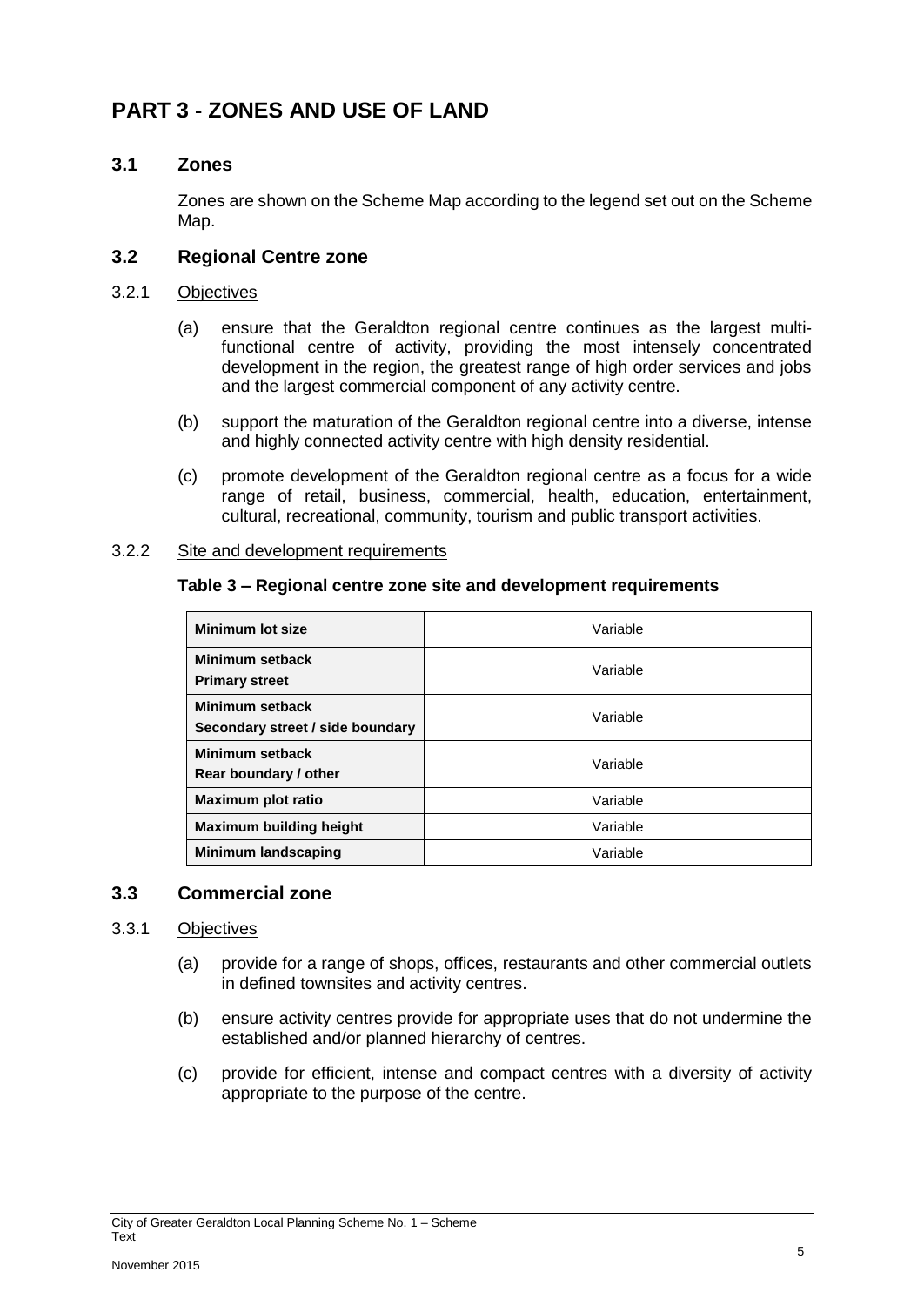# PART 3 - ZONES AND USE OF LAND

## 3.1 Zones

Zones are shown on the Scheme Map according to the legend set out on the Scheme Map.

## 3.2 Regional Centre zone

### 3.2.1 Objectives

(a) ensure that the Geraldton regional centre continues as the largest multi-functional centre of activity, providing the most intensely concentrated development in the region, the greatest range of high order services and jobs and the largest commercial component of any activity centre.

(b) support the maturation of the Geraldton regional centre into a diverse, intense and highly connected activity centre with high density residential.

(c) promote development of the Geraldton regional centre as a focus for a wide range of retail, business, commercial, health, education, entertainment, cultural, recreational, community, tourism and public transport activities.

### 3.2.2 Site and development requirements

**Table 3 – Regional centre zone site and development requirements**

| | |
|---|---|
| **Minimum lot size** | Variable |
| **Minimum setback Primary street** | Variable |
| **Minimum setback Secondary street / side boundary** | Variable |
| **Minimum setback Rear boundary / other** | Variable |
| **Maximum plot ratio** | Variable |
| **Maximum building height** | Variable |
| **Minimum landscaping** | Variable |

## 3.3 Commercial zone

### 3.3.1 Objectives

(a) provide for a range of shops, offices, restaurants and other commercial outlets in defined townsites and activity centres.

(b) ensure activity centres provide for appropriate uses that do not undermine the established and/or planned hierarchy of centres.

(c) provide for efficient, intense and compact centres with a diversity of activity appropriate to the purpose of the centre.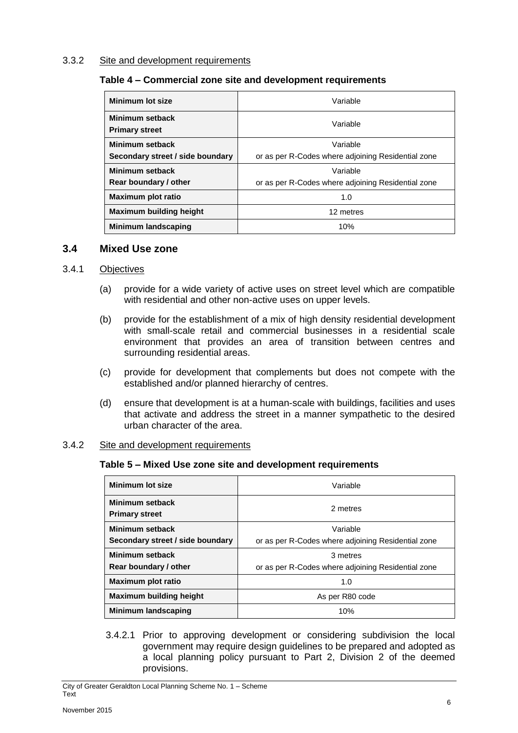3.3.2 Site and development requirements

**Table 4 – Commercial zone site and development requirements**

| | |
|---|---|
| **Minimum lot size** | Variable |
| **Minimum setback** **Primary street** | Variable |
| **Minimum setback** **Secondary street / side boundary** | Variable or as per R-Codes where adjoining Residential zone |
| **Minimum setback** **Rear boundary / other** | Variable or as per R-Codes where adjoining Residential zone |
| **Maximum plot ratio** | 1.0 |
| **Maximum building height** | 12 metres |
| **Minimum landscaping** | 10% |

## 3.4 Mixed Use zone

3.4.1 Objectives

(a) provide for a wide variety of active uses on street level which are compatible with residential and other non-active uses on upper levels.

(b) provide for the establishment of a mix of high density residential development with small-scale retail and commercial businesses in a residential scale environment that provides an area of transition between centres and surrounding residential areas.

(c) provide for development that complements but does not compete with the established and/or planned hierarchy of centres.

(d) ensure that development is at a human-scale with buildings, facilities and uses that activate and address the street in a manner sympathetic to the desired urban character of the area.

3.4.2 Site and development requirements

**Table 5 – Mixed Use zone site and development requirements**

| | |
|---|---|
| **Minimum lot size** | Variable |
| **Minimum setback** **Primary street** | 2 metres |
| **Minimum setback** **Secondary street / side boundary** | Variable or as per R-Codes where adjoining Residential zone |
| **Minimum setback** **Rear boundary / other** | 3 metres or as per R-Codes where adjoining Residential zone |
| **Maximum plot ratio** | 1.0 |
| **Maximum building height** | As per R80 code |
| **Minimum landscaping** | 10% |

3.4.2.1 Prior to approving development or considering subdivision the local government may require design guidelines to be prepared and adopted as a local planning policy pursuant to Part 2, Division 2 of the deemed provisions.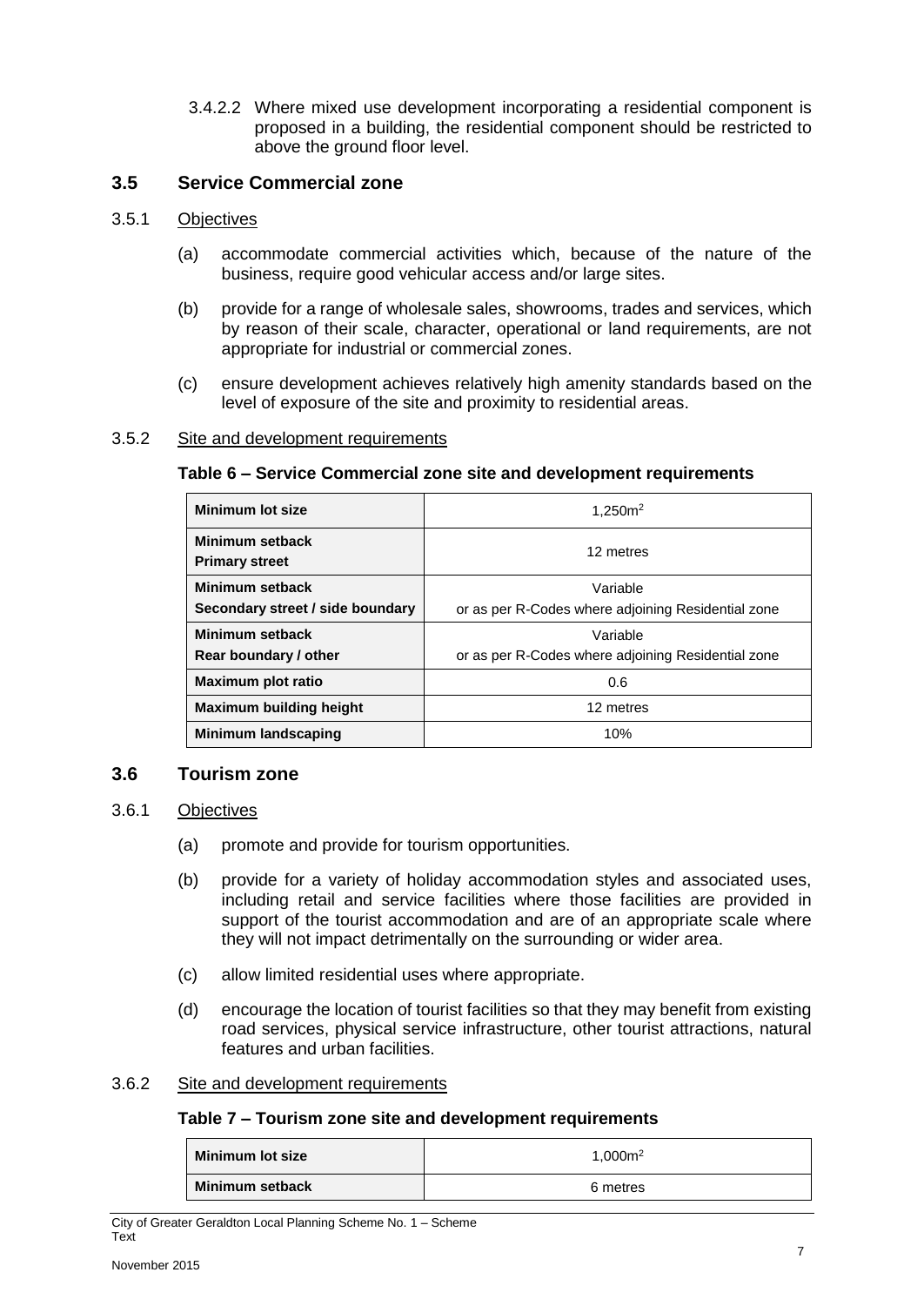3.4.2.2 Where mixed use development incorporating a residential component is proposed in a building, the residential component should be restricted to above the ground floor level.

## 3.5 Service Commercial zone

3.5.1 Objectives

(a) accommodate commercial activities which, because of the nature of the business, require good vehicular access and/or large sites.

(b) provide for a range of wholesale sales, showrooms, trades and services, which by reason of their scale, character, operational or land requirements, are not appropriate for industrial or commercial zones.

(c) ensure development achieves relatively high amenity standards based on the level of exposure of the site and proximity to residential areas.

3.5.2 Site and development requirements

**Table 6 – Service Commercial zone site and development requirements**

| | |
|---|---|
| **Minimum lot size** | 1,250m$^2$ |
| **Minimum setback Primary street** | 12 metres |
| **Minimum setback Secondary street / side boundary** | Variable or as per R-Codes where adjoining Residential zone |
| **Minimum setback Rear boundary / other** | Variable or as per R-Codes where adjoining Residential zone |
| **Maximum plot ratio** | 0.6 |
| **Maximum building height** | 12 metres |
| **Minimum landscaping** | 10% |

## 3.6 Tourism zone

3.6.1 Objectives

(a) promote and provide for tourism opportunities.

(b) provide for a variety of holiday accommodation styles and associated uses, including retail and service facilities where those facilities are provided in support of the tourist accommodation and are of an appropriate scale where they will not impact detrimentally on the surrounding or wider area.

(c) allow limited residential uses where appropriate.

(d) encourage the location of tourist facilities so that they may benefit from existing road services, physical service infrastructure, other tourist attractions, natural features and urban facilities.

3.6.2 Site and development requirements

**Table 7 – Tourism zone site and development requirements**

| | |
|---|---|
| **Minimum lot size** | 1,000m$^2$ |
| **Minimum setback** | 6 metres |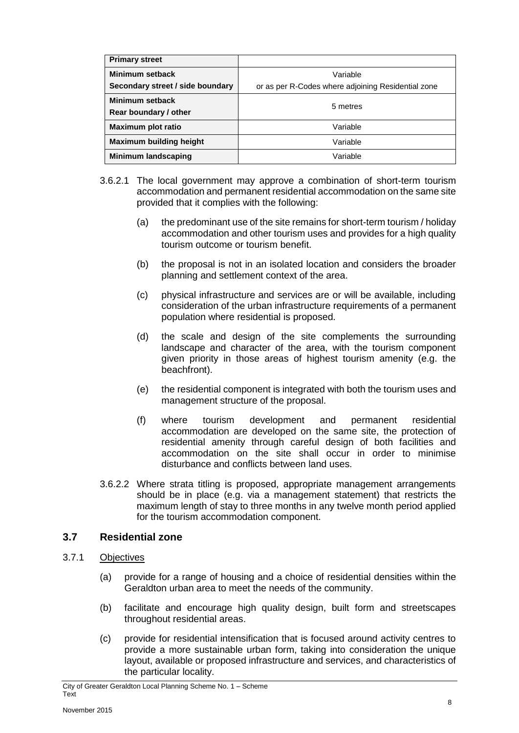| | |
|---|---|
| **Primary street** | |
| **Minimum setback** **Secondary street / side boundary** | Variable or as per R-Codes where adjoining Residential zone |
| **Minimum setback** **Rear boundary / other** | 5 metres |
| **Maximum plot ratio** | Variable |
| **Maximum building height** | Variable |
| **Minimum landscaping** | Variable |

3.6.2.1 The local government may approve a combination of short-term tourism accommodation and permanent residential accommodation on the same site provided that it complies with the following:

(a) the predominant use of the site remains for short-term tourism / holiday accommodation and other tourism uses and provides for a high quality tourism outcome or tourism benefit.

(b) the proposal is not in an isolated location and considers the broader planning and settlement context of the area.

(c) physical infrastructure and services are or will be available, including consideration of the urban infrastructure requirements of a permanent population where residential is proposed.

(d) the scale and design of the site complements the surrounding landscape and character of the area, with the tourism component given priority in those areas of highest tourism amenity (e.g. the beachfront).

(e) the residential component is integrated with both the tourism uses and management structure of the proposal.

(f) where tourism development and permanent residential accommodation are developed on the same site, the protection of residential amenity through careful design of both facilities and accommodation on the site shall occur in order to minimise disturbance and conflicts between land uses.

3.6.2.2 Where strata titling is proposed, appropriate management arrangements should be in place (e.g. via a management statement) that restricts the maximum length of stay to three months in any twelve month period applied for the tourism accommodation component.

## 3.7 Residential zone

3.7.1 Objectives

(a) provide for a range of housing and a choice of residential densities within the Geraldton urban area to meet the needs of the community.

(b) facilitate and encourage high quality design, built form and streetscapes throughout residential areas.

(c) provide for residential intensification that is focused around activity centres to provide a more sustainable urban form, taking into consideration the unique layout, available or proposed infrastructure and services, and characteristics of the particular locality.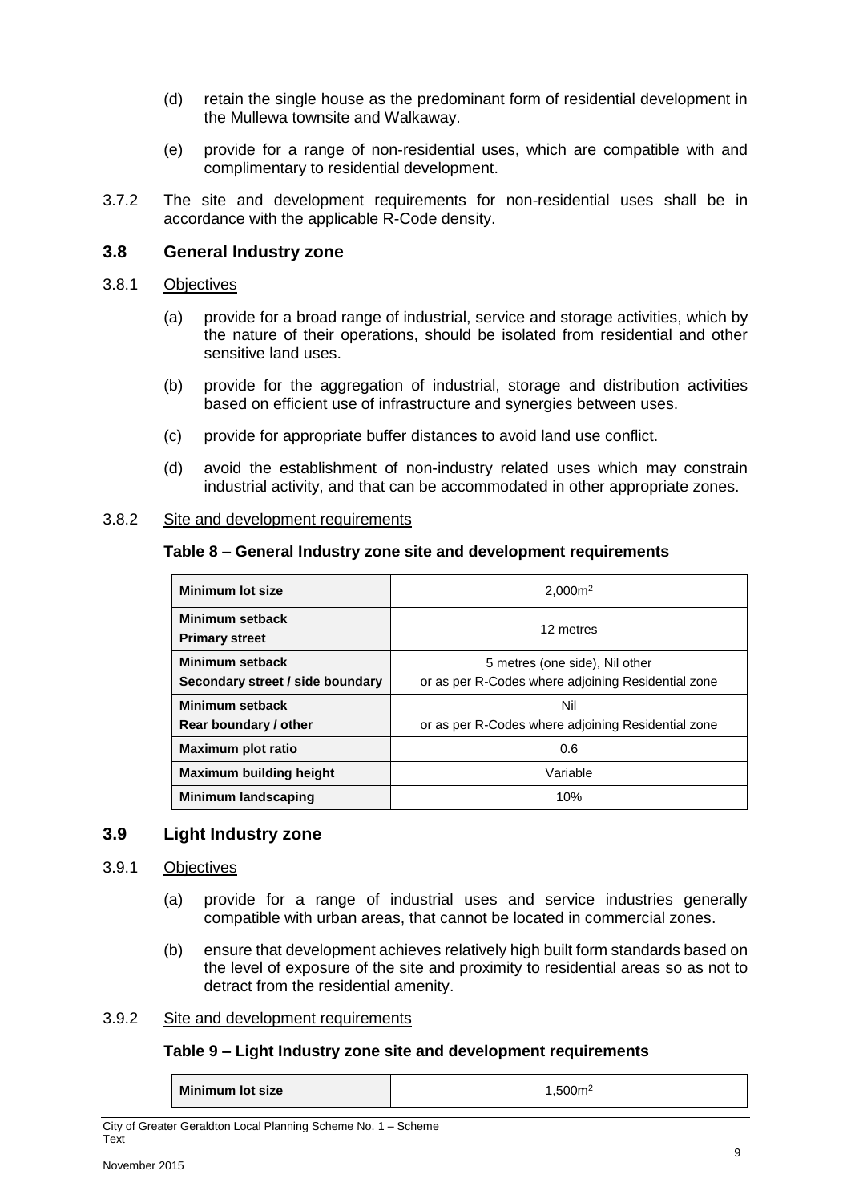(d) retain the single house as the predominant form of residential development in the Mullewa townsite and Walkaway.

(e) provide for a range of non-residential uses, which are compatible with and complimentary to residential development.

3.7.2 The site and development requirements for non-residential uses shall be in accordance with the applicable R-Code density.

## 3.8 General Industry zone

3.8.1 Objectives

(a) provide for a broad range of industrial, service and storage activities, which by the nature of their operations, should be isolated from residential and other sensitive land uses.

(b) provide for the aggregation of industrial, storage and distribution activities based on efficient use of infrastructure and synergies between uses.

(c) provide for appropriate buffer distances to avoid land use conflict.

(d) avoid the establishment of non-industry related uses which may constrain industrial activity, and that can be accommodated in other appropriate zones.

3.8.2 Site and development requirements

**Table 8 – General Industry zone site and development requirements**

| | |
|---|---|
| **Minimum lot size** | 2,000m² |
| **Minimum setback**<br>**Primary street** | 12 metres |
| **Minimum setback**<br>**Secondary street / side boundary** | 5 metres (one side), Nil other<br>or as per R-Codes where adjoining Residential zone |
| **Minimum setback**<br>**Rear boundary / other** | Nil<br>or as per R-Codes where adjoining Residential zone |
| **Maximum plot ratio** | 0.6 |
| **Maximum building height** | Variable |
| **Minimum landscaping** | 10% |

## 3.9 Light Industry zone

3.9.1 Objectives

(a) provide for a range of industrial uses and service industries generally compatible with urban areas, that cannot be located in commercial zones.

(b) ensure that development achieves relatively high built form standards based on the level of exposure of the site and proximity to residential areas so as not to detract from the residential amenity.

3.9.2 Site and development requirements

**Table 9 – Light Industry zone site and development requirements**

| | |
|---|---|
| **Minimum lot size** | 1,500m² |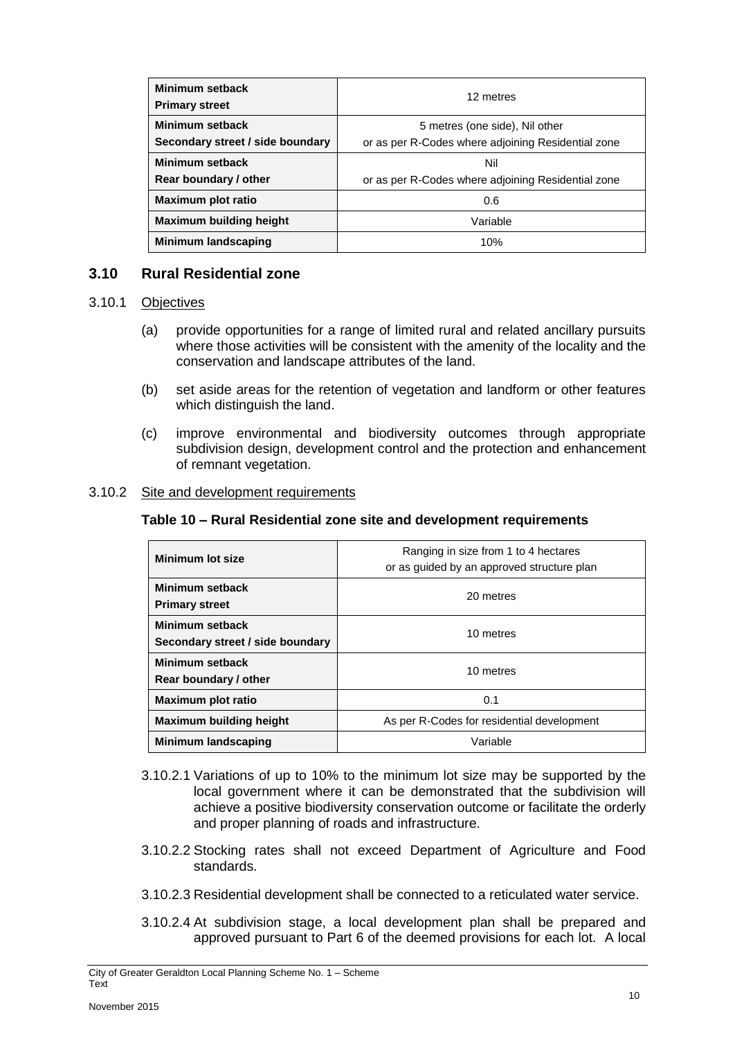| | |
|---|---|
| **Minimum setback**<br>**Primary street** | 12 metres |
| **Minimum setback**<br>**Secondary street / side boundary** | 5 metres (one side), Nil other<br>or as per R-Codes where adjoining Residential zone |
| **Minimum setback**<br>**Rear boundary / other** | Nil<br>or as per R-Codes where adjoining Residential zone |
| **Maximum plot ratio** | 0.6 |
| **Maximum building height** | Variable |
| **Minimum landscaping** | 10% |

## 3.10 Rural Residential zone

3.10.1 Objectives

(a) provide opportunities for a range of limited rural and related ancillary pursuits where those activities will be consistent with the amenity of the locality and the conservation and landscape attributes of the land.

(b) set aside areas for the retention of vegetation and landform or other features which distinguish the land.

(c) improve environmental and biodiversity outcomes through appropriate subdivision design, development control and the protection and enhancement of remnant vegetation.

3.10.2 Site and development requirements

**Table 10 – Rural Residential zone site and development requirements**

| | |
|---|---|
| **Minimum lot size** | Ranging in size from 1 to 4 hectares<br>or as guided by an approved structure plan |
| **Minimum setback**<br>**Primary street** | 20 metres |
| **Minimum setback**<br>**Secondary street / side boundary** | 10 metres |
| **Minimum setback**<br>**Rear boundary / other** | 10 metres |
| **Maximum plot ratio** | 0.1 |
| **Maximum building height** | As per R-Codes for residential development |
| **Minimum landscaping** | Variable |

3.10.2.1 Variations of up to 10% to the minimum lot size may be supported by the local government where it can be demonstrated that the subdivision will achieve a positive biodiversity conservation outcome or facilitate the orderly and proper planning of roads and infrastructure.

3.10.2.2 Stocking rates shall not exceed Department of Agriculture and Food standards.

3.10.2.3 Residential development shall be connected to a reticulated water service.

3.10.2.4 At subdivision stage, a local development plan shall be prepared and approved pursuant to Part 6 of the deemed provisions for each lot. A local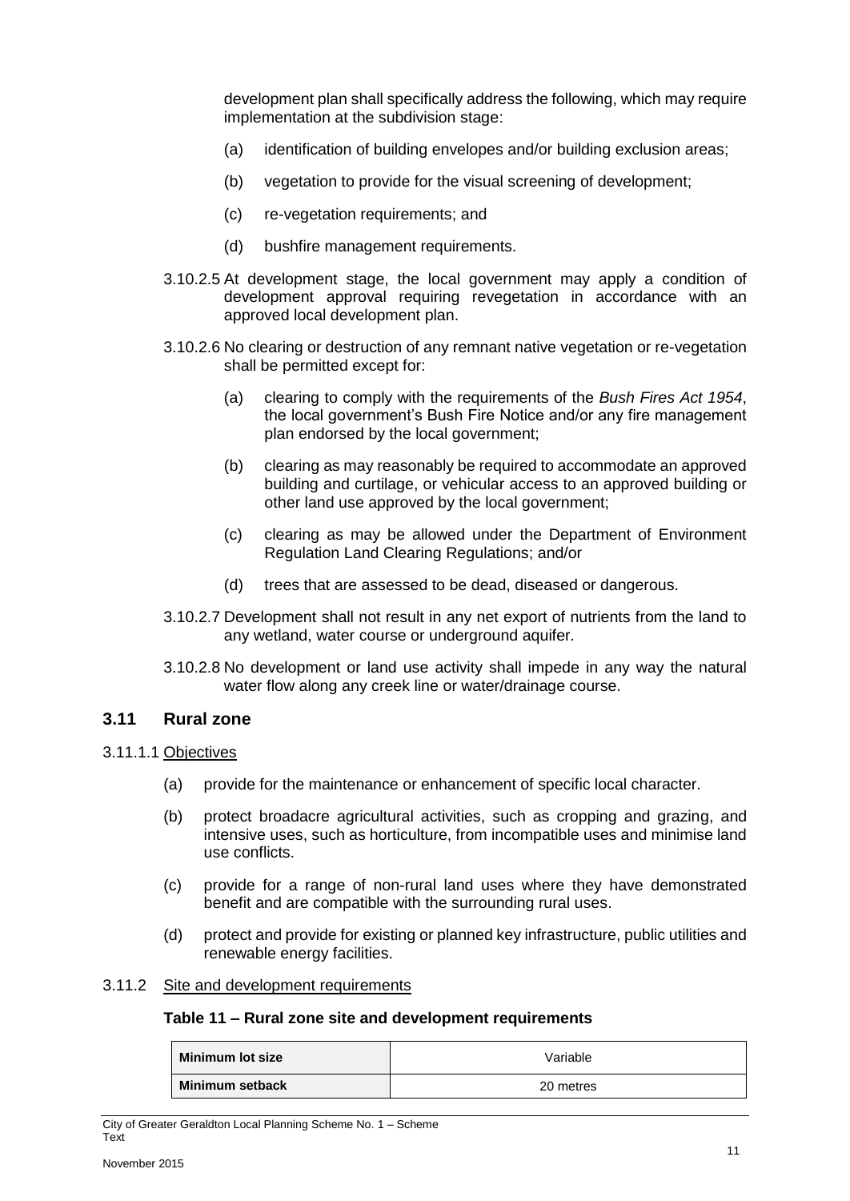development plan shall specifically address the following, which may require implementation at the subdivision stage:

(a) identification of building envelopes and/or building exclusion areas;

(b) vegetation to provide for the visual screening of development;

(c) re-vegetation requirements; and

(d) bushfire management requirements.

3.10.2.5 At development stage, the local government may apply a condition of development approval requiring revegetation in accordance with an approved local development plan.

3.10.2.6 No clearing or destruction of any remnant native vegetation or re-vegetation shall be permitted except for:

(a) clearing to comply with the requirements of the *Bush Fires Act 1954*, the local government's Bush Fire Notice and/or any fire management plan endorsed by the local government;

(b) clearing as may reasonably be required to accommodate an approved building and curtilage, or vehicular access to an approved building or other land use approved by the local government;

(c) clearing as may be allowed under the Department of Environment Regulation Land Clearing Regulations; and/or

(d) trees that are assessed to be dead, diseased or dangerous.

3.10.2.7 Development shall not result in any net export of nutrients from the land to any wetland, water course or underground aquifer.

3.10.2.8 No development or land use activity shall impede in any way the natural water flow along any creek line or water/drainage course.

## 3.11 Rural zone

3.11.1.1 Objectives

(a) provide for the maintenance or enhancement of specific local character.

(b) protect broadacre agricultural activities, such as cropping and grazing, and intensive uses, such as horticulture, from incompatible uses and minimise land use conflicts.

(c) provide for a range of non-rural land uses where they have demonstrated benefit and are compatible with the surrounding rural uses.

(d) protect and provide for existing or planned key infrastructure, public utilities and renewable energy facilities.

3.11.2 Site and development requirements

**Table 11 – Rural zone site and development requirements**

| | |
|---|---|
| **Minimum lot size** | Variable |
| **Minimum setback** | 20 metres |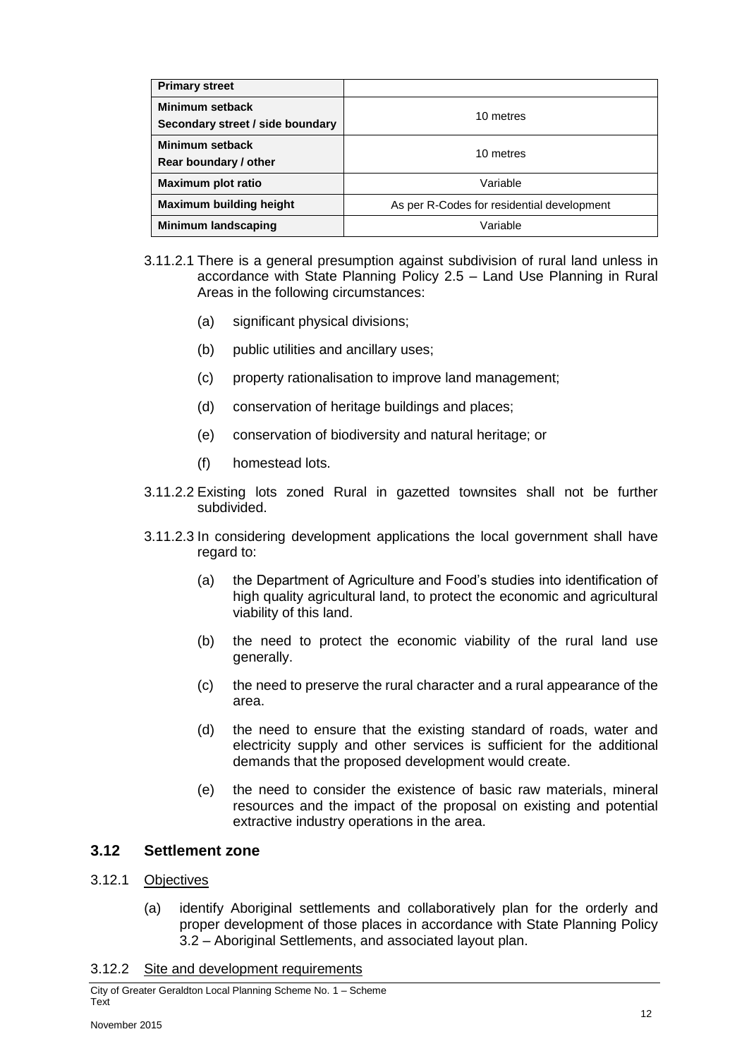| | |
|---|---|
| **Primary street** | |
| **Minimum setback** **Secondary street / side boundary** | 10 metres |
| **Minimum setback** **Rear boundary / other** | 10 metres |
| **Maximum plot ratio** | Variable |
| **Maximum building height** | As per R-Codes for residential development |
| **Minimum landscaping** | Variable |

3.11.2.1 There is a general presumption against subdivision of rural land unless in accordance with State Planning Policy 2.5 – Land Use Planning in Rural Areas in the following circumstances:

(a) significant physical divisions;

(b) public utilities and ancillary uses;

(c) property rationalisation to improve land management;

(d) conservation of heritage buildings and places;

(e) conservation of biodiversity and natural heritage; or

(f) homestead lots.

3.11.2.2 Existing lots zoned Rural in gazetted townsites shall not be further subdivided.

3.11.2.3 In considering development applications the local government shall have regard to:

(a) the Department of Agriculture and Food's studies into identification of high quality agricultural land, to protect the economic and agricultural viability of this land.

(b) the need to protect the economic viability of the rural land use generally.

(c) the need to preserve the rural character and a rural appearance of the area.

(d) the need to ensure that the existing standard of roads, water and electricity supply and other services is sufficient for the additional demands that the proposed development would create.

(e) the need to consider the existence of basic raw materials, mineral resources and the impact of the proposal on existing and potential extractive industry operations in the area.

## 3.12 Settlement zone

3.12.1 Objectives

(a) identify Aboriginal settlements and collaboratively plan for the orderly and proper development of those places in accordance with State Planning Policy 3.2 – Aboriginal Settlements, and associated layout plan.

3.12.2 Site and development requirements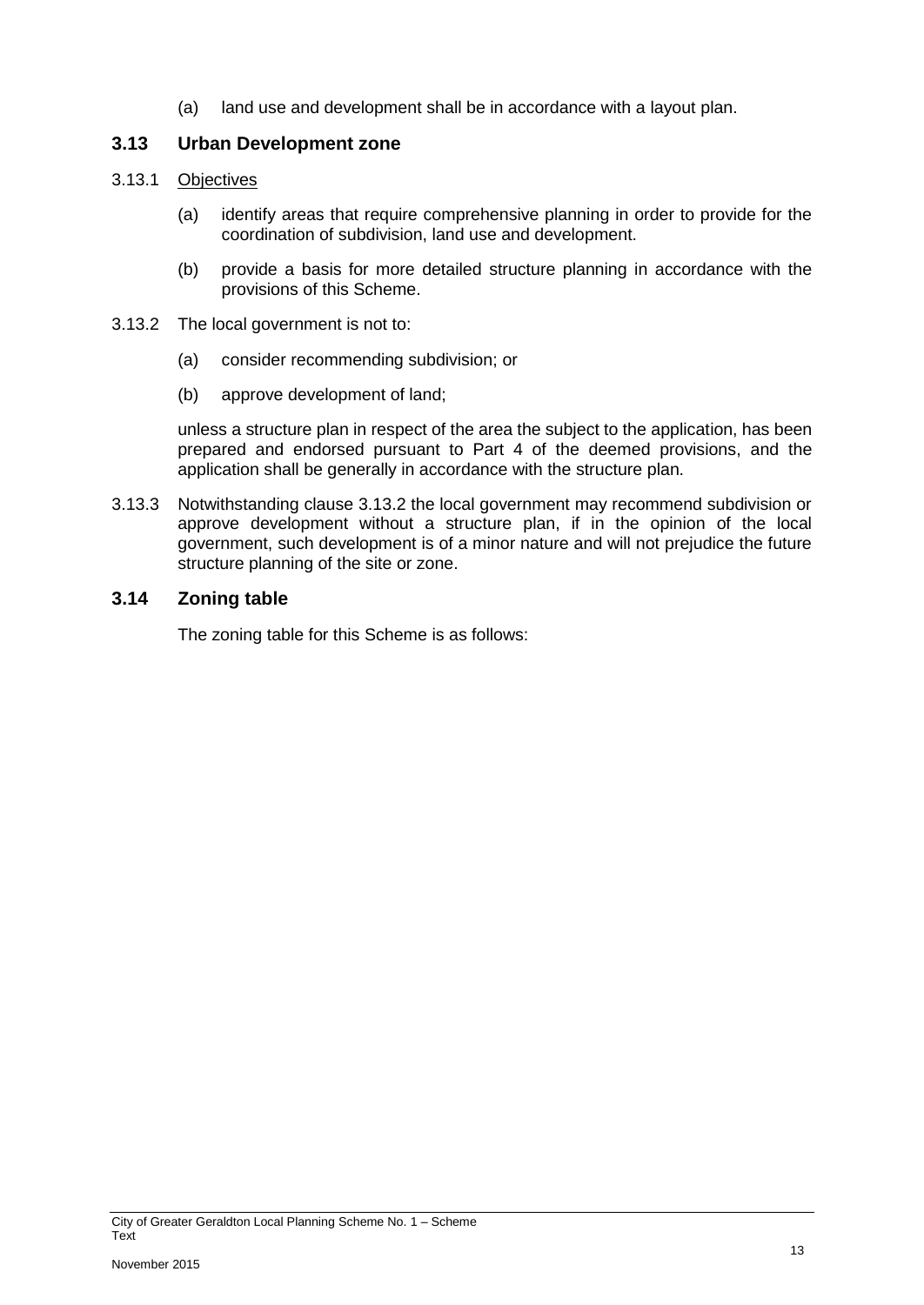(a) land use and development shall be in accordance with a layout plan.

### 3.13 Urban Development zone

3.13.1 Objectives

(a) identify areas that require comprehensive planning in order to provide for the coordination of subdivision, land use and development.

(b) provide a basis for more detailed structure planning in accordance with the provisions of this Scheme.

3.13.2 The local government is not to:

(a) consider recommending subdivision; or

(b) approve development of land;

unless a structure plan in respect of the area the subject to the application, has been prepared and endorsed pursuant to Part 4 of the deemed provisions, and the application shall be generally in accordance with the structure plan.

3.13.3 Notwithstanding clause 3.13.2 the local government may recommend subdivision or approve development without a structure plan, if in the opinion of the local government, such development is of a minor nature and will not prejudice the future structure planning of the site or zone.

### 3.14 Zoning table

The zoning table for this Scheme is as follows: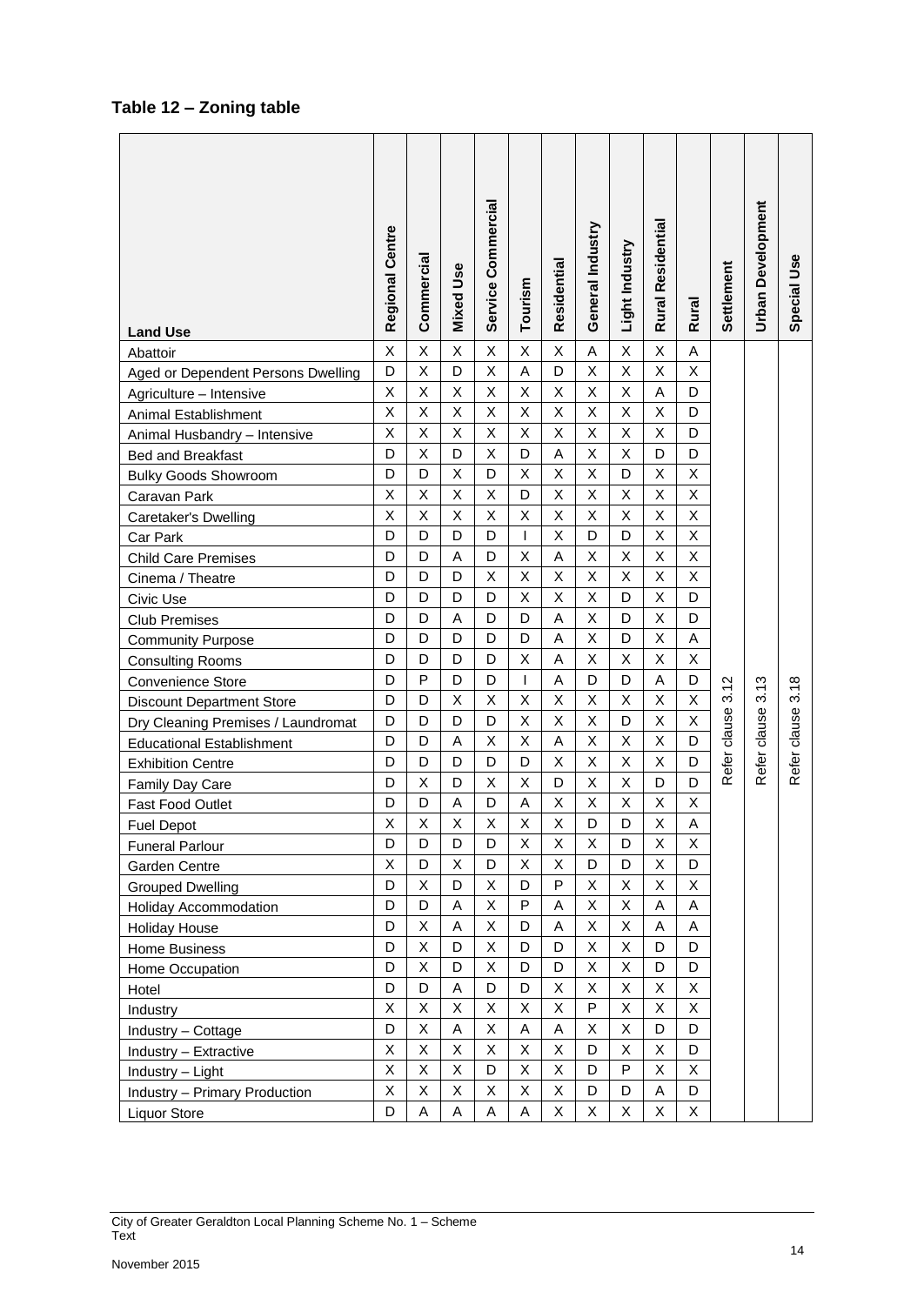## Table 12 – Zoning table

| Land Use | Regional Centre | Commercial | Mixed Use | Service Commercial | Tourism | Residential | General Industry | Light Industry | Rural Residential | Rural | Settlement | Urban Development | Special Use |
|---|---|---|---|---|---|---|---|---|---|---|---|---|---|
| Abattoir | X | X | X | X | X | X | A | X | X | A | Refer clause 3.12 | Refer clause 3.13 | Refer clause 3.18 |
| Aged or Dependent Persons Dwelling | D | X | D | X | A | D | X | X | X | X | | | |
| Agriculture – Intensive | X | X | X | X | X | X | X | X | A | D | | | |
| Animal Establishment | X | X | X | X | X | X | X | X | X | D | | | |
| Animal Husbandry – Intensive | X | X | X | X | X | X | X | X | X | D | | | |
| Bed and Breakfast | D | X | D | X | D | A | X | X | D | D | | | |
| Bulky Goods Showroom | D | D | X | D | X | X | X | D | X | X | | | |
| Caravan Park | X | X | X | X | D | X | X | X | X | X | | | |
| Caretaker's Dwelling | X | X | X | X | X | X | X | X | X | X | | | |
| Car Park | D | D | D | D | I | X | D | D | X | X | | | |
| Child Care Premises | D | D | A | D | X | A | X | X | X | X | | | |
| Cinema / Theatre | D | D | D | X | X | X | X | X | X | X | | | |
| Civic Use | D | D | D | D | X | X | X | D | X | D | | | |
| Club Premises | D | D | A | D | D | A | X | D | X | D | | | |
| Community Purpose | D | D | D | D | D | A | X | D | X | A | | | |
| Consulting Rooms | D | D | D | D | X | A | X | X | X | X | | | |
| Convenience Store | D | P | D | D | I | A | D | D | A | D | | | |
| Discount Department Store | D | D | X | X | X | X | X | X | X | X | | | |
| Dry Cleaning Premises / Laundromat | D | D | D | D | X | X | X | D | X | X | | | |
| Educational Establishment | D | D | A | X | X | A | X | X | X | D | | | |
| Exhibition Centre | D | D | D | D | D | X | X | X | X | D | | | |
| Family Day Care | D | X | D | X | X | D | X | X | D | D | | | |
| Fast Food Outlet | D | D | A | D | A | X | X | X | X | X | | | |
| Fuel Depot | X | X | X | X | X | X | D | D | X | A | | | |
| Funeral Parlour | D | D | D | D | X | X | X | D | X | X | | | |
| Garden Centre | X | D | X | D | X | X | D | D | X | D | | | |
| Grouped Dwelling | D | X | D | X | D | P | X | X | X | X | | | |
| Holiday Accommodation | D | D | A | X | P | A | X | X | A | A | | | |
| Holiday House | D | X | A | X | D | A | X | X | A | A | | | |
| Home Business | D | X | D | X | D | D | X | X | D | D | | | |
| Home Occupation | D | X | D | X | D | D | X | X | D | D | | | |
| Hotel | D | D | A | D | D | X | X | X | X | X | | | |
| Industry | X | X | X | X | X | X | P | X | X | X | | | |
| Industry – Cottage | D | X | A | X | A | A | X | X | D | D | | | |
| Industry – Extractive | X | X | X | X | X | X | D | X | X | D | | | |
| Industry – Light | X | X | X | D | X | X | D | P | X | X | | | |
| Industry – Primary Production | X | X | X | X | X | X | D | D | A | D | | | |
| Liquor Store | D | A | A | A | A | X | X | X | X | X | | | |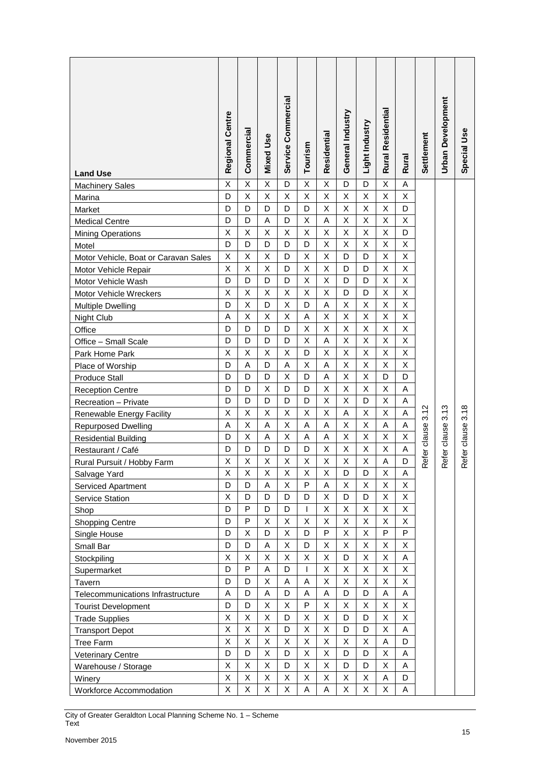| Land Use | Regional Centre | Commercial | Mixed Use | Service Commercial | Tourism | Residential | General Industry | Light Industry | Rural Residential | Rural | Settlement | Urban Development | Special Use |
|---|---|---|---|---|---|---|---|---|---|---|---|---|---|
| Machinery Sales | X | X | X | D | X | X | D | D | X | A | Refer clause 3.12 | Refer clause 3.13 | Refer clause 3.18 |
| Marina | D | X | X | X | X | X | X | X | X | X | | | |
| Market | D | D | D | D | D | X | X | X | X | D | | | |
| Medical Centre | D | D | A | D | X | A | X | X | X | X | | | |
| Mining Operations | X | X | X | X | X | X | X | X | X | D | | | |
| Motel | D | D | D | D | D | X | X | X | X | X | | | |
| Motor Vehicle, Boat or Caravan Sales | X | X | X | D | X | X | D | D | X | X | | | |
| Motor Vehicle Repair | X | X | X | D | X | X | D | D | X | X | | | |
| Motor Vehicle Wash | D | D | D | D | X | X | D | D | X | X | | | |
| Motor Vehicle Wreckers | X | X | X | X | X | X | D | D | X | X | | | |
| Multiple Dwelling | D | X | D | X | D | A | X | X | X | X | | | |
| Night Club | A | X | X | X | A | X | X | X | X | X | | | |
| Office | D | D | D | D | X | X | X | X | X | X | | | |
| Office – Small Scale | D | D | D | D | X | A | X | X | X | X | | | |
| Park Home Park | X | X | X | X | D | X | X | X | X | X | | | |
| Place of Worship | D | A | D | A | X | A | X | X | X | X | | | |
| Produce Stall | D | D | D | X | D | A | X | X | D | D | | | |
| Reception Centre | D | D | X | D | D | X | X | X | X | A | | | |
| Recreation – Private | D | D | D | D | D | X | X | D | X | A | | | |
| Renewable Energy Facility | X | X | X | X | X | X | A | X | X | A | | | |
| Repurposed Dwelling | A | X | A | X | A | A | X | X | A | A | | | |
| Residential Building | D | X | A | X | A | A | X | X | X | X | | | |
| Restaurant / Café | D | D | D | D | D | X | X | X | X | A | | | |
| Rural Pursuit / Hobby Farm | X | X | X | X | X | X | X | X | A | D | | | |
| Salvage Yard | X | X | X | X | X | X | D | D | X | A | | | |
| Serviced Apartment | D | D | A | X | P | A | X | X | X | X | | | |
| Service Station | X | D | D | D | D | X | D | D | X | X | | | |
| Shop | D | P | D | D | I | X | X | X | X | X | | | |
| Shopping Centre | D | P | X | X | X | X | X | X | X | X | | | |
| Single House | D | X | D | X | D | P | X | X | P | P | | | |
| Small Bar | D | D | A | X | D | X | X | X | X | X | | | |
| Stockpiling | X | X | X | X | X | X | D | X | X | A | | | |
| Supermarket | D | P | A | D | I | X | X | X | X | X | | | |
| Tavern | D | D | X | A | A | X | X | X | X | X | | | |
| Telecommunications Infrastructure | A | D | A | D | A | A | D | D | A | A | | | |
| Tourist Development | D | D | X | X | P | X | X | X | X | X | | | |
| Trade Supplies | X | X | X | D | X | X | D | D | X | X | | | |
| Transport Depot | X | X | X | D | X | X | D | D | X | A | | | |
| Tree Farm | X | X | X | X | X | X | X | X | A | D | | | |
| Veterinary Centre | D | D | X | D | X | X | D | D | X | A | | | |
| Warehouse / Storage | X | X | X | D | X | X | D | D | X | A | | | |
| Winery | X | X | X | X | X | X | X | X | A | D | | | |
| Workforce Accommodation | X | X | X | X | A | A | X | X | X | A | | | |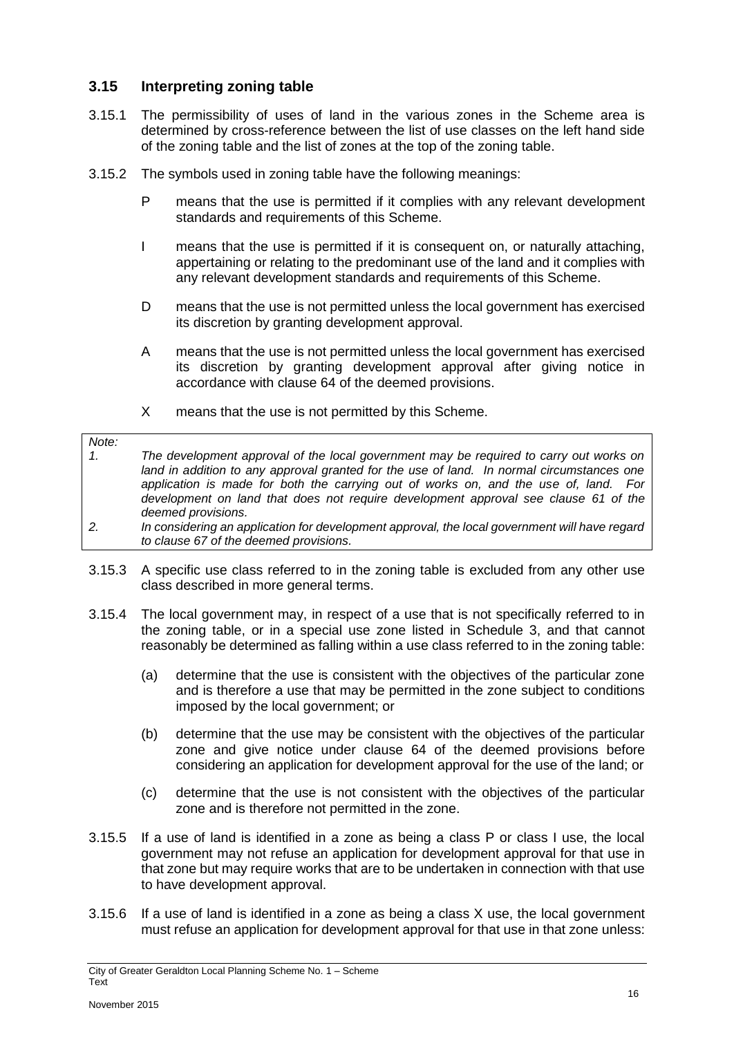### 3.15 Interpreting zoning table

3.15.1 The permissibility of uses of land in the various zones in the Scheme area is determined by cross-reference between the list of use classes on the left hand side of the zoning table and the list of zones at the top of the zoning table.

3.15.2 The symbols used in zoning table have the following meanings:

- P means that the use is permitted if it complies with any relevant development standards and requirements of this Scheme.
- I means that the use is permitted if it is consequent on, or naturally attaching, appertaining or relating to the predominant use of the land and it complies with any relevant development standards and requirements of this Scheme.
- D means that the use is not permitted unless the local government has exercised its discretion by granting development approval.
- A means that the use is not permitted unless the local government has exercised its discretion by granting development approval after giving notice in accordance with clause 64 of the deemed provisions.
- X means that the use is not permitted by this Scheme.

*Note:*

*1. The development approval of the local government may be required to carry out works on land in addition to any approval granted for the use of land. In normal circumstances one application is made for both the carrying out of works on, and the use of, land. For development on land that does not require development approval see clause 61 of the deemed provisions.*

*2. In considering an application for development approval, the local government will have regard to clause 67 of the deemed provisions.*

3.15.3 A specific use class referred to in the zoning table is excluded from any other use class described in more general terms.

3.15.4 The local government may, in respect of a use that is not specifically referred to in the zoning table, or in a special use zone listed in Schedule 3, and that cannot reasonably be determined as falling within a use class referred to in the zoning table:

(a) determine that the use is consistent with the objectives of the particular zone and is therefore a use that may be permitted in the zone subject to conditions imposed by the local government; or

(b) determine that the use may be consistent with the objectives of the particular zone and give notice under clause 64 of the deemed provisions before considering an application for development approval for the use of the land; or

(c) determine that the use is not consistent with the objectives of the particular zone and is therefore not permitted in the zone.

3.15.5 If a use of land is identified in a zone as being a class P or class I use, the local government may not refuse an application for development approval for that use in that zone but may require works that are to be undertaken in connection with that use to have development approval.

3.15.6 If a use of land is identified in a zone as being a class X use, the local government must refuse an application for development approval for that use in that zone unless: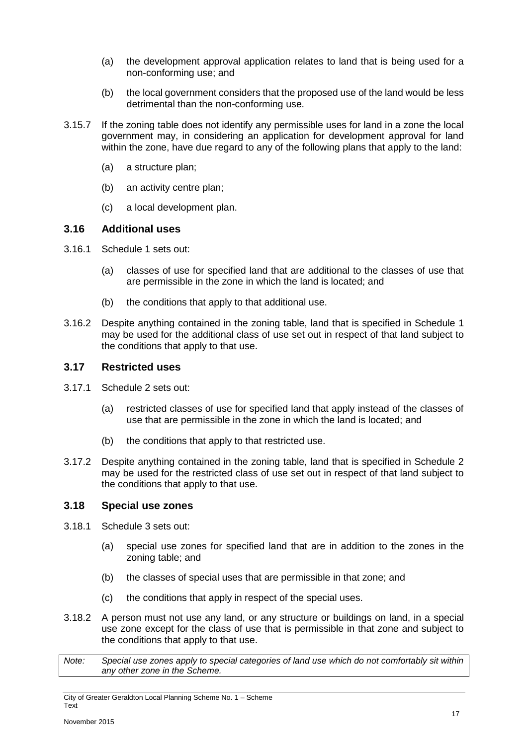(a) the development approval application relates to land that is being used for a non-conforming use; and

(b) the local government considers that the proposed use of the land would be less detrimental than the non-conforming use.

3.15.7 If the zoning table does not identify any permissible uses for land in a zone the local government may, in considering an application for development approval for land within the zone, have due regard to any of the following plans that apply to the land:

(a) a structure plan;

(b) an activity centre plan;

(c) a local development plan.

## 3.16 Additional uses

3.16.1 Schedule 1 sets out:

(a) classes of use for specified land that are additional to the classes of use that are permissible in the zone in which the land is located; and

(b) the conditions that apply to that additional use.

3.16.2 Despite anything contained in the zoning table, land that is specified in Schedule 1 may be used for the additional class of use set out in respect of that land subject to the conditions that apply to that use.

## 3.17 Restricted uses

3.17.1 Schedule 2 sets out:

(a) restricted classes of use for specified land that apply instead of the classes of use that are permissible in the zone in which the land is located; and

(b) the conditions that apply to that restricted use.

3.17.2 Despite anything contained in the zoning table, land that is specified in Schedule 2 may be used for the restricted class of use set out in respect of that land subject to the conditions that apply to that use.

## 3.18 Special use zones

3.18.1 Schedule 3 sets out:

(a) special use zones for specified land that are in addition to the zones in the zoning table; and

(b) the classes of special uses that are permissible in that zone; and

(c) the conditions that apply in respect of the special uses.

3.18.2 A person must not use any land, or any structure or buildings on land, in a special use zone except for the class of use that is permissible in that zone and subject to the conditions that apply to that use.

*Note: Special use zones apply to special categories of land use which do not comfortably sit within any other zone in the Scheme.*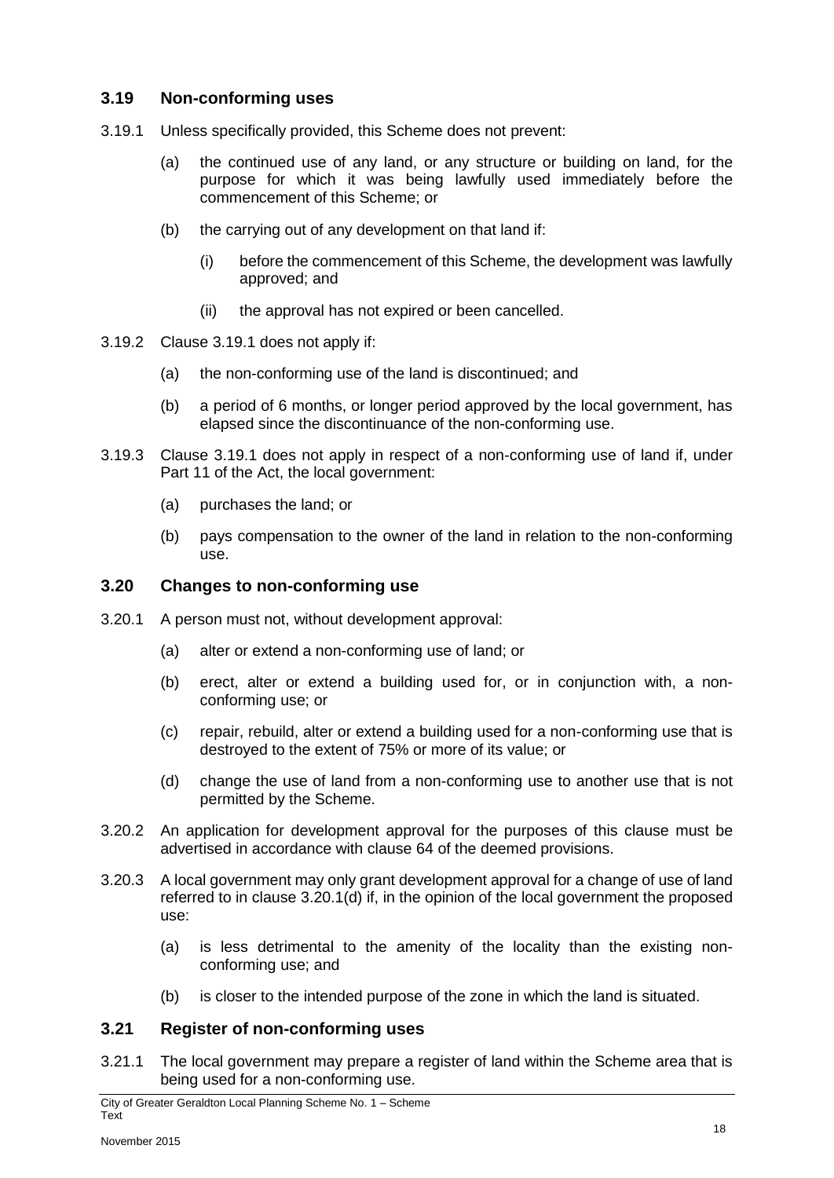### 3.19 Non-conforming uses

3.19.1 Unless specifically provided, this Scheme does not prevent:

(a) the continued use of any land, or any structure or building on land, for the purpose for which it was being lawfully used immediately before the commencement of this Scheme; or

(b) the carrying out of any development on that land if:

(i) before the commencement of this Scheme, the development was lawfully approved; and

(ii) the approval has not expired or been cancelled.

3.19.2 Clause 3.19.1 does not apply if:

(a) the non-conforming use of the land is discontinued; and

(b) a period of 6 months, or longer period approved by the local government, has elapsed since the discontinuance of the non-conforming use.

3.19.3 Clause 3.19.1 does not apply in respect of a non-conforming use of land if, under Part 11 of the Act, the local government:

(a) purchases the land; or

(b) pays compensation to the owner of the land in relation to the non-conforming use.

### 3.20 Changes to non-conforming use

3.20.1 A person must not, without development approval:

(a) alter or extend a non-conforming use of land; or

(b) erect, alter or extend a building used for, or in conjunction with, a non-conforming use; or

(c) repair, rebuild, alter or extend a building used for a non-conforming use that is destroyed to the extent of 75% or more of its value; or

(d) change the use of land from a non-conforming use to another use that is not permitted by the Scheme.

3.20.2 An application for development approval for the purposes of this clause must be advertised in accordance with clause 64 of the deemed provisions.

3.20.3 A local government may only grant development approval for a change of use of land referred to in clause 3.20.1(d) if, in the opinion of the local government the proposed use:

(a) is less detrimental to the amenity of the locality than the existing non-conforming use; and

(b) is closer to the intended purpose of the zone in which the land is situated.

### 3.21 Register of non-conforming uses

3.21.1 The local government may prepare a register of land within the Scheme area that is being used for a non-conforming use.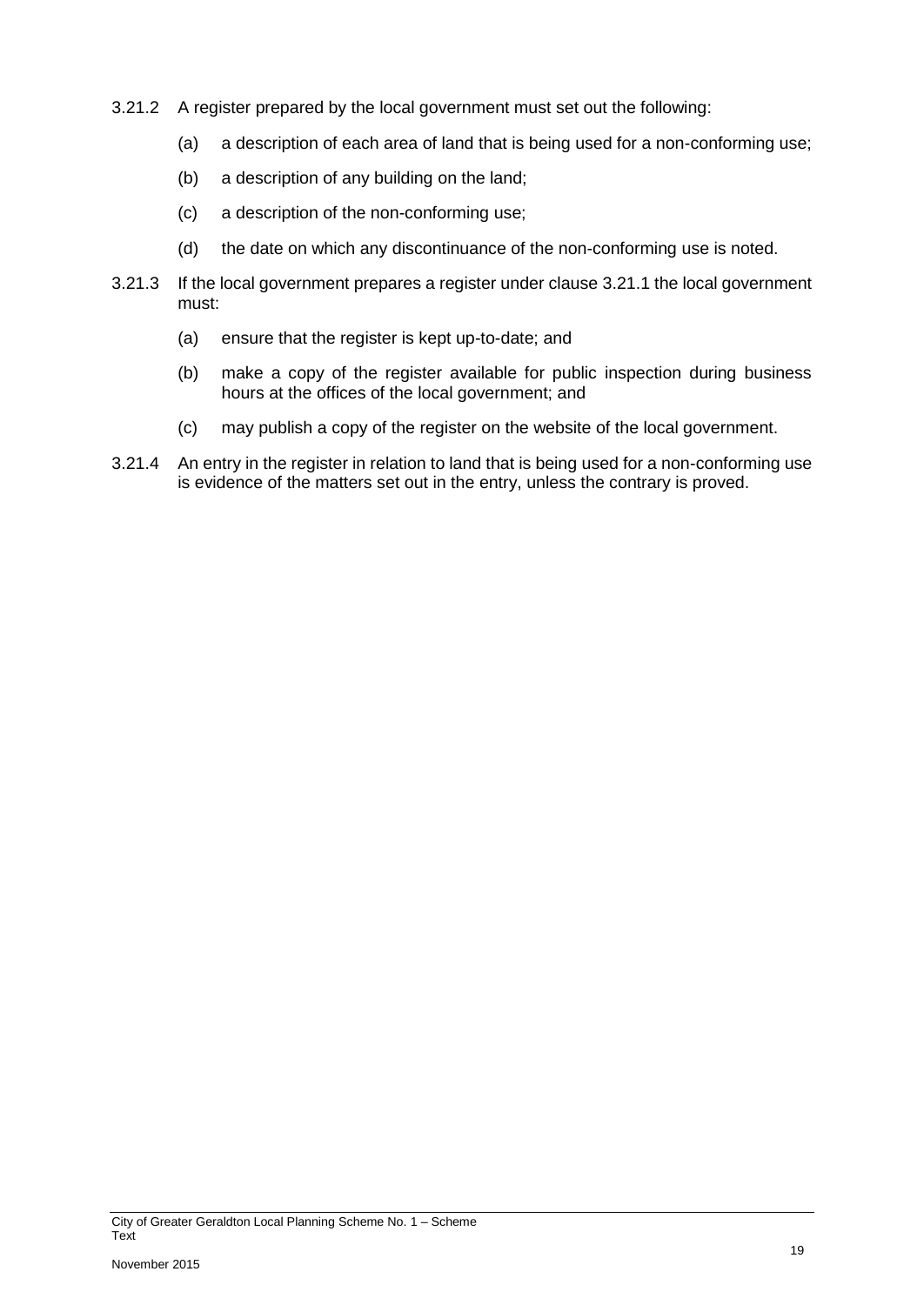3.21.2 A register prepared by the local government must set out the following:

(a) a description of each area of land that is being used for a non-conforming use;

(b) a description of any building on the land;

(c) a description of the non-conforming use;

(d) the date on which any discontinuance of the non-conforming use is noted.

3.21.3 If the local government prepares a register under clause 3.21.1 the local government must:

(a) ensure that the register is kept up-to-date; and

(b) make a copy of the register available for public inspection during business hours at the offices of the local government; and

(c) may publish a copy of the register on the website of the local government.

3.21.4 An entry in the register in relation to land that is being used for a non-conforming use is evidence of the matters set out in the entry, unless the contrary is proved.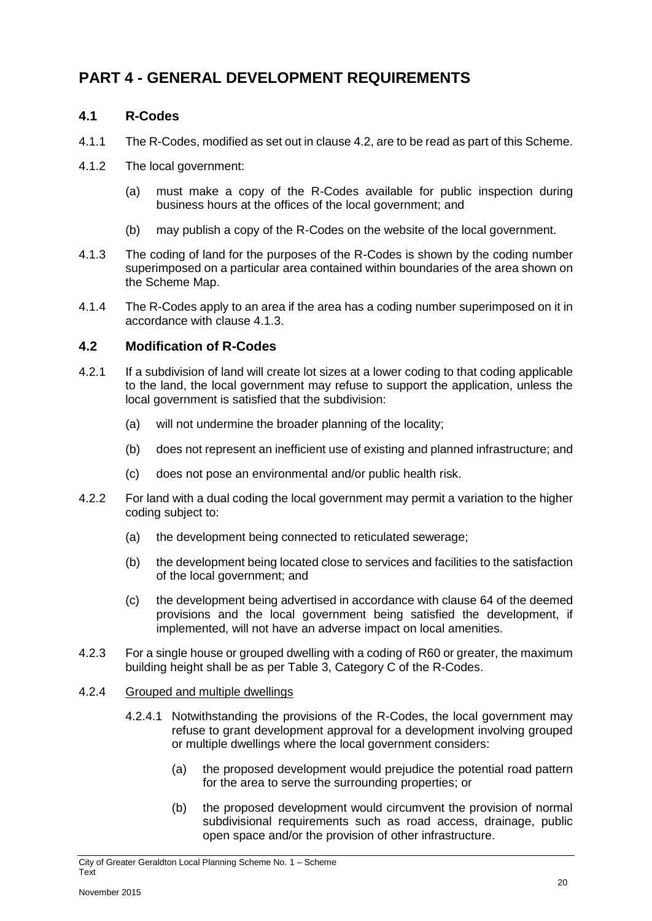# PART 4 - GENERAL DEVELOPMENT REQUIREMENTS

## 4.1 R-Codes

4.1.1 The R-Codes, modified as set out in clause 4.2, are to be read as part of this Scheme.

4.1.2 The local government:

(a) must make a copy of the R-Codes available for public inspection during business hours at the offices of the local government; and

(b) may publish a copy of the R-Codes on the website of the local government.

4.1.3 The coding of land for the purposes of the R-Codes is shown by the coding number superimposed on a particular area contained within boundaries of the area shown on the Scheme Map.

4.1.4 The R-Codes apply to an area if the area has a coding number superimposed on it in accordance with clause 4.1.3.

## 4.2 Modification of R-Codes

4.2.1 If a subdivision of land will create lot sizes at a lower coding to that coding applicable to the land, the local government may refuse to support the application, unless the local government is satisfied that the subdivision:

(a) will not undermine the broader planning of the locality;

(b) does not represent an inefficient use of existing and planned infrastructure; and

(c) does not pose an environmental and/or public health risk.

4.2.2 For land with a dual coding the local government may permit a variation to the higher coding subject to:

(a) the development being connected to reticulated sewerage;

(b) the development being located close to services and facilities to the satisfaction of the local government; and

(c) the development being advertised in accordance with clause 64 of the deemed provisions and the local government being satisfied the development, if implemented, will not have an adverse impact on local amenities.

4.2.3 For a single house or grouped dwelling with a coding of R60 or greater, the maximum building height shall be as per Table 3, Category C of the R-Codes.

4.2.4 Grouped and multiple dwellings

4.2.4.1 Notwithstanding the provisions of the R-Codes, the local government may refuse to grant development approval for a development involving grouped or multiple dwellings where the local government considers:

(a) the proposed development would prejudice the potential road pattern for the area to serve the surrounding properties; or

(b) the proposed development would circumvent the provision of normal subdivisional requirements such as road access, drainage, public open space and/or the provision of other infrastructure.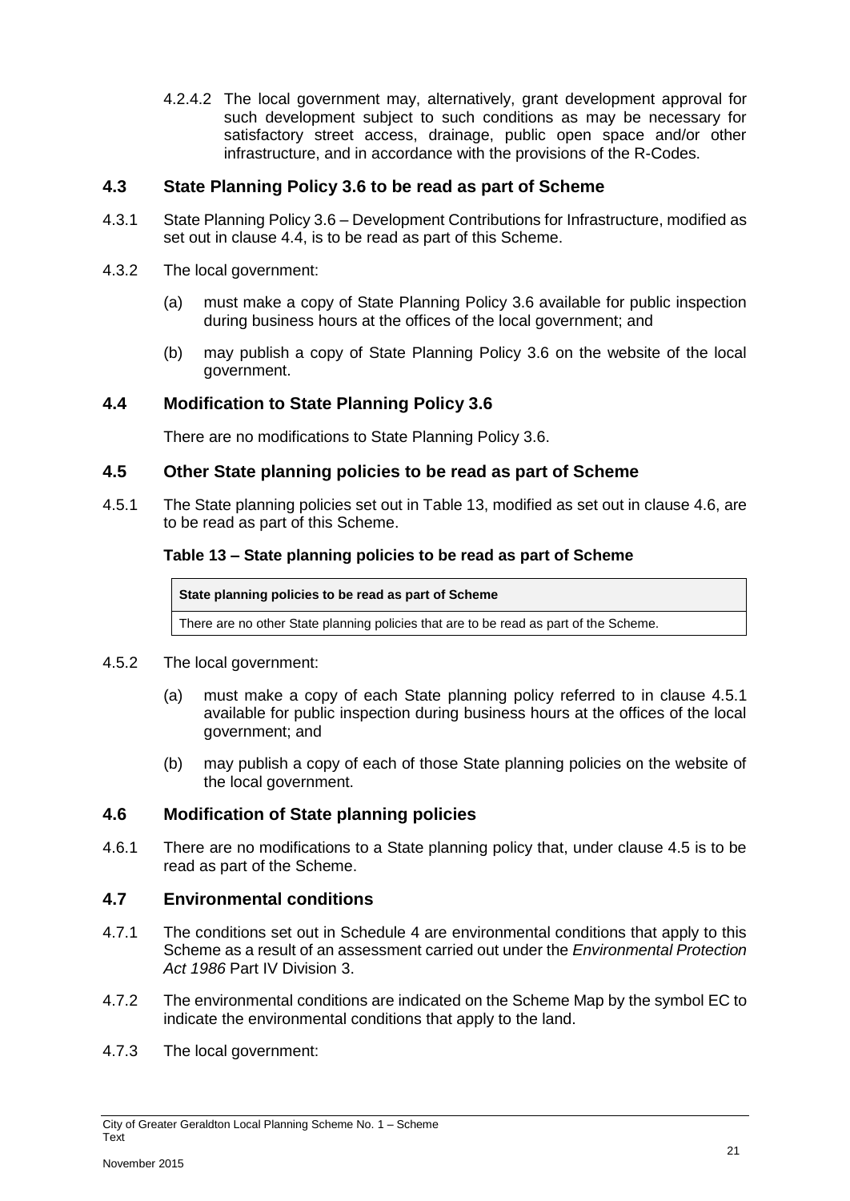4.2.4.2 The local government may, alternatively, grant development approval for such development subject to such conditions as may be necessary for satisfactory street access, drainage, public open space and/or other infrastructure, and in accordance with the provisions of the R-Codes.

## 4.3 State Planning Policy 3.6 to be read as part of Scheme

4.3.1 State Planning Policy 3.6 – Development Contributions for Infrastructure, modified as set out in clause 4.4, is to be read as part of this Scheme.

4.3.2 The local government:

(a) must make a copy of State Planning Policy 3.6 available for public inspection during business hours at the offices of the local government; and

(b) may publish a copy of State Planning Policy 3.6 on the website of the local government.

## 4.4 Modification to State Planning Policy 3.6

There are no modifications to State Planning Policy 3.6.

## 4.5 Other State planning policies to be read as part of Scheme

4.5.1 The State planning policies set out in Table 13, modified as set out in clause 4.6, are to be read as part of this Scheme.

**Table 13 – State planning policies to be read as part of Scheme**

| **State planning policies to be read as part of Scheme** |
|---|
| There are no other State planning policies that are to be read as part of the Scheme. |

4.5.2 The local government:

(a) must make a copy of each State planning policy referred to in clause 4.5.1 available for public inspection during business hours at the offices of the local government; and

(b) may publish a copy of each of those State planning policies on the website of the local government.

## 4.6 Modification of State planning policies

4.6.1 There are no modifications to a State planning policy that, under clause 4.5 is to be read as part of the Scheme.

## 4.7 Environmental conditions

4.7.1 The conditions set out in Schedule 4 are environmental conditions that apply to this Scheme as a result of an assessment carried out under the *Environmental Protection Act 1986* Part IV Division 3.

4.7.2 The environmental conditions are indicated on the Scheme Map by the symbol EC to indicate the environmental conditions that apply to the land.

4.7.3 The local government: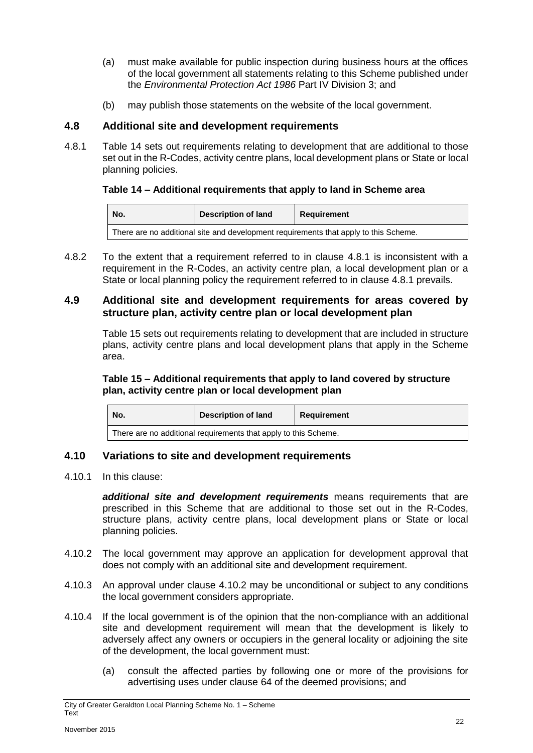(a) must make available for public inspection during business hours at the offices of the local government all statements relating to this Scheme published under the *Environmental Protection Act 1986* Part IV Division 3; and

(b) may publish those statements on the website of the local government.

## 4.8 Additional site and development requirements

4.8.1 Table 14 sets out requirements relating to development that are additional to those set out in the R-Codes, activity centre plans, local development plans or State or local planning policies.

**Table 14 – Additional requirements that apply to land in Scheme area**

| No. | Description of land | Requirement |
|---|---|---|
| There are no additional site and development requirements that apply to this Scheme. | | |

4.8.2 To the extent that a requirement referred to in clause 4.8.1 is inconsistent with a requirement in the R-Codes, an activity centre plan, a local development plan or a State or local planning policy the requirement referred to in clause 4.8.1 prevails.

## 4.9 Additional site and development requirements for areas covered by structure plan, activity centre plan or local development plan

Table 15 sets out requirements relating to development that are included in structure plans, activity centre plans and local development plans that apply in the Scheme area.

**Table 15 – Additional requirements that apply to land covered by structure plan, activity centre plan or local development plan**

| No. | Description of land | Requirement |
|---|---|---|
| There are no additional requirements that apply to this Scheme. | | |

## 4.10 Variations to site and development requirements

4.10.1 In this clause:

***additional site and development requirements*** means requirements that are prescribed in this Scheme that are additional to those set out in the R-Codes, structure plans, activity centre plans, local development plans or State or local planning policies.

4.10.2 The local government may approve an application for development approval that does not comply with an additional site and development requirement.

4.10.3 An approval under clause 4.10.2 may be unconditional or subject to any conditions the local government considers appropriate.

4.10.4 If the local government is of the opinion that the non-compliance with an additional site and development requirement will mean that the development is likely to adversely affect any owners or occupiers in the general locality or adjoining the site of the development, the local government must:

(a) consult the affected parties by following one or more of the provisions for advertising uses under clause 64 of the deemed provisions; and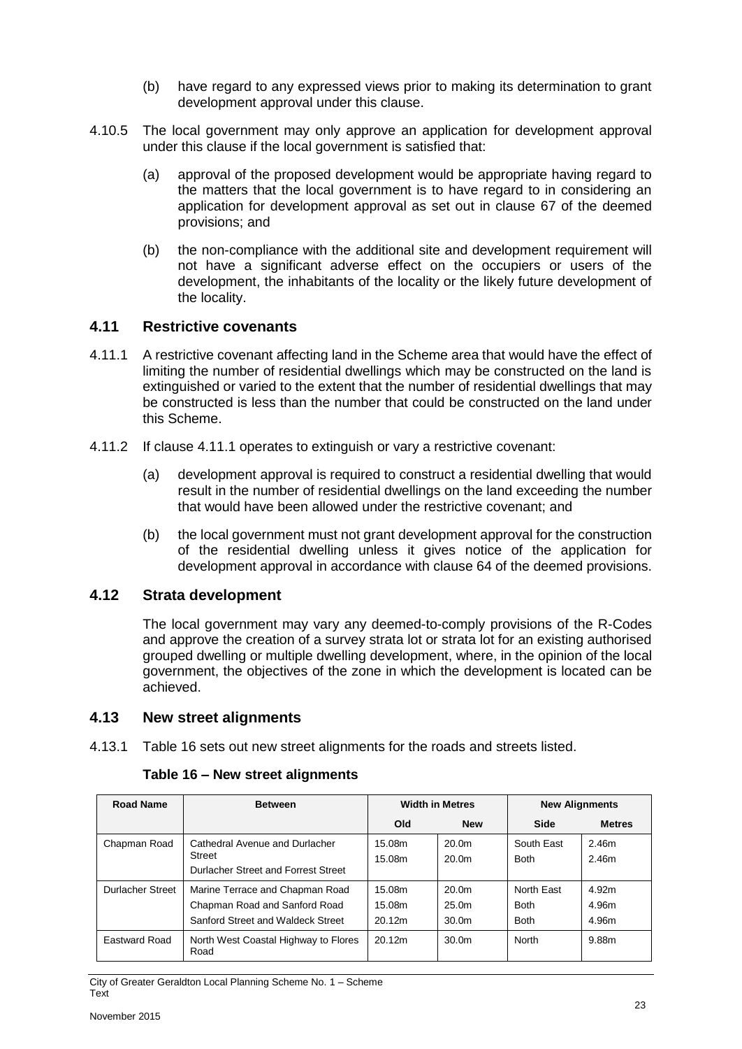(b) have regard to any expressed views prior to making its determination to grant development approval under this clause.

4.10.5 The local government may only approve an application for development approval under this clause if the local government is satisfied that:

(a) approval of the proposed development would be appropriate having regard to the matters that the local government is to have regard to in considering an application for development approval as set out in clause 67 of the deemed provisions; and

(b) the non-compliance with the additional site and development requirement will not have a significant adverse effect on the occupiers or users of the development, the inhabitants of the locality or the likely future development of the locality.

## 4.11 Restrictive covenants

4.11.1 A restrictive covenant affecting land in the Scheme area that would have the effect of limiting the number of residential dwellings which may be constructed on the land is extinguished or varied to the extent that the number of residential dwellings that may be constructed is less than the number that could be constructed on the land under this Scheme.

4.11.2 If clause 4.11.1 operates to extinguish or vary a restrictive covenant:

(a) development approval is required to construct a residential dwelling that would result in the number of residential dwellings on the land exceeding the number that would have been allowed under the restrictive covenant; and

(b) the local government must not grant development approval for the construction of the residential dwelling unless it gives notice of the application for development approval in accordance with clause 64 of the deemed provisions.

## 4.12 Strata development

The local government may vary any deemed-to-comply provisions of the R-Codes and approve the creation of a survey strata lot or strata lot for an existing authorised grouped dwelling or multiple dwelling development, where, in the opinion of the local government, the objectives of the zone in which the development is located can be achieved.

## 4.13 New street alignments

4.13.1 Table 16 sets out new street alignments for the roads and streets listed.

**Table 16 – New street alignments**

| Road Name | Between | Width in Metres | | New Alignments | |
|---|---|---|---|---|---|
| | | Old | New | Side | Metres |
| Chapman Road | Cathedral Avenue and Durlacher Street<br>Durlacher Street and Forrest Street | 15.08m<br>15.08m | 20.0m<br>20.0m | South East<br>Both | 2.46m<br>2.46m |
| Durlacher Street | Marine Terrace and Chapman Road<br>Chapman Road and Sanford Road<br>Sanford Street and Waldeck Street | 15.08m<br>15.08m<br>20.12m | 20.0m<br>25.0m<br>30.0m | North East<br>Both<br>Both | 4.92m<br>4.96m<br>4.96m |
| Eastward Road | North West Coastal Highway to Flores Road | 20.12m | 30.0m | North | 9.88m |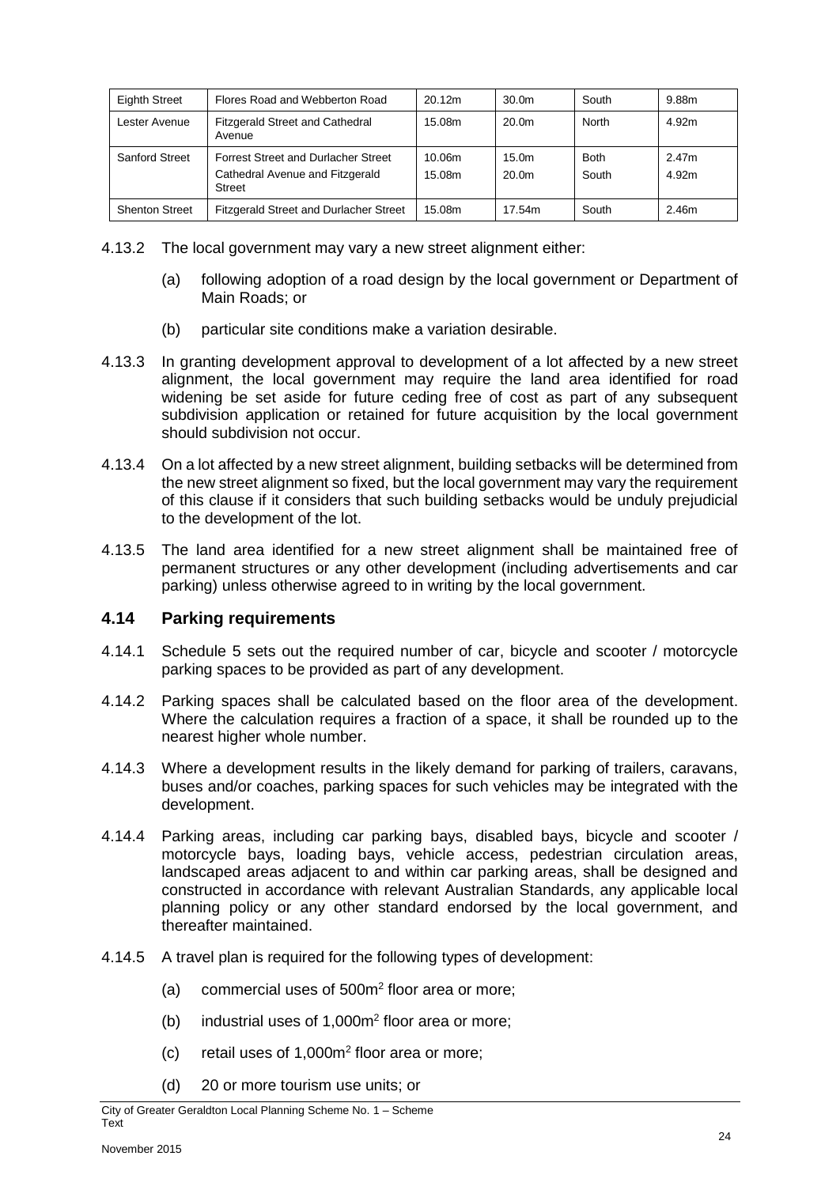| | | | | | |
|---|---|---|---|---|---|
| Eighth Street | Flores Road and Webberton Road | 20.12m | 30.0m | South | 9.88m |
| Lester Avenue | Fitzgerald Street and Cathedral Avenue | 15.08m | 20.0m | North | 4.92m |
| Sanford Street | Forrest Street and Durlacher Street<br>Cathedral Avenue and Fitzgerald Street | 10.06m<br>15.08m | 15.0m<br>20.0m | Both<br>South | 2.47m<br>4.92m |
| Shenton Street | Fitzgerald Street and Durlacher Street | 15.08m | 17.54m | South | 2.46m |

4.13.2 The local government may vary a new street alignment either:

(a) following adoption of a road design by the local government or Department of Main Roads; or

(b) particular site conditions make a variation desirable.

4.13.3 In granting development approval to development of a lot affected by a new street alignment, the local government may require the land area identified for road widening be set aside for future ceding free of cost as part of any subsequent subdivision application or retained for future acquisition by the local government should subdivision not occur.

4.13.4 On a lot affected by a new street alignment, building setbacks will be determined from the new street alignment so fixed, but the local government may vary the requirement of this clause if it considers that such building setbacks would be unduly prejudicial to the development of the lot.

4.13.5 The land area identified for a new street alignment shall be maintained free of permanent structures or any other development (including advertisements and car parking) unless otherwise agreed to in writing by the local government.

## 4.14 Parking requirements

4.14.1 Schedule 5 sets out the required number of car, bicycle and scooter / motorcycle parking spaces to be provided as part of any development.

4.14.2 Parking spaces shall be calculated based on the floor area of the development. Where the calculation requires a fraction of a space, it shall be rounded up to the nearest higher whole number.

4.14.3 Where a development results in the likely demand for parking of trailers, caravans, buses and/or coaches, parking spaces for such vehicles may be integrated with the development.

4.14.4 Parking areas, including car parking bays, disabled bays, bicycle and scooter / motorcycle bays, loading bays, vehicle access, pedestrian circulation areas, landscaped areas adjacent to and within car parking areas, shall be designed and constructed in accordance with relevant Australian Standards, any applicable local planning policy or any other standard endorsed by the local government, and thereafter maintained.

4.14.5 A travel plan is required for the following types of development:

(a) commercial uses of 500m$^2$ floor area or more;

(b) industrial uses of 1,000m$^2$ floor area or more;

(c) retail uses of 1,000m$^2$ floor area or more;

(d) 20 or more tourism use units; or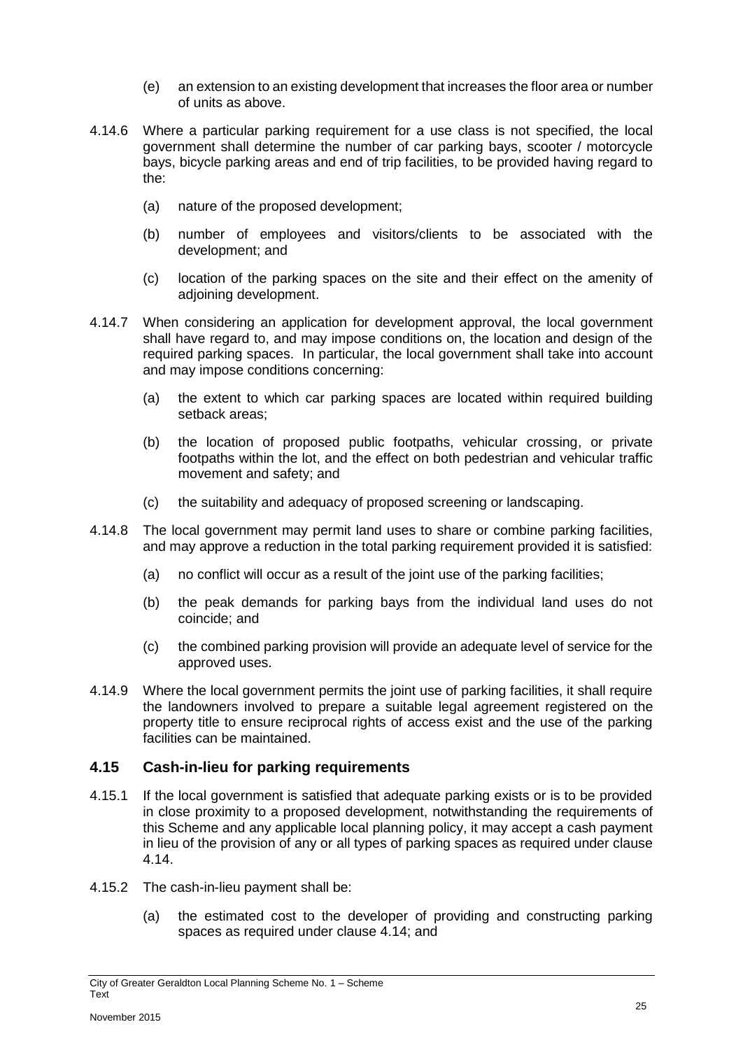(e) an extension to an existing development that increases the floor area or number of units as above.

4.14.6 Where a particular parking requirement for a use class is not specified, the local government shall determine the number of car parking bays, scooter / motorcycle bays, bicycle parking areas and end of trip facilities, to be provided having regard to the:

(a) nature of the proposed development;

(b) number of employees and visitors/clients to be associated with the development; and

(c) location of the parking spaces on the site and their effect on the amenity of adjoining development.

4.14.7 When considering an application for development approval, the local government shall have regard to, and may impose conditions on, the location and design of the required parking spaces. In particular, the local government shall take into account and may impose conditions concerning:

(a) the extent to which car parking spaces are located within required building setback areas;

(b) the location of proposed public footpaths, vehicular crossing, or private footpaths within the lot, and the effect on both pedestrian and vehicular traffic movement and safety; and

(c) the suitability and adequacy of proposed screening or landscaping.

4.14.8 The local government may permit land uses to share or combine parking facilities, and may approve a reduction in the total parking requirement provided it is satisfied:

(a) no conflict will occur as a result of the joint use of the parking facilities;

(b) the peak demands for parking bays from the individual land uses do not coincide; and

(c) the combined parking provision will provide an adequate level of service for the approved uses.

4.14.9 Where the local government permits the joint use of parking facilities, it shall require the landowners involved to prepare a suitable legal agreement registered on the property title to ensure reciprocal rights of access exist and the use of the parking facilities can be maintained.

## 4.15 Cash-in-lieu for parking requirements

4.15.1 If the local government is satisfied that adequate parking exists or is to be provided in close proximity to a proposed development, notwithstanding the requirements of this Scheme and any applicable local planning policy, it may accept a cash payment in lieu of the provision of any or all types of parking spaces as required under clause 4.14.

4.15.2 The cash-in-lieu payment shall be:

(a) the estimated cost to the developer of providing and constructing parking spaces as required under clause 4.14; and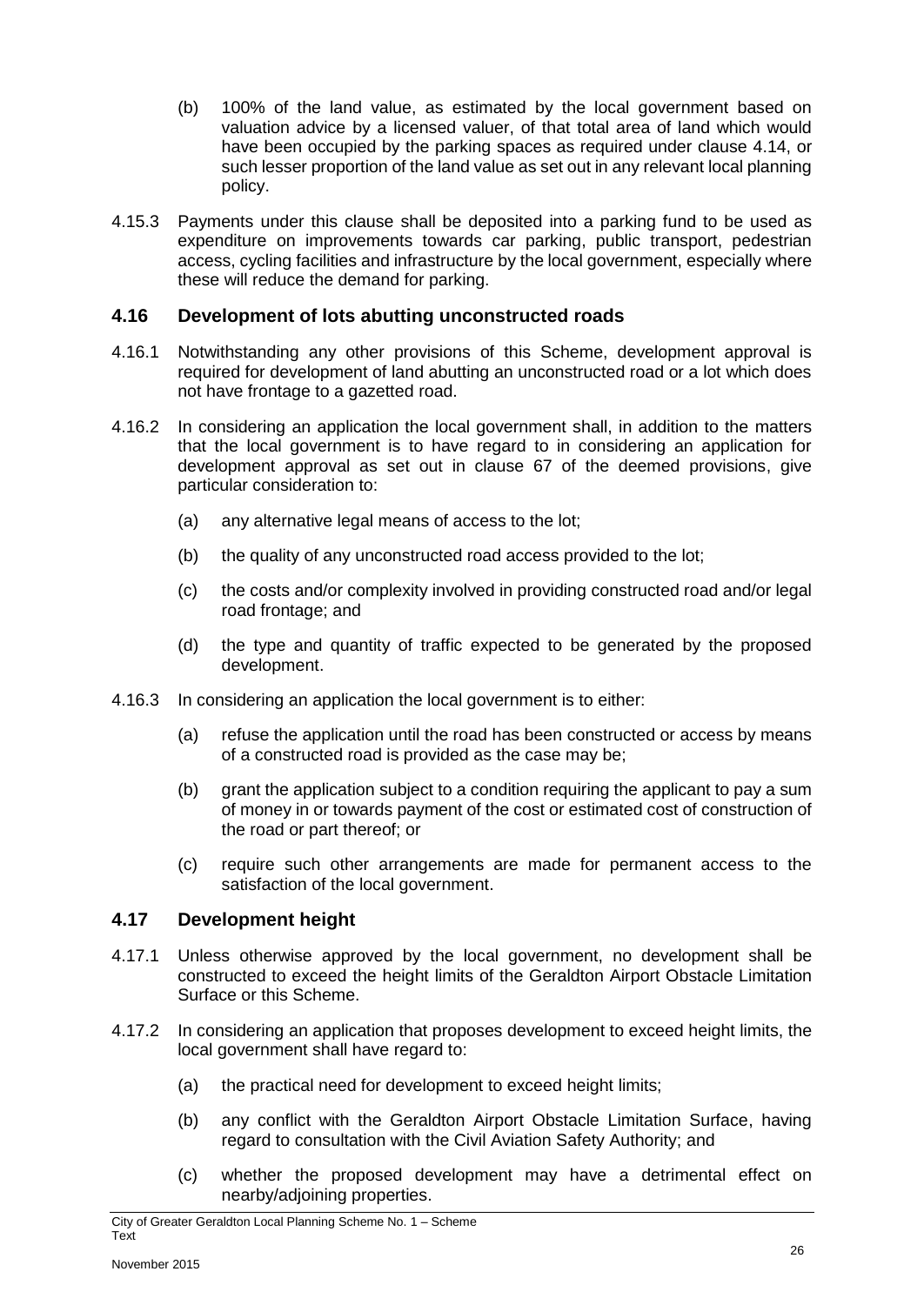(b) 100% of the land value, as estimated by the local government based on valuation advice by a licensed valuer, of that total area of land which would have been occupied by the parking spaces as required under clause 4.14, or such lesser proportion of the land value as set out in any relevant local planning policy.

4.15.3 Payments under this clause shall be deposited into a parking fund to be used as expenditure on improvements towards car parking, public transport, pedestrian access, cycling facilities and infrastructure by the local government, especially where these will reduce the demand for parking.

## 4.16 Development of lots abutting unconstructed roads

4.16.1 Notwithstanding any other provisions of this Scheme, development approval is required for development of land abutting an unconstructed road or a lot which does not have frontage to a gazetted road.

4.16.2 In considering an application the local government shall, in addition to the matters that the local government is to have regard to in considering an application for development approval as set out in clause 67 of the deemed provisions, give particular consideration to:

(a) any alternative legal means of access to the lot;

(b) the quality of any unconstructed road access provided to the lot;

(c) the costs and/or complexity involved in providing constructed road and/or legal road frontage; and

(d) the type and quantity of traffic expected to be generated by the proposed development.

4.16.3 In considering an application the local government is to either:

(a) refuse the application until the road has been constructed or access by means of a constructed road is provided as the case may be;

(b) grant the application subject to a condition requiring the applicant to pay a sum of money in or towards payment of the cost or estimated cost of construction of the road or part thereof; or

(c) require such other arrangements are made for permanent access to the satisfaction of the local government.

## 4.17 Development height

4.17.1 Unless otherwise approved by the local government, no development shall be constructed to exceed the height limits of the Geraldton Airport Obstacle Limitation Surface or this Scheme.

4.17.2 In considering an application that proposes development to exceed height limits, the local government shall have regard to:

(a) the practical need for development to exceed height limits;

(b) any conflict with the Geraldton Airport Obstacle Limitation Surface, having regard to consultation with the Civil Aviation Safety Authority; and

(c) whether the proposed development may have a detrimental effect on nearby/adjoining properties.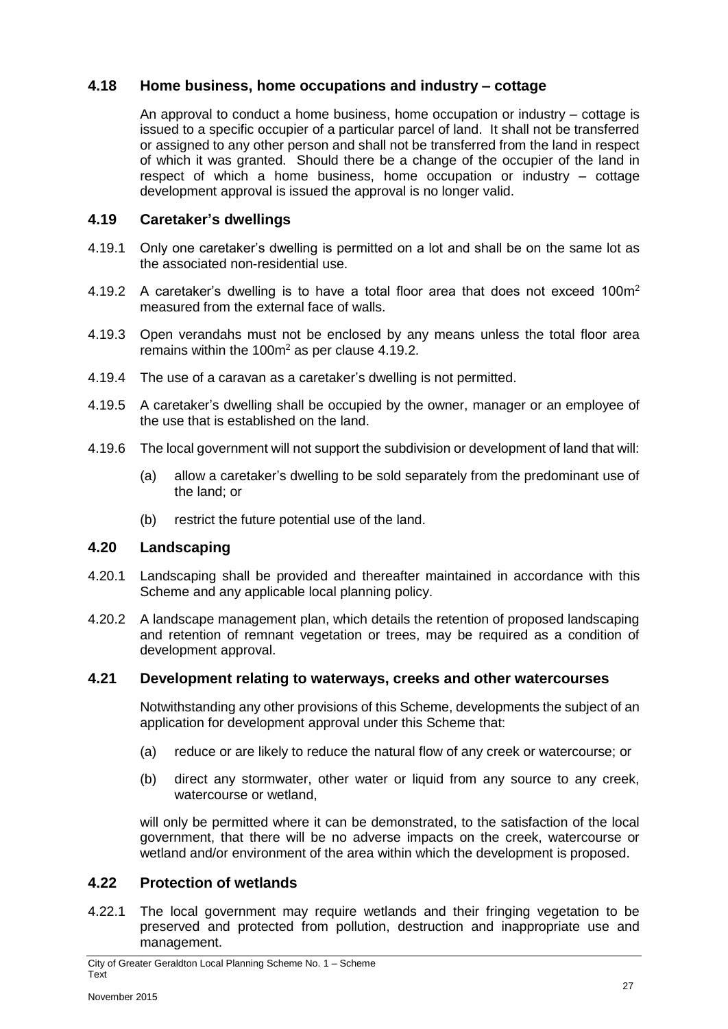## 4.18 Home business, home occupations and industry – cottage

An approval to conduct a home business, home occupation or industry – cottage is issued to a specific occupier of a particular parcel of land. It shall not be transferred or assigned to any other person and shall not be transferred from the land in respect of which it was granted. Should there be a change of the occupier of the land in respect of which a home business, home occupation or industry – cottage development approval is issued the approval is no longer valid.

## 4.19 Caretaker's dwellings

4.19.1 Only one caretaker's dwelling is permitted on a lot and shall be on the same lot as the associated non-residential use.

4.19.2 A caretaker's dwelling is to have a total floor area that does not exceed 100m$^2$ measured from the external face of walls.

4.19.3 Open verandahs must not be enclosed by any means unless the total floor area remains within the 100m$^2$ as per clause 4.19.2.

4.19.4 The use of a caravan as a caretaker's dwelling is not permitted.

4.19.5 A caretaker's dwelling shall be occupied by the owner, manager or an employee of the use that is established on the land.

4.19.6 The local government will not support the subdivision or development of land that will:

(a) allow a caretaker's dwelling to be sold separately from the predominant use of the land; or

(b) restrict the future potential use of the land.

## 4.20 Landscaping

4.20.1 Landscaping shall be provided and thereafter maintained in accordance with this Scheme and any applicable local planning policy.

4.20.2 A landscape management plan, which details the retention of proposed landscaping and retention of remnant vegetation or trees, may be required as a condition of development approval.

## 4.21 Development relating to waterways, creeks and other watercourses

Notwithstanding any other provisions of this Scheme, developments the subject of an application for development approval under this Scheme that:

(a) reduce or are likely to reduce the natural flow of any creek or watercourse; or

(b) direct any stormwater, other water or liquid from any source to any creek, watercourse or wetland,

will only be permitted where it can be demonstrated, to the satisfaction of the local government, that there will be no adverse impacts on the creek, watercourse or wetland and/or environment of the area within which the development is proposed.

## 4.22 Protection of wetlands

4.22.1 The local government may require wetlands and their fringing vegetation to be preserved and protected from pollution, destruction and inappropriate use and management.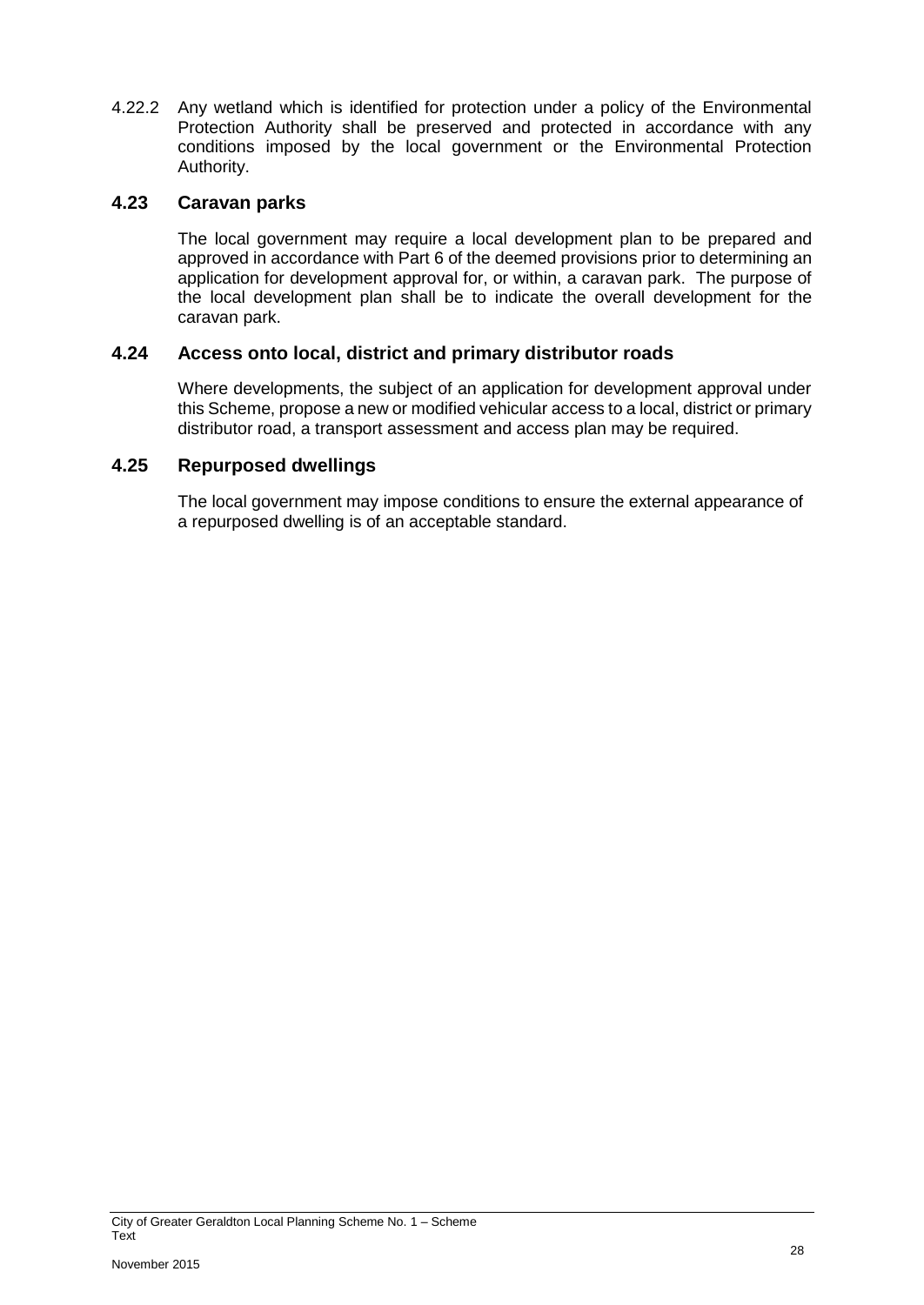4.22.2 Any wetland which is identified for protection under a policy of the Environmental Protection Authority shall be preserved and protected in accordance with any conditions imposed by the local government or the Environmental Protection Authority.

## 4.23 Caravan parks

The local government may require a local development plan to be prepared and approved in accordance with Part 6 of the deemed provisions prior to determining an application for development approval for, or within, a caravan park. The purpose of the local development plan shall be to indicate the overall development for the caravan park.

## 4.24 Access onto local, district and primary distributor roads

Where developments, the subject of an application for development approval under this Scheme, propose a new or modified vehicular access to a local, district or primary distributor road, a transport assessment and access plan may be required.

## 4.25 Repurposed dwellings

The local government may impose conditions to ensure the external appearance of a repurposed dwelling is of an acceptable standard.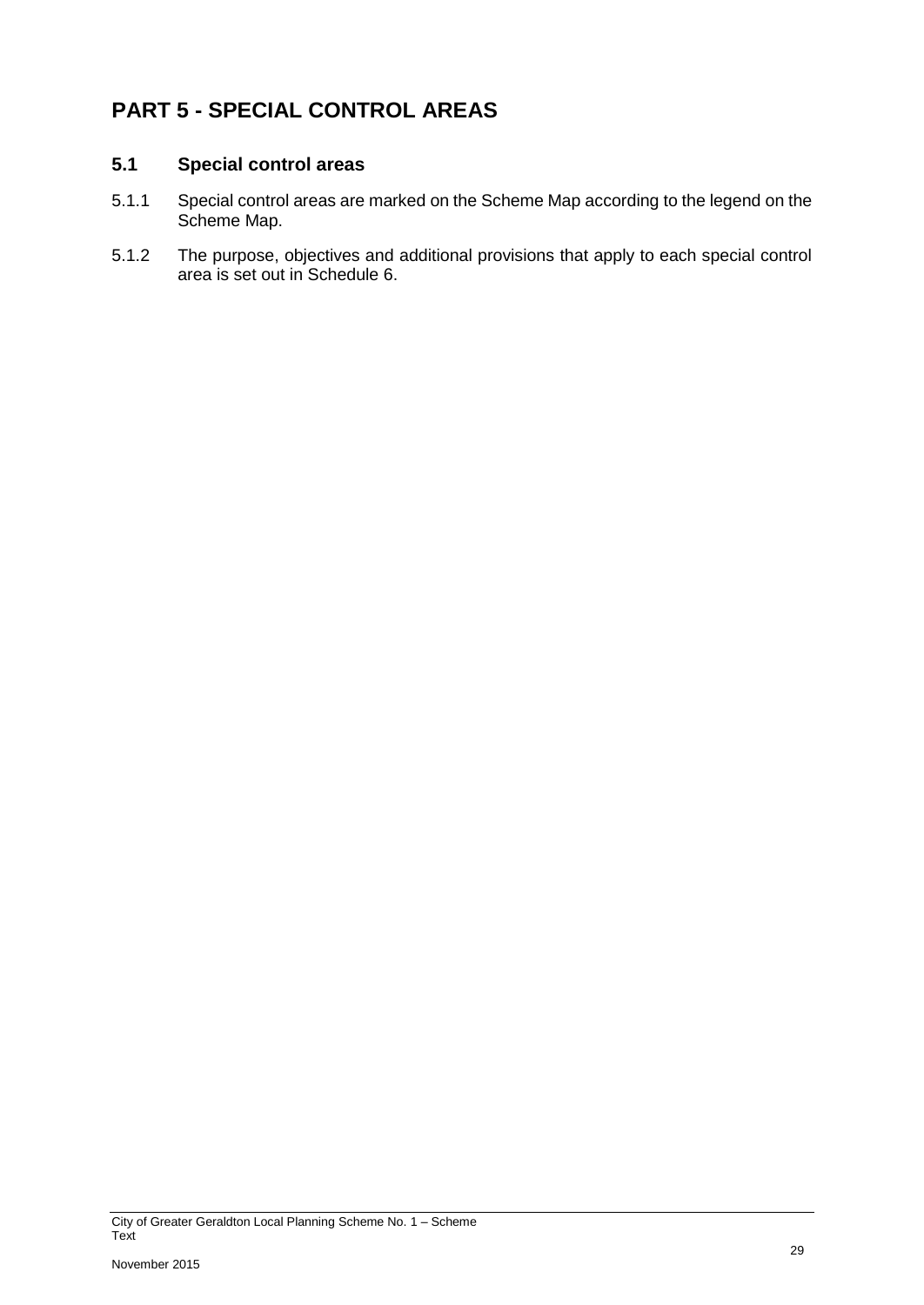# PART 5 - SPECIAL CONTROL AREAS

## 5.1 Special control areas

5.1.1 Special control areas are marked on the Scheme Map according to the legend on the Scheme Map.

5.1.2 The purpose, objectives and additional provisions that apply to each special control area is set out in Schedule 6.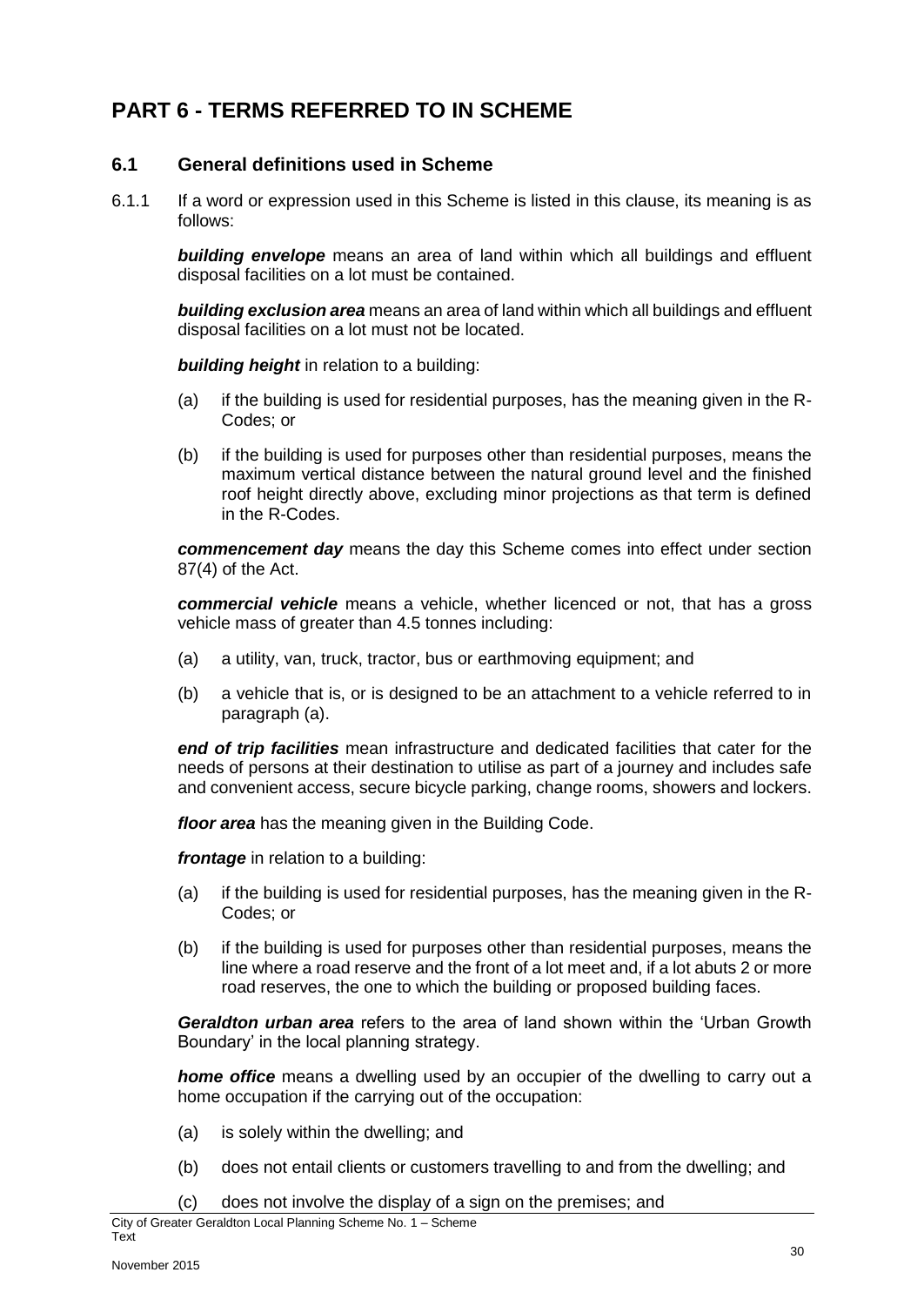# PART 6 - TERMS REFERRED TO IN SCHEME

## 6.1 General definitions used in Scheme

6.1.1 If a word or expression used in this Scheme is listed in this clause, its meaning is as follows:

***building envelope*** means an area of land within which all buildings and effluent disposal facilities on a lot must be contained.

***building exclusion area*** means an area of land within which all buildings and effluent disposal facilities on a lot must not be located.

***building height*** in relation to a building:

(a) if the building is used for residential purposes, has the meaning given in the R-Codes; or

(b) if the building is used for purposes other than residential purposes, means the maximum vertical distance between the natural ground level and the finished roof height directly above, excluding minor projections as that term is defined in the R-Codes.

***commencement day*** means the day this Scheme comes into effect under section 87(4) of the Act.

***commercial vehicle*** means a vehicle, whether licenced or not, that has a gross vehicle mass of greater than 4.5 tonnes including:

(a) a utility, van, truck, tractor, bus or earthmoving equipment; and

(b) a vehicle that is, or is designed to be an attachment to a vehicle referred to in paragraph (a).

***end of trip facilities*** mean infrastructure and dedicated facilities that cater for the needs of persons at their destination to utilise as part of a journey and includes safe and convenient access, secure bicycle parking, change rooms, showers and lockers.

***floor area*** has the meaning given in the Building Code.

***frontage*** in relation to a building:

(a) if the building is used for residential purposes, has the meaning given in the R-Codes; or

(b) if the building is used for purposes other than residential purposes, means the line where a road reserve and the front of a lot meet and, if a lot abuts 2 or more road reserves, the one to which the building or proposed building faces.

***Geraldton urban area*** refers to the area of land shown within the 'Urban Growth Boundary' in the local planning strategy.

***home office*** means a dwelling used by an occupier of the dwelling to carry out a home occupation if the carrying out of the occupation:

(a) is solely within the dwelling; and

(b) does not entail clients or customers travelling to and from the dwelling; and

(c) does not involve the display of a sign on the premises; and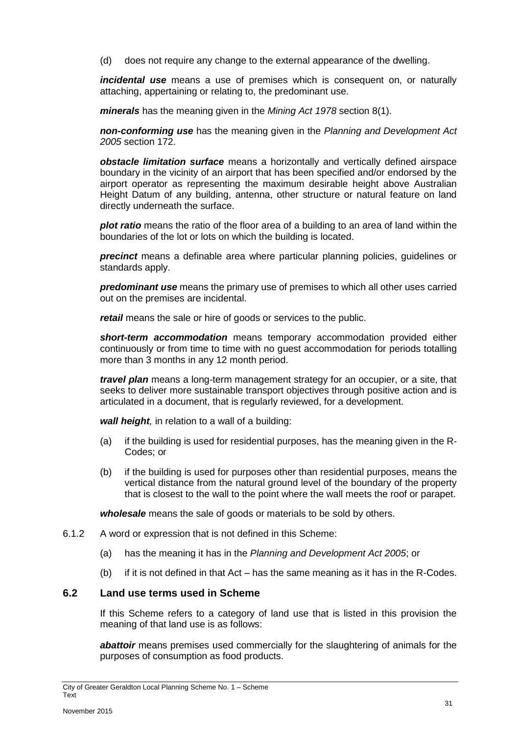(d) does not require any change to the external appearance of the dwelling.

***incidental use*** means a use of premises which is consequent on, or naturally attaching, appertaining or relating to, the predominant use.

***minerals*** has the meaning given in the *Mining Act 1978* section 8(1).

***non-conforming use*** has the meaning given in the *Planning and Development Act 2005* section 172.

***obstacle limitation surface*** means a horizontally and vertically defined airspace boundary in the vicinity of an airport that has been specified and/or endorsed by the airport operator as representing the maximum desirable height above Australian Height Datum of any building, antenna, other structure or natural feature on land directly underneath the surface.

***plot ratio*** means the ratio of the floor area of a building to an area of land within the boundaries of the lot or lots on which the building is located.

***precinct*** means a definable area where particular planning policies, guidelines or standards apply.

***predominant use*** means the primary use of premises to which all other uses carried out on the premises are incidental.

***retail*** means the sale or hire of goods or services to the public.

***short-term accommodation*** means temporary accommodation provided either continuously or from time to time with no guest accommodation for periods totalling more than 3 months in any 12 month period.

***travel plan*** means a long-term management strategy for an occupier, or a site, that seeks to deliver more sustainable transport objectives through positive action and is articulated in a document, that is regularly reviewed, for a development.

***wall height****,* in relation to a wall of a building:

(a) if the building is used for residential purposes, has the meaning given in the R-Codes; or

(b) if the building is used for purposes other than residential purposes, means the vertical distance from the natural ground level of the boundary of the property that is closest to the wall to the point where the wall meets the roof or parapet.

***wholesale*** means the sale of goods or materials to be sold by others.

6.1.2 A word or expression that is not defined in this Scheme:

(a) has the meaning it has in the *Planning and Development Act 2005*; or

(b) if it is not defined in that Act – has the same meaning as it has in the R-Codes.

## 6.2 Land use terms used in Scheme

If this Scheme refers to a category of land use that is listed in this provision the meaning of that land use is as follows:

***abattoir*** means premises used commercially for the slaughtering of animals for the purposes of consumption as food products.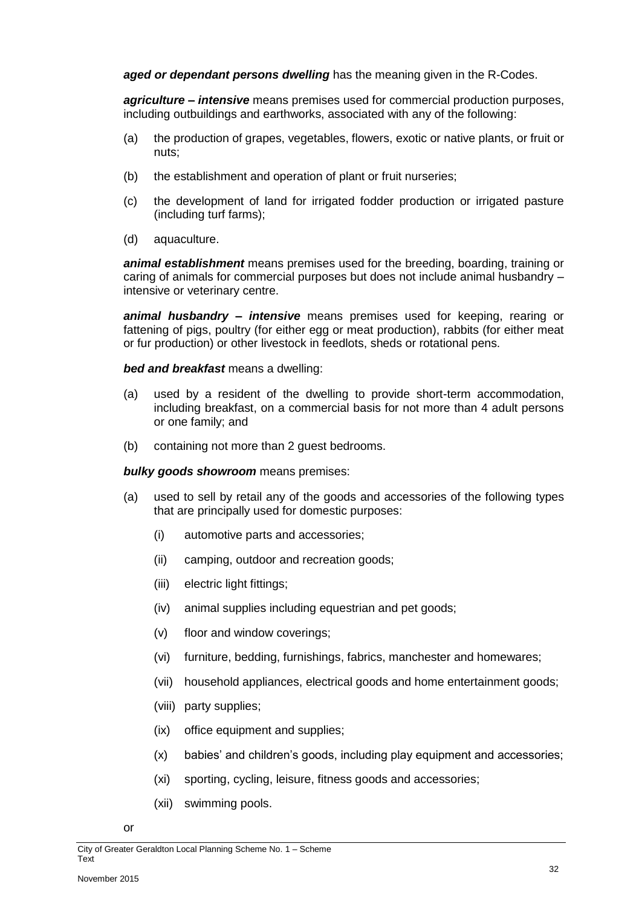***aged or dependant persons dwelling*** has the meaning given in the R-Codes.

***agriculture – intensive*** means premises used for commercial production purposes, including outbuildings and earthworks, associated with any of the following:

(a) the production of grapes, vegetables, flowers, exotic or native plants, or fruit or nuts;

(b) the establishment and operation of plant or fruit nurseries;

(c) the development of land for irrigated fodder production or irrigated pasture (including turf farms);

(d) aquaculture.

***animal establishment*** means premises used for the breeding, boarding, training or caring of animals for commercial purposes but does not include animal husbandry – intensive or veterinary centre.

***animal husbandry – intensive*** means premises used for keeping, rearing or fattening of pigs, poultry (for either egg or meat production), rabbits (for either meat or fur production) or other livestock in feedlots, sheds or rotational pens.

***bed and breakfast*** means a dwelling:

(a) used by a resident of the dwelling to provide short-term accommodation, including breakfast, on a commercial basis for not more than 4 adult persons or one family; and

(b) containing not more than 2 guest bedrooms.

***bulky goods showroom*** means premises:

(a) used to sell by retail any of the goods and accessories of the following types that are principally used for domestic purposes:

  (i) automotive parts and accessories;

  (ii) camping, outdoor and recreation goods;

  (iii) electric light fittings;

  (iv) animal supplies including equestrian and pet goods;

  (v) floor and window coverings;

  (vi) furniture, bedding, furnishings, fabrics, manchester and homewares;

  (vii) household appliances, electrical goods and home entertainment goods;

  (viii) party supplies;

  (ix) office equipment and supplies;

  (x) babies' and children's goods, including play equipment and accessories;

  (xi) sporting, cycling, leisure, fitness goods and accessories;

  (xii) swimming pools.

or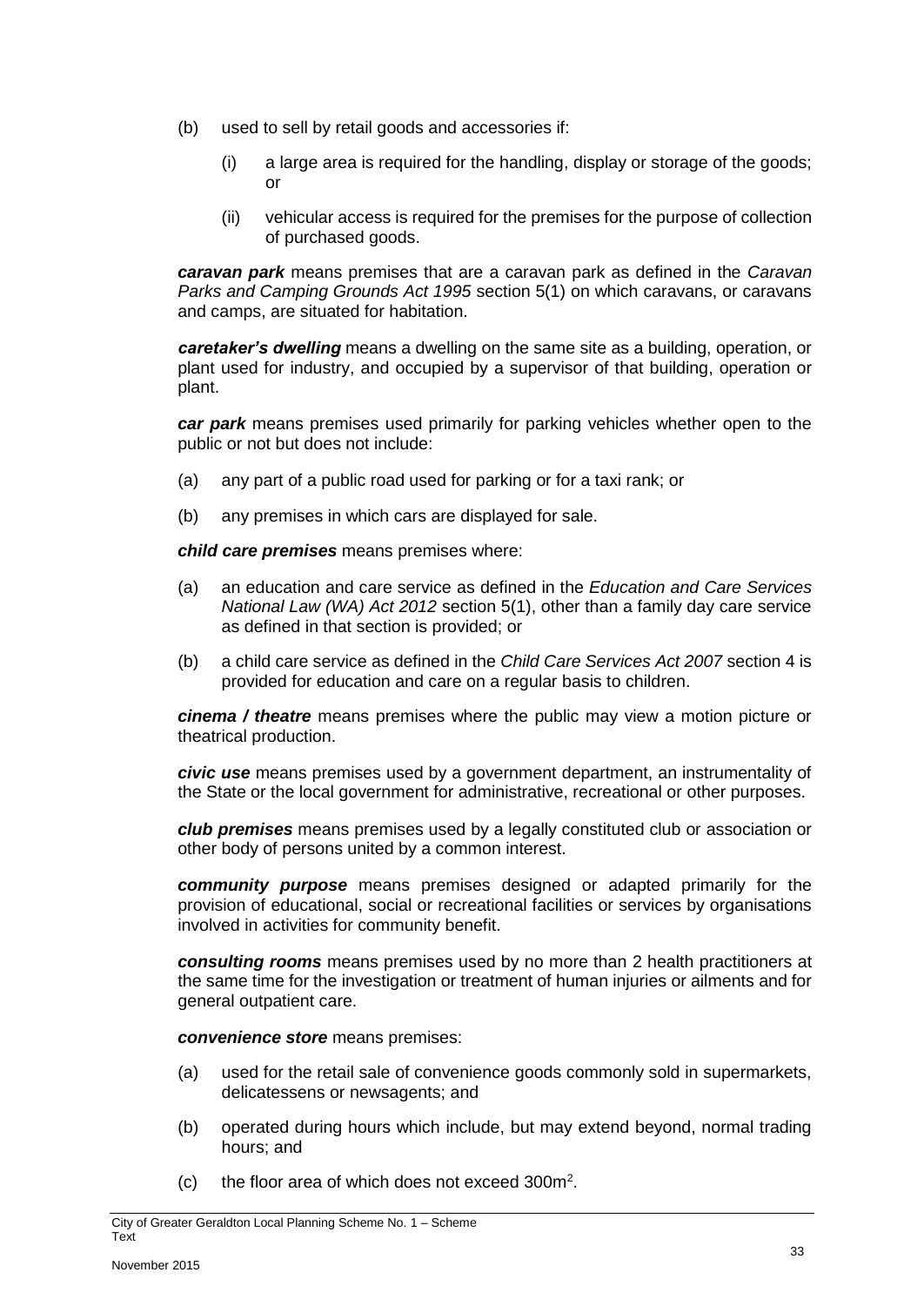(b) used to sell by retail goods and accessories if:

  (i) a large area is required for the handling, display or storage of the goods; or

  (ii) vehicular access is required for the premises for the purpose of collection of purchased goods.

***caravan park*** means premises that are a caravan park as defined in the *Caravan Parks and Camping Grounds Act 1995* section 5(1) on which caravans, or caravans and camps, are situated for habitation.

***caretaker's dwelling*** means a dwelling on the same site as a building, operation, or plant used for industry, and occupied by a supervisor of that building, operation or plant.

***car park*** means premises used primarily for parking vehicles whether open to the public or not but does not include:

(a) any part of a public road used for parking or for a taxi rank; or

(b) any premises in which cars are displayed for sale.

***child care premises*** means premises where:

(a) an education and care service as defined in the *Education and Care Services National Law (WA) Act 2012* section 5(1), other than a family day care service as defined in that section is provided; or

(b) a child care service as defined in the *Child Care Services Act 2007* section 4 is provided for education and care on a regular basis to children.

***cinema / theatre*** means premises where the public may view a motion picture or theatrical production.

***civic use*** means premises used by a government department, an instrumentality of the State or the local government for administrative, recreational or other purposes.

***club premises*** means premises used by a legally constituted club or association or other body of persons united by a common interest.

***community purpose*** means premises designed or adapted primarily for the provision of educational, social or recreational facilities or services by organisations involved in activities for community benefit.

***consulting rooms*** means premises used by no more than 2 health practitioners at the same time for the investigation or treatment of human injuries or ailments and for general outpatient care.

***convenience store*** means premises:

(a) used for the retail sale of convenience goods commonly sold in supermarkets, delicatessens or newsagents; and

(b) operated during hours which include, but may extend beyond, normal trading hours; and

(c) the floor area of which does not exceed $300m^2$.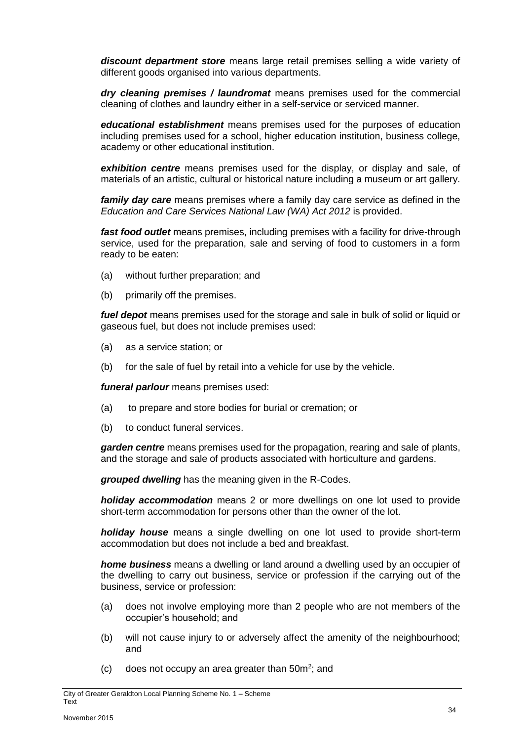***discount department store*** means large retail premises selling a wide variety of different goods organised into various departments.

***dry cleaning premises / laundromat*** means premises used for the commercial cleaning of clothes and laundry either in a self-service or serviced manner.

***educational establishment*** means premises used for the purposes of education including premises used for a school, higher education institution, business college, academy or other educational institution.

***exhibition centre*** means premises used for the display, or display and sale, of materials of an artistic, cultural or historical nature including a museum or art gallery.

***family day care*** means premises where a family day care service as defined in the *Education and Care Services National Law (WA) Act 2012* is provided.

***fast food outlet*** means premises, including premises with a facility for drive-through service, used for the preparation, sale and serving of food to customers in a form ready to be eaten:

(a) without further preparation; and

(b) primarily off the premises.

***fuel depot*** means premises used for the storage and sale in bulk of solid or liquid or gaseous fuel, but does not include premises used:

(a) as a service station; or

(b) for the sale of fuel by retail into a vehicle for use by the vehicle.

***funeral parlour*** means premises used:

(a) to prepare and store bodies for burial or cremation; or

(b) to conduct funeral services.

***garden centre*** means premises used for the propagation, rearing and sale of plants, and the storage and sale of products associated with horticulture and gardens.

***grouped dwelling*** has the meaning given in the R-Codes.

***holiday accommodation*** means 2 or more dwellings on one lot used to provide short-term accommodation for persons other than the owner of the lot.

***holiday house*** means a single dwelling on one lot used to provide short-term accommodation but does not include a bed and breakfast.

***home business*** means a dwelling or land around a dwelling used by an occupier of the dwelling to carry out business, service or profession if the carrying out of the business, service or profession:

(a) does not involve employing more than 2 people who are not members of the occupier's household; and

(b) will not cause injury to or adversely affect the amenity of the neighbourhood; and

(c) does not occupy an area greater than $50m^2$; and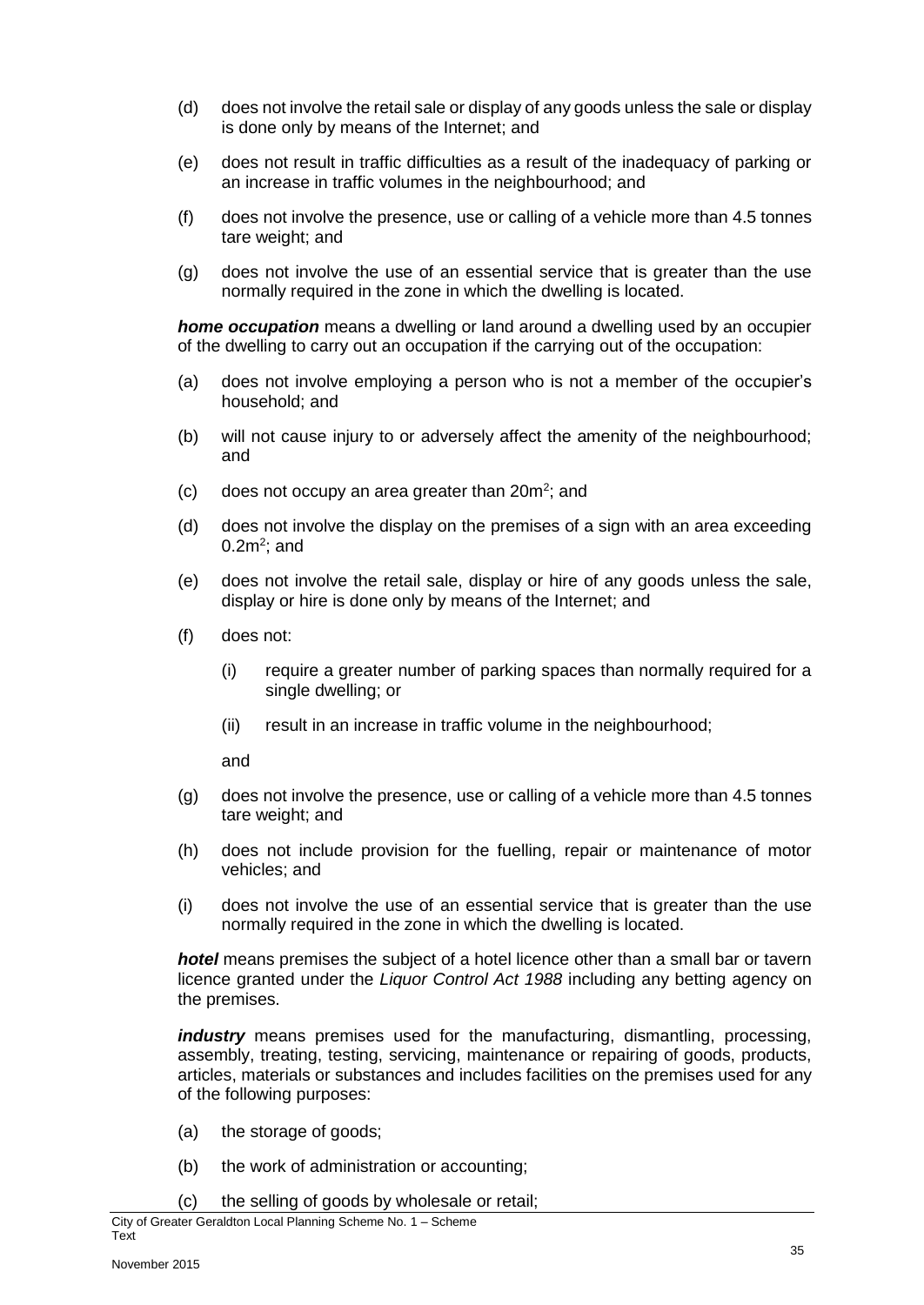(d) does not involve the retail sale or display of any goods unless the sale or display is done only by means of the Internet; and

(e) does not result in traffic difficulties as a result of the inadequacy of parking or an increase in traffic volumes in the neighbourhood; and

(f) does not involve the presence, use or calling of a vehicle more than 4.5 tonnes tare weight; and

(g) does not involve the use of an essential service that is greater than the use normally required in the zone in which the dwelling is located.

***home occupation*** means a dwelling or land around a dwelling used by an occupier of the dwelling to carry out an occupation if the carrying out of the occupation:

(a) does not involve employing a person who is not a member of the occupier's household; and

(b) will not cause injury to or adversely affect the amenity of the neighbourhood; and

(c) does not occupy an area greater than $20m^2$; and

(d) does not involve the display on the premises of a sign with an area exceeding $0.2m^2$; and

(e) does not involve the retail sale, display or hire of any goods unless the sale, display or hire is done only by means of the Internet; and

(f) does not:

   (i) require a greater number of parking spaces than normally required for a single dwelling; or

   (ii) result in an increase in traffic volume in the neighbourhood;

   and

(g) does not involve the presence, use or calling of a vehicle more than 4.5 tonnes tare weight; and

(h) does not include provision for the fuelling, repair or maintenance of motor vehicles; and

(i) does not involve the use of an essential service that is greater than the use normally required in the zone in which the dwelling is located.

***hotel*** means premises the subject of a hotel licence other than a small bar or tavern licence granted under the *Liquor Control Act 1988* including any betting agency on the premises.

***industry*** means premises used for the manufacturing, dismantling, processing, assembly, treating, testing, servicing, maintenance or repairing of goods, products, articles, materials or substances and includes facilities on the premises used for any of the following purposes:

(a) the storage of goods;

(b) the work of administration or accounting;

(c) the selling of goods by wholesale or retail;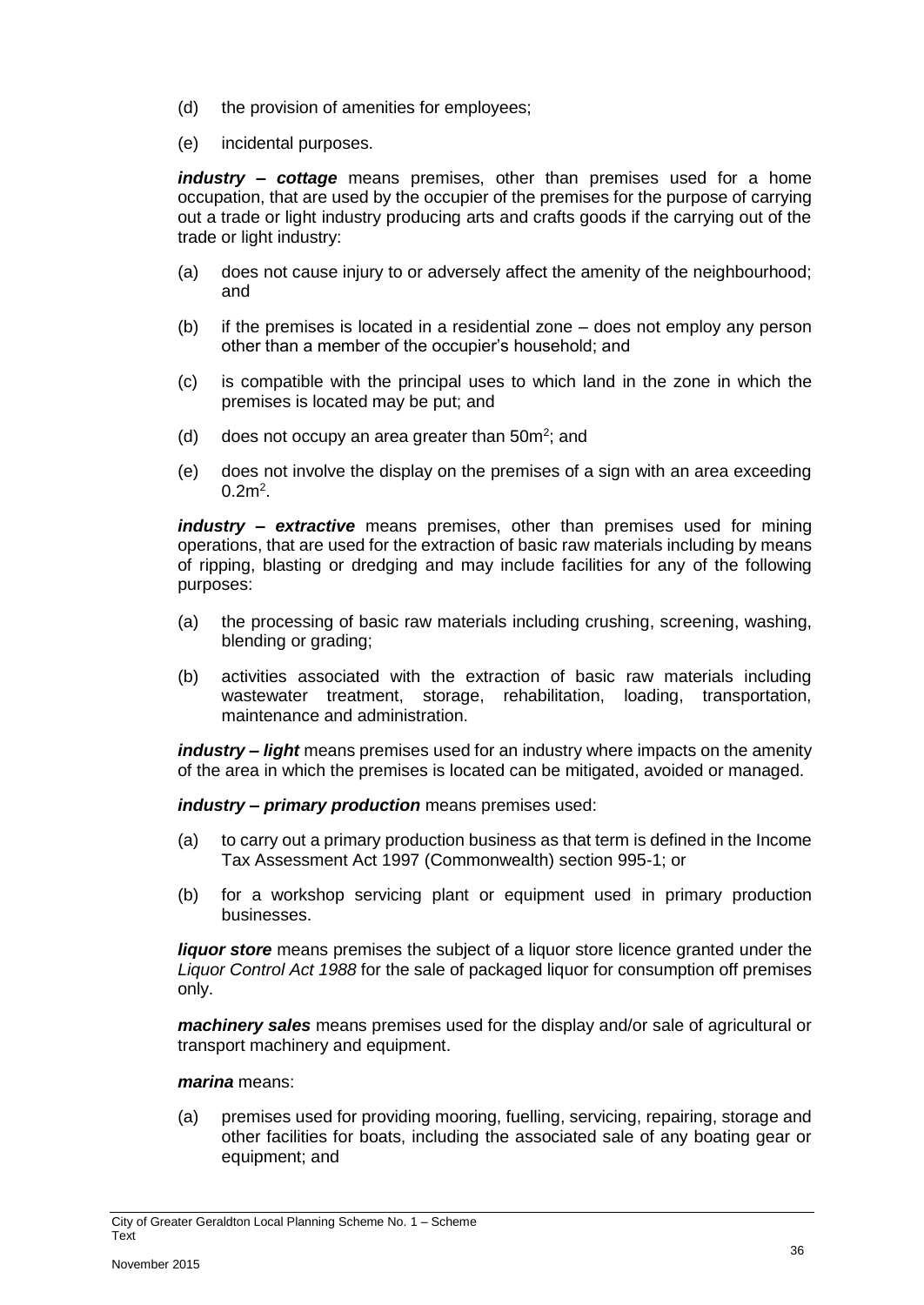(d) the provision of amenities for employees;

(e) incidental purposes.

***industry – cottage*** means premises, other than premises used for a home occupation, that are used by the occupier of the premises for the purpose of carrying out a trade or light industry producing arts and crafts goods if the carrying out of the trade or light industry:

(a) does not cause injury to or adversely affect the amenity of the neighbourhood; and

(b) if the premises is located in a residential zone – does not employ any person other than a member of the occupier's household; and

(c) is compatible with the principal uses to which land in the zone in which the premises is located may be put; and

(d) does not occupy an area greater than $50m^2$; and

(e) does not involve the display on the premises of a sign with an area exceeding $0.2m^2$.

***industry – extractive*** means premises, other than premises used for mining operations, that are used for the extraction of basic raw materials including by means of ripping, blasting or dredging and may include facilities for any of the following purposes:

(a) the processing of basic raw materials including crushing, screening, washing, blending or grading;

(b) activities associated with the extraction of basic raw materials including wastewater treatment, storage, rehabilitation, loading, transportation, maintenance and administration.

***industry – light*** means premises used for an industry where impacts on the amenity of the area in which the premises is located can be mitigated, avoided or managed.

***industry – primary production*** means premises used:

(a) to carry out a primary production business as that term is defined in the Income Tax Assessment Act 1997 (Commonwealth) section 995-1; or

(b) for a workshop servicing plant or equipment used in primary production businesses.

***liquor store*** means premises the subject of a liquor store licence granted under the *Liquor Control Act 1988* for the sale of packaged liquor for consumption off premises only.

***machinery sales*** means premises used for the display and/or sale of agricultural or transport machinery and equipment.

***marina*** means:

(a) premises used for providing mooring, fuelling, servicing, repairing, storage and other facilities for boats, including the associated sale of any boating gear or equipment; and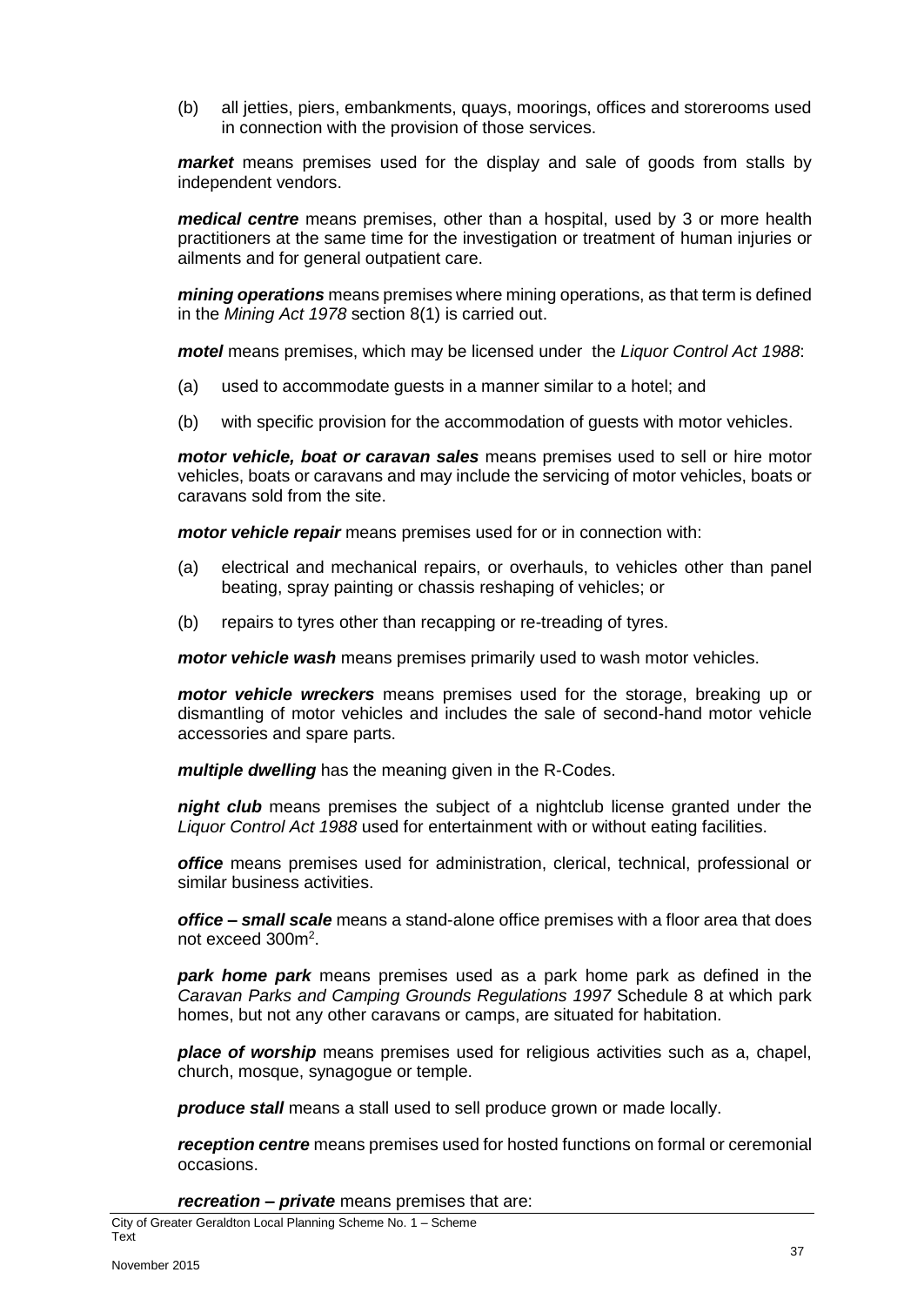(b) all jetties, piers, embankments, quays, moorings, offices and storerooms used in connection with the provision of those services.

***market*** means premises used for the display and sale of goods from stalls by independent vendors.

***medical centre*** means premises, other than a hospital, used by 3 or more health practitioners at the same time for the investigation or treatment of human injuries or ailments and for general outpatient care.

***mining operations*** means premises where mining operations, as that term is defined in the *Mining Act 1978* section 8(1) is carried out.

***motel*** means premises, which may be licensed under the *Liquor Control Act 1988*:

(a) used to accommodate guests in a manner similar to a hotel; and

(b) with specific provision for the accommodation of guests with motor vehicles.

***motor vehicle, boat or caravan sales*** means premises used to sell or hire motor vehicles, boats or caravans and may include the servicing of motor vehicles, boats or caravans sold from the site.

***motor vehicle repair*** means premises used for or in connection with:

(a) electrical and mechanical repairs, or overhauls, to vehicles other than panel beating, spray painting or chassis reshaping of vehicles; or

(b) repairs to tyres other than recapping or re-treading of tyres.

***motor vehicle wash*** means premises primarily used to wash motor vehicles.

***motor vehicle wreckers*** means premises used for the storage, breaking up or dismantling of motor vehicles and includes the sale of second-hand motor vehicle accessories and spare parts.

***multiple dwelling*** has the meaning given in the R-Codes.

***night club*** means premises the subject of a nightclub license granted under the *Liquor Control Act 1988* used for entertainment with or without eating facilities.

***office*** means premises used for administration, clerical, technical, professional or similar business activities.

***office – small scale*** means a stand-alone office premises with a floor area that does not exceed 300m².

***park home park*** means premises used as a park home park as defined in the *Caravan Parks and Camping Grounds Regulations 1997* Schedule 8 at which park homes, but not any other caravans or camps, are situated for habitation.

***place of worship*** means premises used for religious activities such as a, chapel, church, mosque, synagogue or temple.

***produce stall*** means a stall used to sell produce grown or made locally.

***reception centre*** means premises used for hosted functions on formal or ceremonial occasions.

***recreation – private*** means premises that are: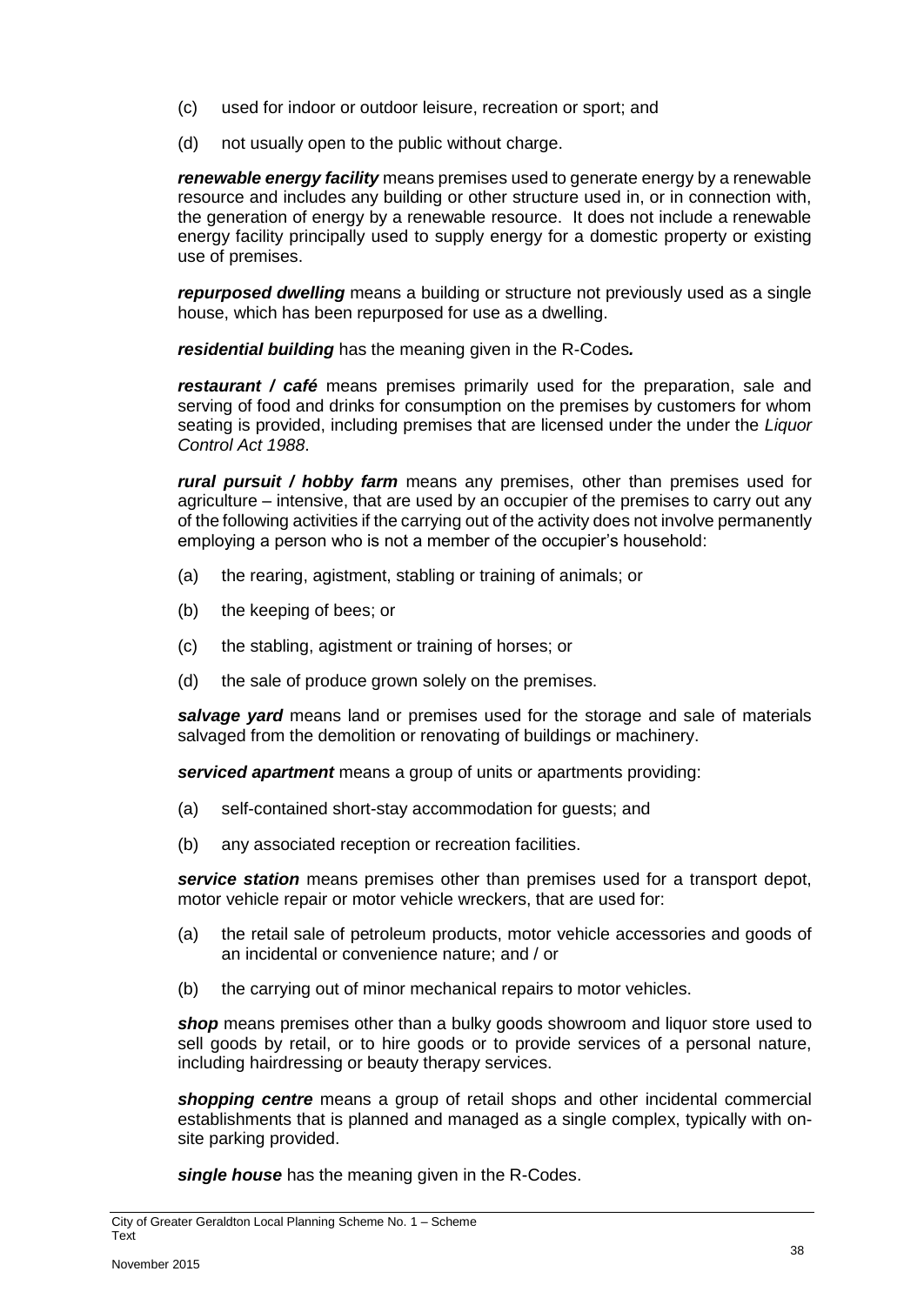(c) used for indoor or outdoor leisure, recreation or sport; and

(d) not usually open to the public without charge.

***renewable energy facility*** means premises used to generate energy by a renewable resource and includes any building or other structure used in, or in connection with, the generation of energy by a renewable resource. It does not include a renewable energy facility principally used to supply energy for a domestic property or existing use of premises.

***repurposed dwelling*** means a building or structure not previously used as a single house, which has been repurposed for use as a dwelling.

***residential building*** has the meaning given in the R-Codes*.*

***restaurant / café*** means premises primarily used for the preparation, sale and serving of food and drinks for consumption on the premises by customers for whom seating is provided, including premises that are licensed under the under the *Liquor Control Act 1988*.

***rural pursuit / hobby farm*** means any premises, other than premises used for agriculture – intensive, that are used by an occupier of the premises to carry out any of the following activities if the carrying out of the activity does not involve permanently employing a person who is not a member of the occupier's household:

(a) the rearing, agistment, stabling or training of animals; or

(b) the keeping of bees; or

(c) the stabling, agistment or training of horses; or

(d) the sale of produce grown solely on the premises.

***salvage yard*** means land or premises used for the storage and sale of materials salvaged from the demolition or renovating of buildings or machinery.

***serviced apartment*** means a group of units or apartments providing:

(a) self-contained short-stay accommodation for guests; and

(b) any associated reception or recreation facilities.

***service station*** means premises other than premises used for a transport depot, motor vehicle repair or motor vehicle wreckers, that are used for:

(a) the retail sale of petroleum products, motor vehicle accessories and goods of an incidental or convenience nature; and / or

(b) the carrying out of minor mechanical repairs to motor vehicles.

***shop*** means premises other than a bulky goods showroom and liquor store used to sell goods by retail, or to hire goods or to provide services of a personal nature, including hairdressing or beauty therapy services.

***shopping centre*** means a group of retail shops and other incidental commercial establishments that is planned and managed as a single complex, typically with on-site parking provided.

***single house*** has the meaning given in the R-Codes.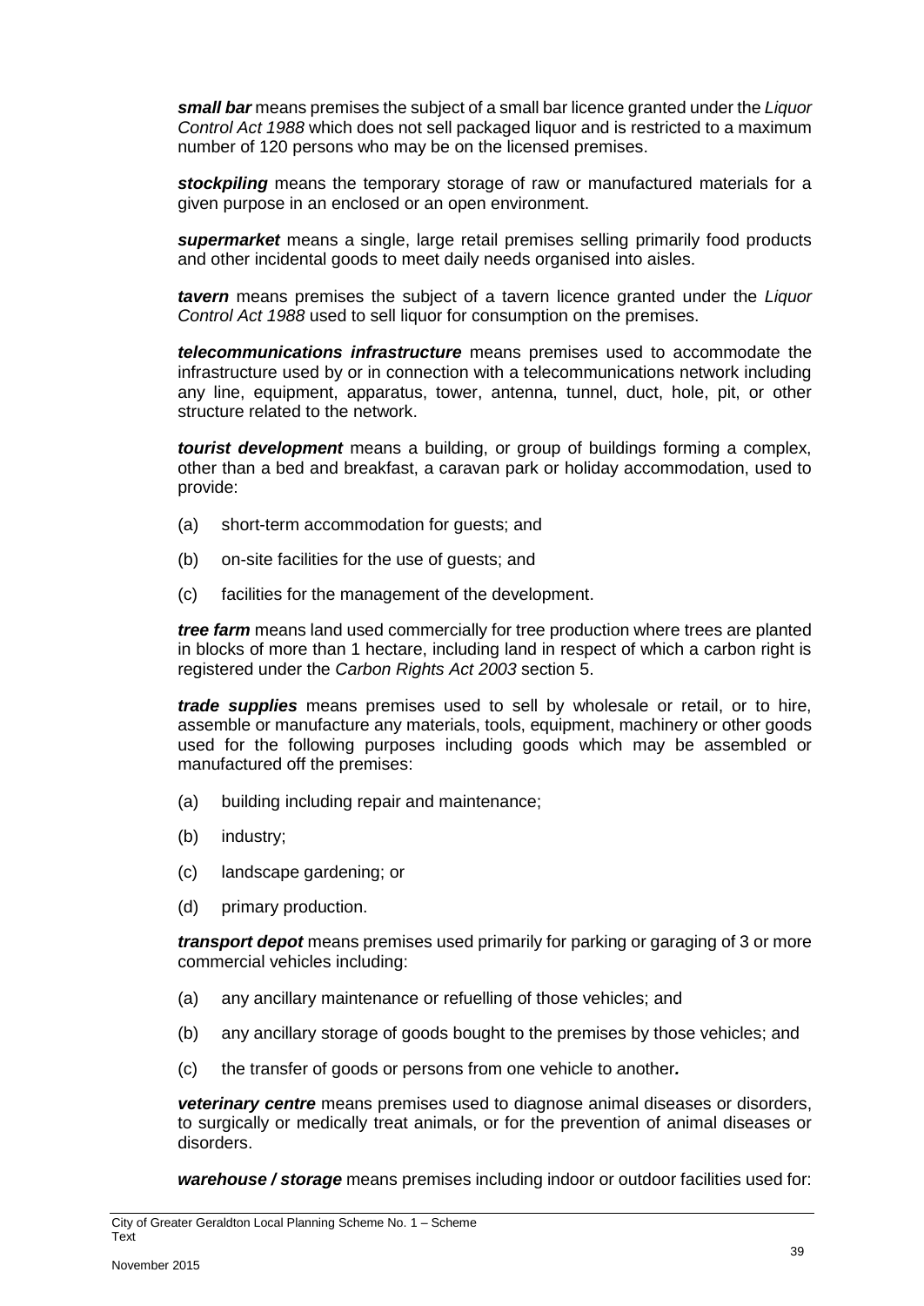***small bar*** means premises the subject of a small bar licence granted under the *Liquor Control Act 1988* which does not sell packaged liquor and is restricted to a maximum number of 120 persons who may be on the licensed premises.

***stockpiling*** means the temporary storage of raw or manufactured materials for a given purpose in an enclosed or an open environment.

***supermarket*** means a single, large retail premises selling primarily food products and other incidental goods to meet daily needs organised into aisles.

***tavern*** means premises the subject of a tavern licence granted under the *Liquor Control Act 1988* used to sell liquor for consumption on the premises.

***telecommunications infrastructure*** means premises used to accommodate the infrastructure used by or in connection with a telecommunications network including any line, equipment, apparatus, tower, antenna, tunnel, duct, hole, pit, or other structure related to the network.

***tourist development*** means a building, or group of buildings forming a complex, other than a bed and breakfast, a caravan park or holiday accommodation, used to provide:

(a) short-term accommodation for guests; and

(b) on-site facilities for the use of guests; and

(c) facilities for the management of the development.

***tree farm*** means land used commercially for tree production where trees are planted in blocks of more than 1 hectare, including land in respect of which a carbon right is registered under the *Carbon Rights Act 2003* section 5.

***trade supplies*** means premises used to sell by wholesale or retail, or to hire, assemble or manufacture any materials, tools, equipment, machinery or other goods used for the following purposes including goods which may be assembled or manufactured off the premises:

(a) building including repair and maintenance;

(b) industry;

(c) landscape gardening; or

(d) primary production.

***transport depot*** means premises used primarily for parking or garaging of 3 or more commercial vehicles including:

(a) any ancillary maintenance or refuelling of those vehicles; and

(b) any ancillary storage of goods bought to the premises by those vehicles; and

(c) the transfer of goods or persons from one vehicle to another**.**

***veterinary centre*** means premises used to diagnose animal diseases or disorders, to surgically or medically treat animals, or for the prevention of animal diseases or disorders.

***warehouse / storage*** means premises including indoor or outdoor facilities used for: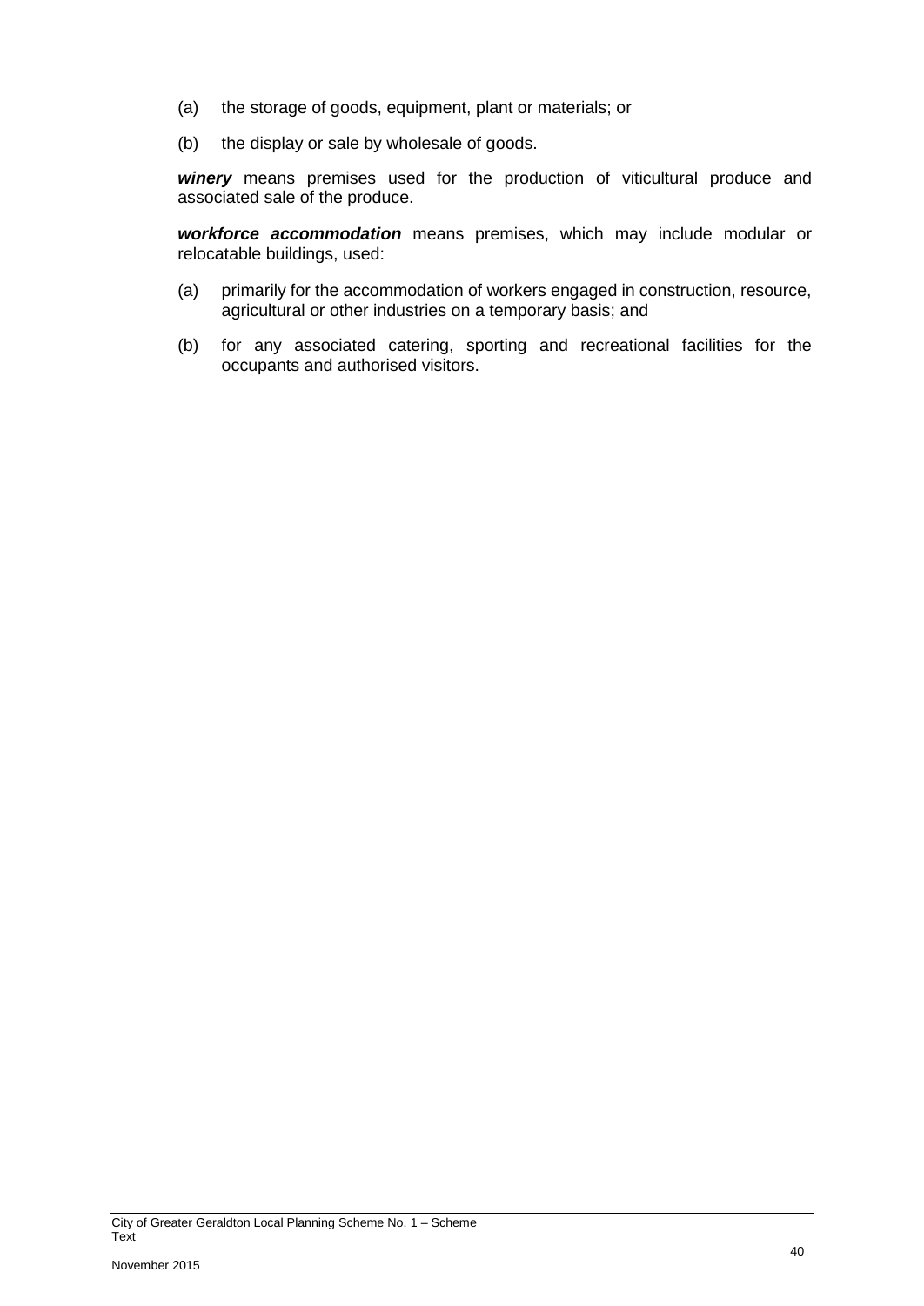(a) the storage of goods, equipment, plant or materials; or

(b) the display or sale by wholesale of goods.

***winery*** means premises used for the production of viticultural produce and associated sale of the produce.

***workforce accommodation*** means premises, which may include modular or relocatable buildings, used:

(a) primarily for the accommodation of workers engaged in construction, resource, agricultural or other industries on a temporary basis; and

(b) for any associated catering, sporting and recreational facilities for the occupants and authorised visitors.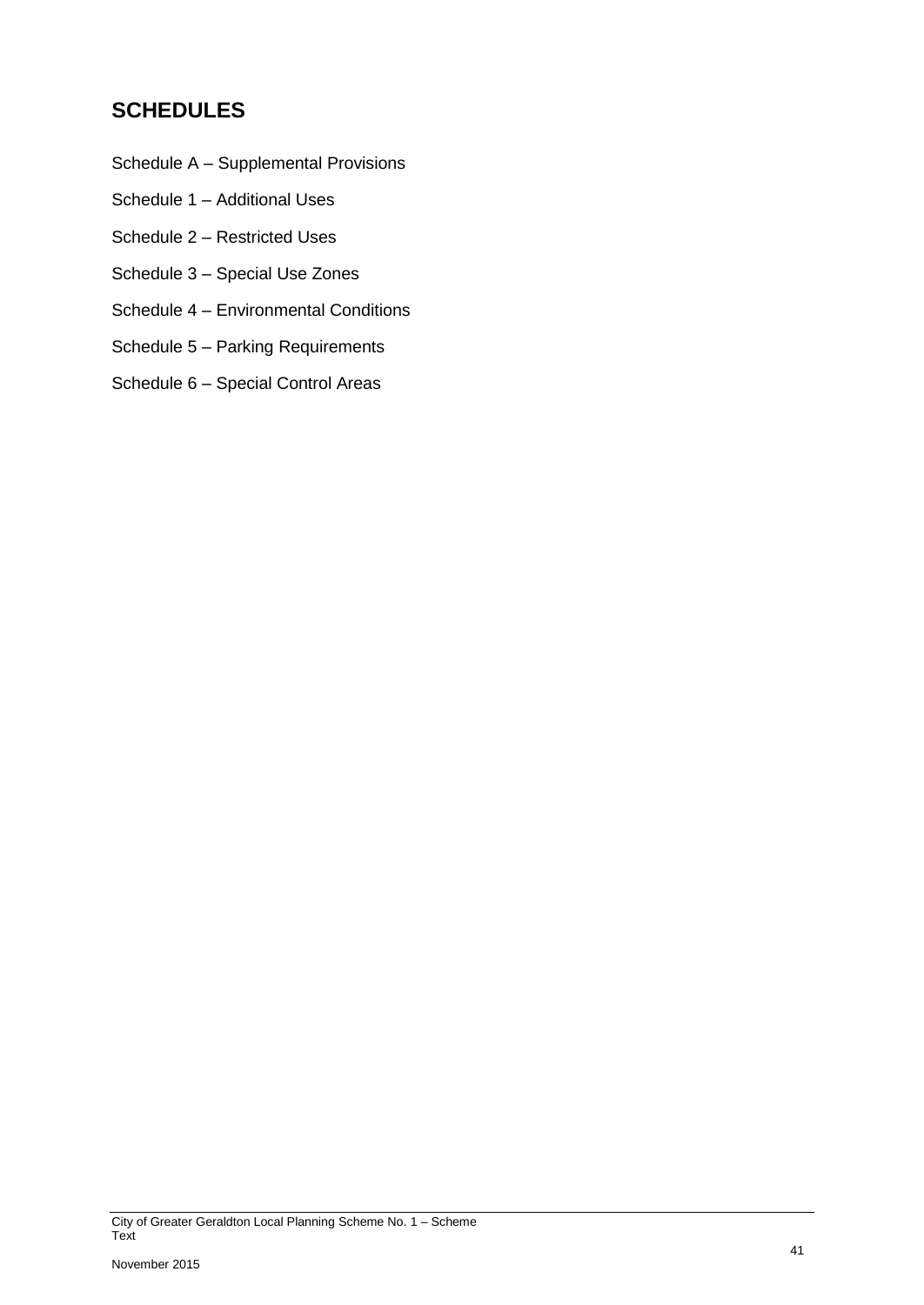## SCHEDULES

Schedule A – Supplemental Provisions

Schedule 1 – Additional Uses

Schedule 2 – Restricted Uses

Schedule 3 – Special Use Zones

Schedule 4 – Environmental Conditions

Schedule 5 – Parking Requirements

Schedule 6 – Special Control Areas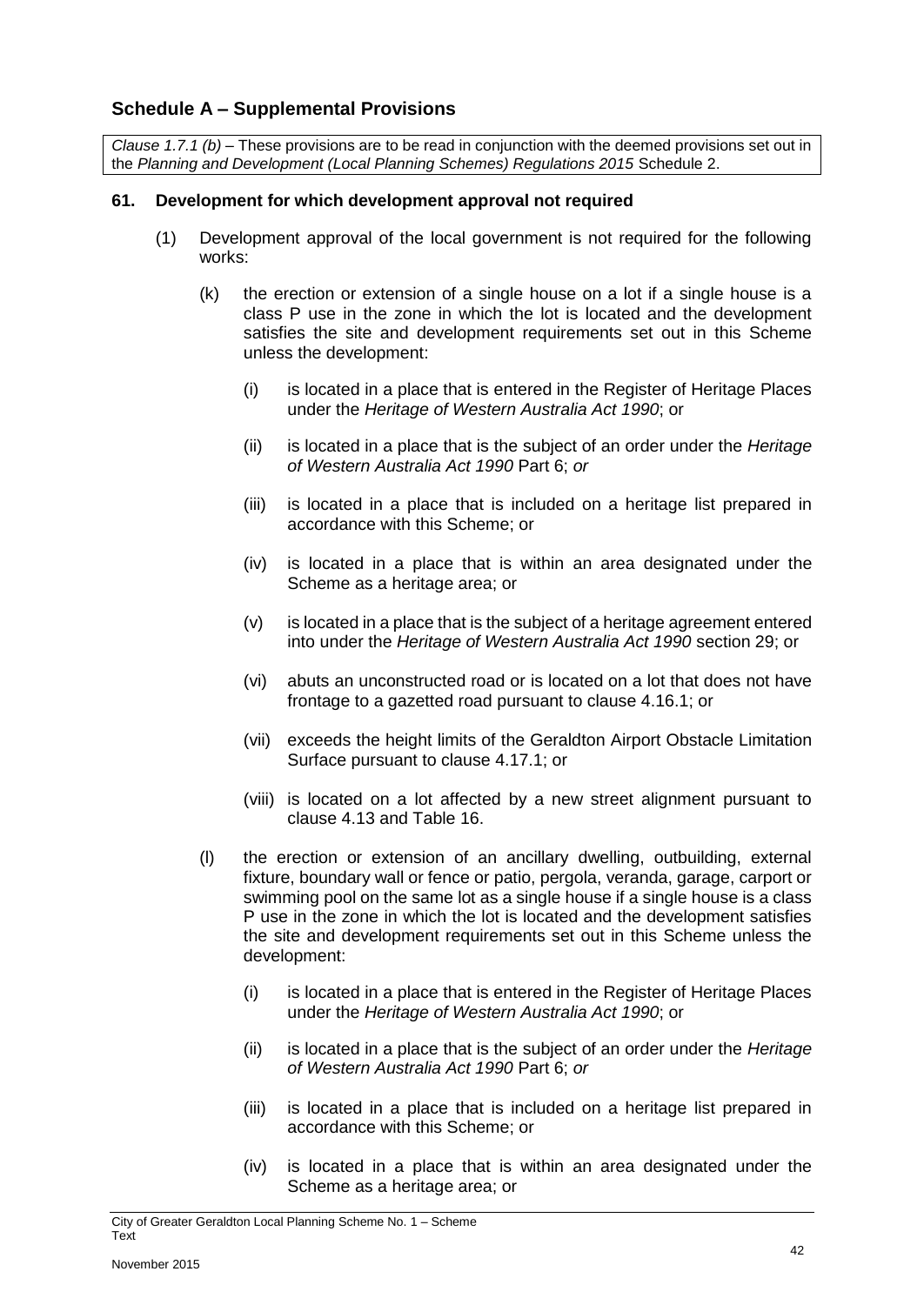## Schedule A – Supplemental Provisions

*Clause 1.7.1 (b)* – These provisions are to be read in conjunction with the deemed provisions set out in the *Planning and Development (Local Planning Schemes) Regulations 2015* Schedule 2.

### 61. Development for which development approval not required

(1) Development approval of the local government is not required for the following works:

(k) the erection or extension of a single house on a lot if a single house is a class P use in the zone in which the lot is located and the development satisfies the site and development requirements set out in this Scheme unless the development:

(i) is located in a place that is entered in the Register of Heritage Places under the *Heritage of Western Australia Act 1990*; or

(ii) is located in a place that is the subject of an order under the *Heritage of Western Australia Act 1990* Part 6; *or*

(iii) is located in a place that is included on a heritage list prepared in accordance with this Scheme; or

(iv) is located in a place that is within an area designated under the Scheme as a heritage area; or

(v) is located in a place that is the subject of a heritage agreement entered into under the *Heritage of Western Australia Act 1990* section 29; or

(vi) abuts an unconstructed road or is located on a lot that does not have frontage to a gazetted road pursuant to clause 4.16.1; or

(vii) exceeds the height limits of the Geraldton Airport Obstacle Limitation Surface pursuant to clause 4.17.1; or

(viii) is located on a lot affected by a new street alignment pursuant to clause 4.13 and Table 16.

(l) the erection or extension of an ancillary dwelling, outbuilding, external fixture, boundary wall or fence or patio, pergola, veranda, garage, carport or swimming pool on the same lot as a single house if a single house is a class P use in the zone in which the lot is located and the development satisfies the site and development requirements set out in this Scheme unless the development:

(i) is located in a place that is entered in the Register of Heritage Places under the *Heritage of Western Australia Act 1990*; or

(ii) is located in a place that is the subject of an order under the *Heritage of Western Australia Act 1990* Part 6; *or*

(iii) is located in a place that is included on a heritage list prepared in accordance with this Scheme; or

(iv) is located in a place that is within an area designated under the Scheme as a heritage area; or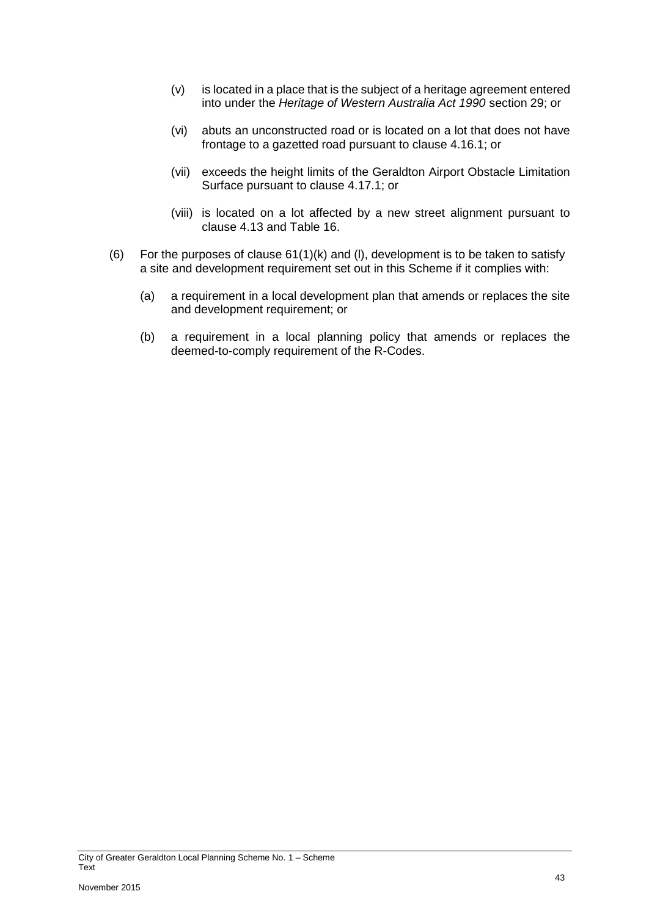(v) is located in a place that is the subject of a heritage agreement entered into under the *Heritage of Western Australia Act 1990* section 29; or

(vi) abuts an unconstructed road or is located on a lot that does not have frontage to a gazetted road pursuant to clause 4.16.1; or

(vii) exceeds the height limits of the Geraldton Airport Obstacle Limitation Surface pursuant to clause 4.17.1; or

(viii) is located on a lot affected by a new street alignment pursuant to clause 4.13 and Table 16.

(6) For the purposes of clause 61(1)(k) and (l), development is to be taken to satisfy a site and development requirement set out in this Scheme if it complies with:

(a) a requirement in a local development plan that amends or replaces the site and development requirement; or

(b) a requirement in a local planning policy that amends or replaces the deemed-to-comply requirement of the R-Codes.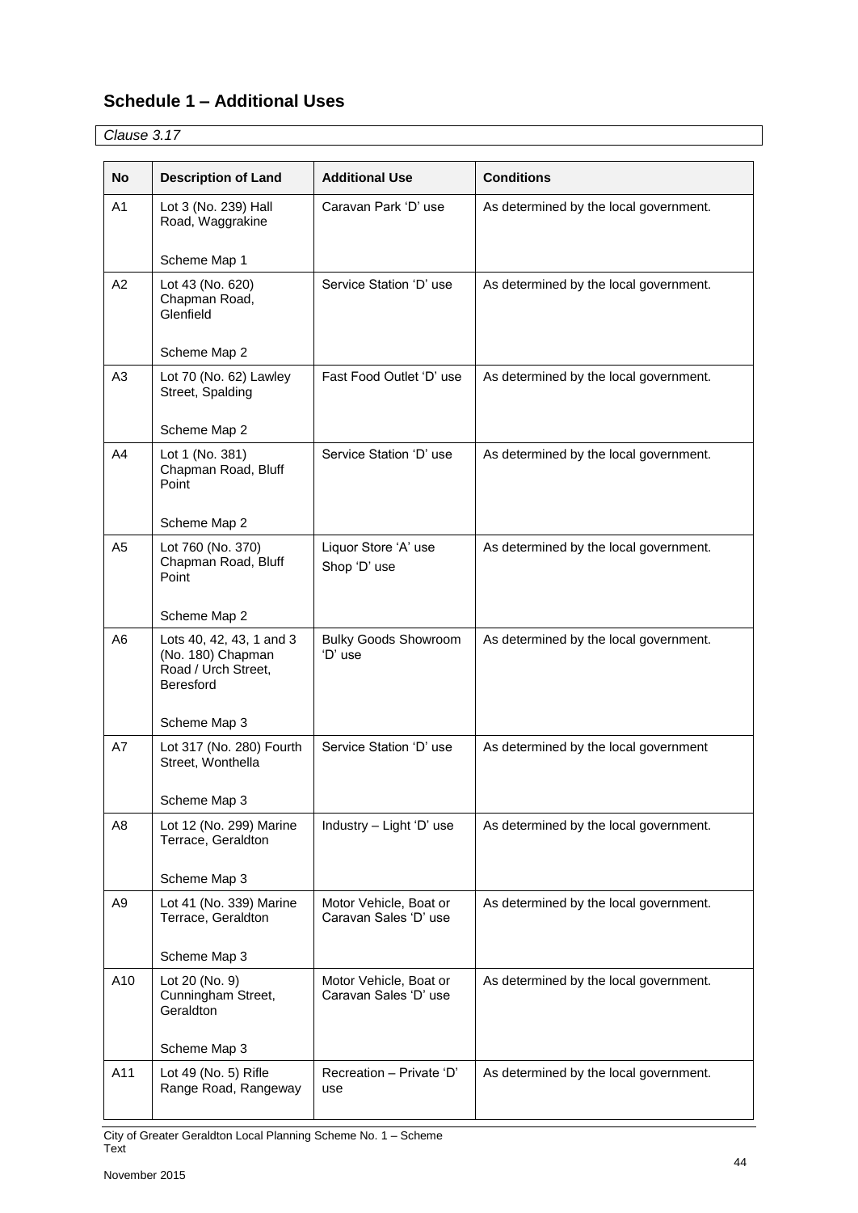## Schedule 1 – Additional Uses

*Clause 3.17*

| No | Description of Land | Additional Use | Conditions |
|---|---|---|---|
| A1 | Lot 3 (No. 239) Hall Road, Waggrakine<br><br>Scheme Map 1 | Caravan Park 'D' use | As determined by the local government. |
| A2 | Lot 43 (No. 620) Chapman Road, Glenfield<br><br>Scheme Map 2 | Service Station 'D' use | As determined by the local government. |
| A3 | Lot 70 (No. 62) Lawley Street, Spalding<br><br>Scheme Map 2 | Fast Food Outlet 'D' use | As determined by the local government. |
| A4 | Lot 1 (No. 381) Chapman Road, Bluff Point<br><br>Scheme Map 2 | Service Station 'D' use | As determined by the local government. |
| A5 | Lot 760 (No. 370) Chapman Road, Bluff Point<br><br>Scheme Map 2 | Liquor Store 'A' use<br>Shop 'D' use | As determined by the local government. |
| A6 | Lots 40, 42, 43, 1 and 3 (No. 180) Chapman Road / Urch Street, Beresford<br><br>Scheme Map 3 | Bulky Goods Showroom 'D' use | As determined by the local government. |
| A7 | Lot 317 (No. 280) Fourth Street, Wonthella<br><br>Scheme Map 3 | Service Station 'D' use | As determined by the local government |
| A8 | Lot 12 (No. 299) Marine Terrace, Geraldton<br><br>Scheme Map 3 | Industry – Light 'D' use | As determined by the local government. |
| A9 | Lot 41 (No. 339) Marine Terrace, Geraldton<br><br>Scheme Map 3 | Motor Vehicle, Boat or Caravan Sales 'D' use | As determined by the local government. |
| A10 | Lot 20 (No. 9) Cunningham Street, Geraldton<br><br>Scheme Map 3 | Motor Vehicle, Boat or Caravan Sales 'D' use | As determined by the local government. |
| A11 | Lot 49 (No. 5) Rifle Range Road, Rangeway | Recreation – Private 'D' use | As determined by the local government. |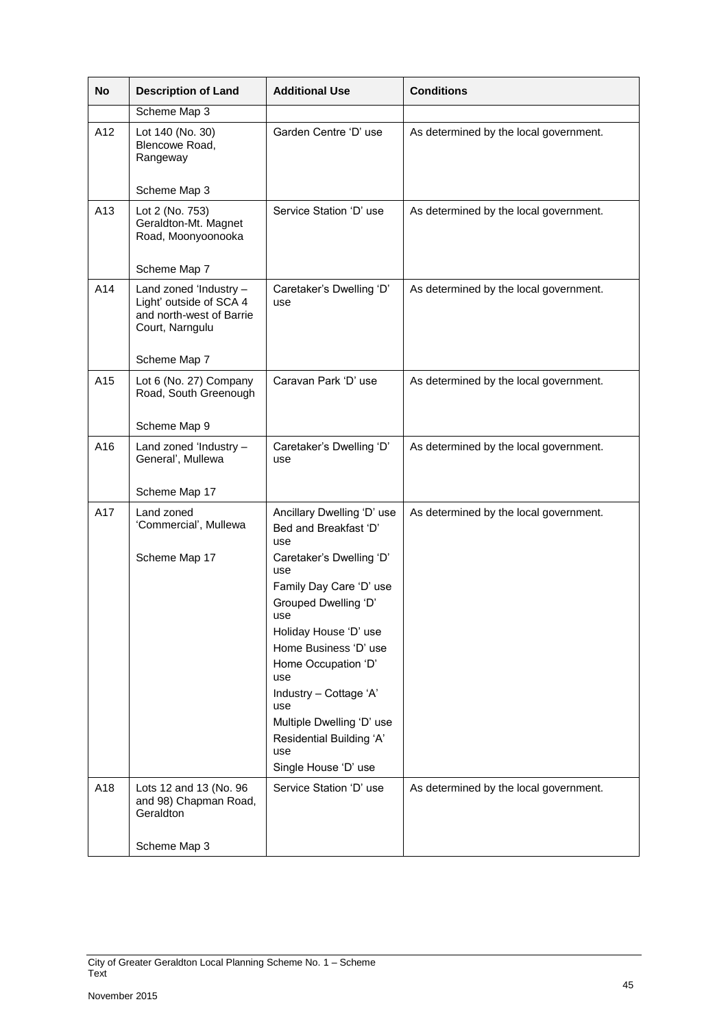| No | Description of Land | Additional Use | Conditions |
|---|---|---|---|
| | Scheme Map 3 | | |
| A12 | Lot 140 (No. 30) Blencowe Road, Rangeway<br><br>Scheme Map 3 | Garden Centre 'D' use | As determined by the local government. |
| A13 | Lot 2 (No. 753) Geraldton-Mt. Magnet Road, Moonyoonooka<br><br>Scheme Map 7 | Service Station 'D' use | As determined by the local government. |
| A14 | Land zoned 'Industry – Light' outside of SCA 4 and north-west of Barrie Court, Narngulu<br><br>Scheme Map 7 | Caretaker's Dwelling 'D' use | As determined by the local government. |
| A15 | Lot 6 (No. 27) Company Road, South Greenough<br><br>Scheme Map 9 | Caravan Park 'D' use | As determined by the local government. |
| A16 | Land zoned 'Industry – General', Mullewa<br><br>Scheme Map 17 | Caretaker's Dwelling 'D' use | As determined by the local government. |
| A17 | Land zoned 'Commercial', Mullewa<br><br>Scheme Map 17 | Ancillary Dwelling 'D' use<br>Bed and Breakfast 'D' use<br>Caretaker's Dwelling 'D' use<br>Family Day Care 'D' use<br>Grouped Dwelling 'D' use<br>Holiday House 'D' use<br>Home Business 'D' use<br>Home Occupation 'D' use<br>Industry – Cottage 'A' use<br>Multiple Dwelling 'D' use<br>Residential Building 'A' use<br>Single House 'D' use | As determined by the local government. |
| A18 | Lots 12 and 13 (No. 96 and 98) Chapman Road, Geraldton<br><br>Scheme Map 3 | Service Station 'D' use | As determined by the local government. |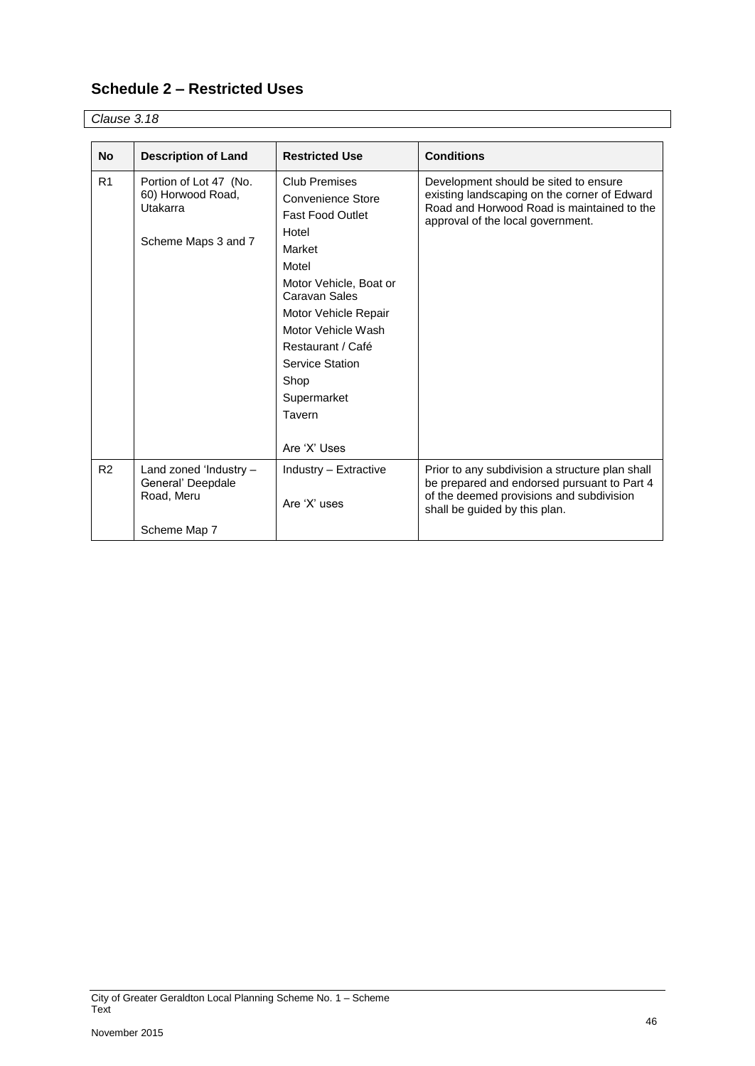## Schedule 2 – Restricted Uses

*Clause 3.18*

| No | Description of Land | Restricted Use | Conditions |
|---|---|---|---|
| R1 | Portion of Lot 47 (No. 60) Horwood Road, Utakarra<br><br>Scheme Maps 3 and 7 | Club Premises<br>Convenience Store<br>Fast Food Outlet<br>Hotel<br>Market<br>Motel<br>Motor Vehicle, Boat or Caravan Sales<br>Motor Vehicle Repair<br>Motor Vehicle Wash<br>Restaurant / Café<br>Service Station<br>Shop<br>Supermarket<br>Tavern<br><br>Are 'X' Uses | Development should be sited to ensure existing landscaping on the corner of Edward Road and Horwood Road is maintained to the approval of the local government. |
| R2 | Land zoned 'Industry – General' Deepdale Road, Meru<br><br>Scheme Map 7 | Industry – Extractive<br><br>Are 'X' uses | Prior to any subdivision a structure plan shall be prepared and endorsed pursuant to Part 4 of the deemed provisions and subdivision shall be guided by this plan. |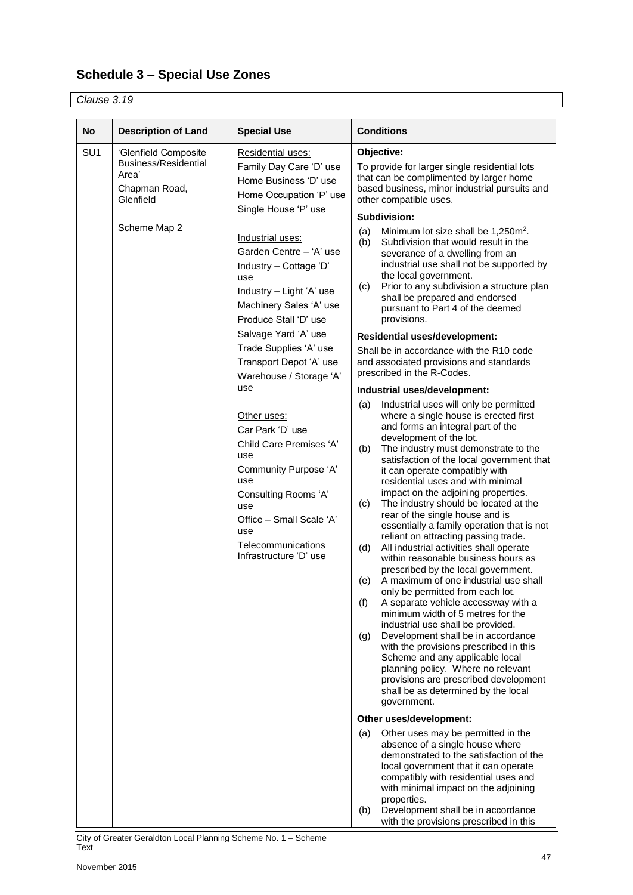# Schedule 3 – Special Use Zones

*Clause 3.19*

| No | Description of Land | Special Use | Conditions |
|---|---|---|---|
| SU1 | 'Glenfield Composite Business/Residential Area'<br>Chapman Road, Glenfield<br><br>Scheme Map 2 | Residential uses:<br>Family Day Care 'D' use<br>Home Business 'D' use<br>Home Occupation 'P' use<br>Single House 'P' use<br><br>Industrial uses:<br>Garden Centre – 'A' use<br>Industry – Cottage 'D' use<br>Industry – Light 'A' use<br>Machinery Sales 'A' use<br>Produce Stall 'D' use<br>Salvage Yard 'A' use<br>Trade Supplies 'A' use<br>Transport Depot 'A' use<br>Warehouse / Storage 'A' use<br><br>Other uses:<br>Car Park 'D' use<br>Child Care Premises 'A' use<br>Community Purpose 'A' use<br>Consulting Rooms 'A' use<br>Office – Small Scale 'A' use<br>Telecommunications Infrastructure 'D' use | **Objective:**<br>To provide for larger single residential lots that can be complimented by larger home based business, minor industrial pursuits and other compatible uses.<br><br>**Subdivision:**<br>(a) Minimum lot size shall be 1,250m$^2$.<br>(b) Subdivision that would result in the severance of a dwelling from an industrial use shall not be supported by the local government.<br>(c) Prior to any subdivision a structure plan shall be prepared and endorsed pursuant to Part 4 of the deemed provisions.<br><br>**Residential uses/development:**<br>Shall be in accordance with the R10 code and associated provisions and standards prescribed in the R-Codes.<br><br>**Industrial uses/development:**<br>(a) Industrial uses will only be permitted where a single house is erected first and forms an integral part of the development of the lot.<br>(b) The industry must demonstrate to the satisfaction of the local government that it can operate compatibly with residential uses and with minimal impact on the adjoining properties.<br>(c) The industry should be located at the rear of the single house and is essentially a family operation that is not reliant on attracting passing trade.<br>(d) All industrial activities shall operate within reasonable business hours as prescribed by the local government.<br>(e) A maximum of one industrial use shall only be permitted from each lot.<br>(f) A separate vehicle accessway with a minimum width of 5 metres for the industrial use shall be provided.<br>(g) Development shall be in accordance with the provisions prescribed in this Scheme and any applicable local planning policy. Where no relevant provisions are prescribed development shall be as determined by the local government.<br><br>**Other uses/development:**<br>(a) Other uses may be permitted in the absence of a single house where demonstrated to the satisfaction of the local government that it can operate compatibly with residential uses and with minimal impact on the adjoining properties.<br>(b) Development shall be in accordance with the provisions prescribed in this |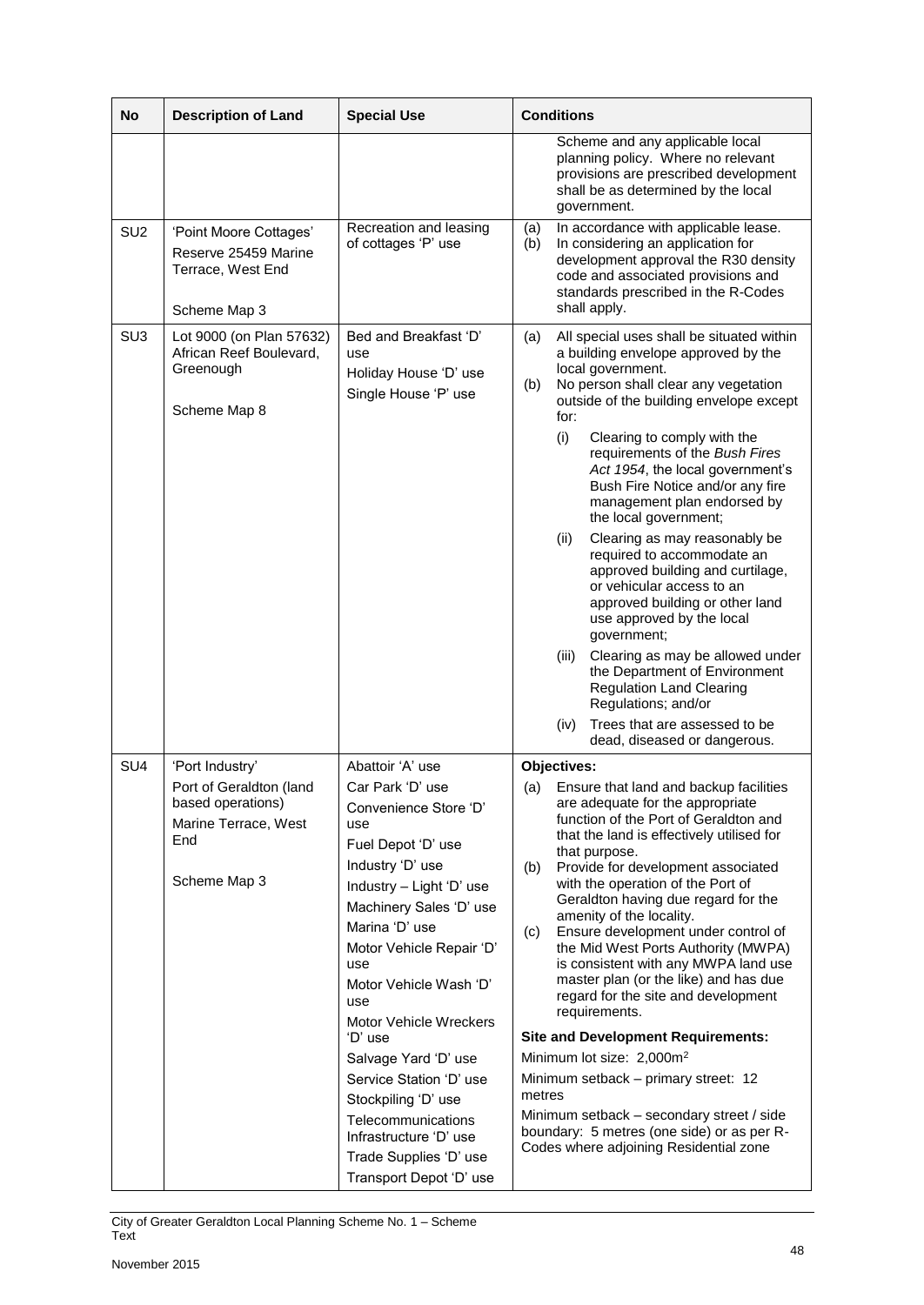| No | Description of Land | Special Use | Conditions |
|---|---|---|---|
| | | | Scheme and any applicable local planning policy. Where no relevant provisions are prescribed development shall be as determined by the local government. |
| SU2 | 'Point Moore Cottages' Reserve 25459 Marine Terrace, West End<br><br>Scheme Map 3 | Recreation and leasing of cottages 'P' use | (a) In accordance with applicable lease.<br>(b) In considering an application for development approval the R30 density code and associated provisions and standards prescribed in the R-Codes shall apply. |
| SU3 | Lot 9000 (on Plan 57632) African Reef Boulevard, Greenough<br><br>Scheme Map 8 | Bed and Breakfast 'D' use<br>Holiday House 'D' use<br>Single House 'P' use | (a) All special uses shall be situated within a building envelope approved by the local government.<br>(b) No person shall clear any vegetation outside of the building envelope except for:<br>(i) Clearing to comply with the requirements of the *Bush Fires Act 1954*, the local government's Bush Fire Notice and/or any fire management plan endorsed by the local government;<br>(ii) Clearing as may reasonably be required to accommodate an approved building and curtilage, or vehicular access to an approved building or other land use approved by the local government;<br>(iii) Clearing as may be allowed under the Department of Environment Regulation Land Clearing Regulations; and/or<br>(iv) Trees that are assessed to be dead, diseased or dangerous. |
| SU4 | 'Port Industry'<br>Port of Geraldton (land based operations)<br>Marine Terrace, West End<br><br>Scheme Map 3 | Abattoir 'A' use<br>Car Park 'D' use<br>Convenience Store 'D' use<br>Fuel Depot 'D' use<br>Industry 'D' use<br>Industry – Light 'D' use<br>Machinery Sales 'D' use<br>Marina 'D' use<br>Motor Vehicle Repair 'D' use<br>Motor Vehicle Wash 'D' use<br>Motor Vehicle Wreckers 'D' use<br>Salvage Yard 'D' use<br>Service Station 'D' use<br>Stockpiling 'D' use<br>Telecommunications Infrastructure 'D' use<br>Trade Supplies 'D' use<br>Transport Depot 'D' use | **Objectives:**<br>(a) Ensure that land and backup facilities are adequate for the appropriate function of the Port of Geraldton and that the land is effectively utilised for that purpose.<br>(b) Provide for development associated with the operation of the Port of Geraldton having due regard for the amenity of the locality.<br>(c) Ensure development under control of the Mid West Ports Authority (MWPA) is consistent with any MWPA land use master plan (or the like) and has due regard for the site and development requirements.<br>**Site and Development Requirements:**<br>Minimum lot size: 2,000m$^2$<br>Minimum setback – primary street: 12 metres<br>Minimum setback – secondary street / side boundary: 5 metres (one side) or as per R-Codes where adjoining Residential zone |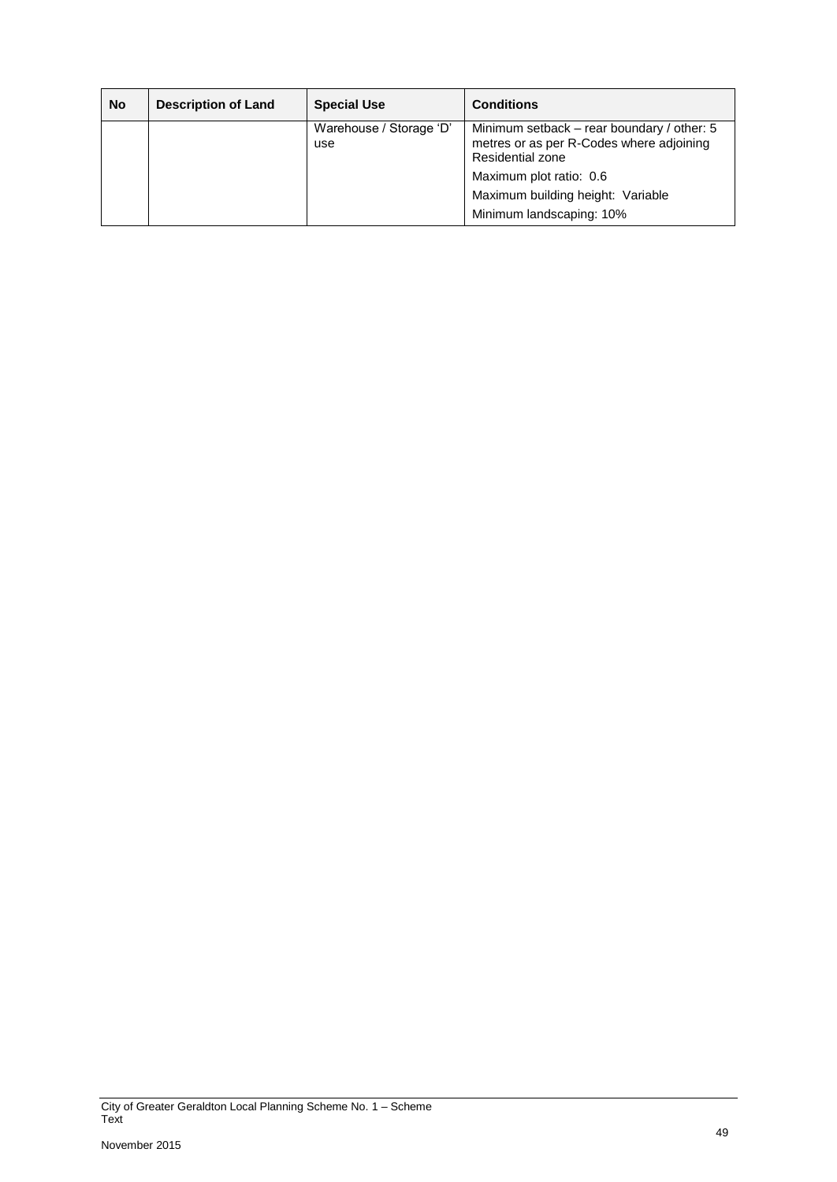| No | Description of Land | Special Use | Conditions |
|---|---|---|---|
| | | Warehouse / Storage 'D' use | Minimum setback – rear boundary / other: 5 metres or as per R-Codes where adjoining Residential zone<br>Maximum plot ratio: 0.6<br>Maximum building height: Variable<br>Minimum landscaping: 10% |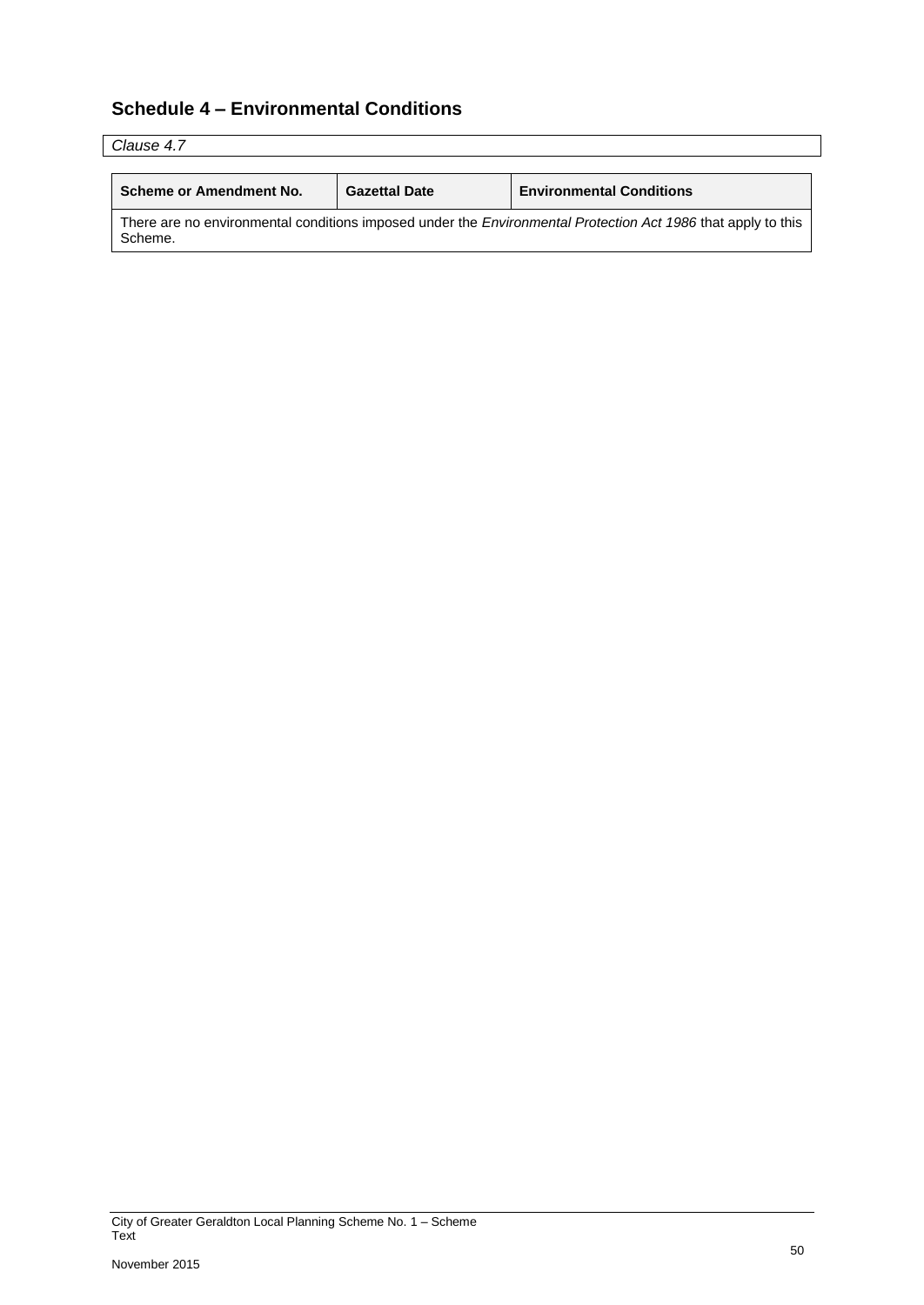## Schedule 4 – Environmental Conditions

*Clause 4.7*

| Scheme or Amendment No. | Gazettal Date | Environmental Conditions |
|---|---|---|
| There are no environmental conditions imposed under the *Environmental Protection Act 1986* that apply to this Scheme. | | |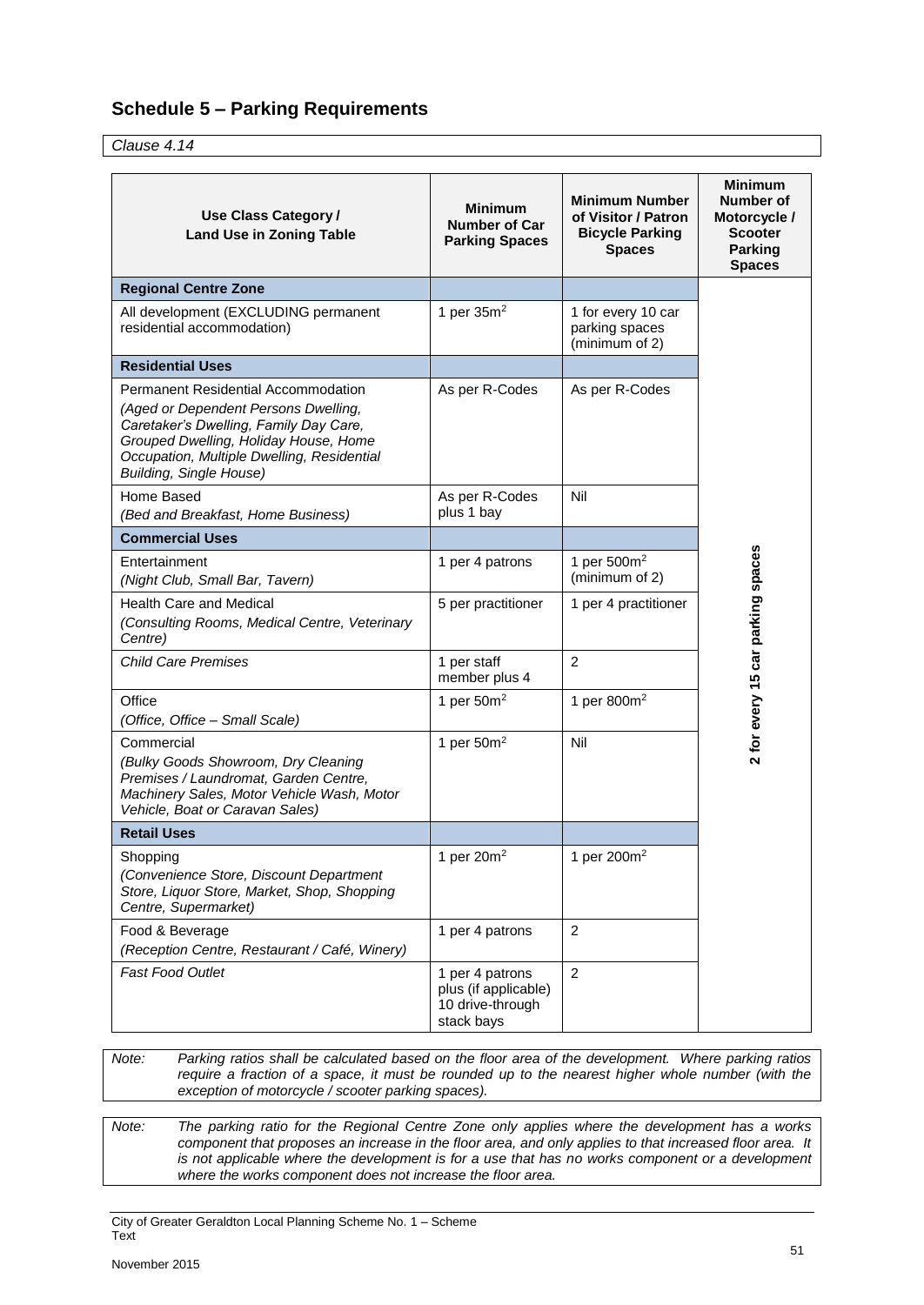## Schedule 5 – Parking Requirements

*Clause 4.14*

| Use Class Category / Land Use in Zoning Table | Minimum Number of Car Parking Spaces | Minimum Number of Visitor / Patron Bicycle Parking Spaces | Minimum Number of Motorcycle / Scooter Parking Spaces |
|---|---|---|---|
| **Regional Centre Zone** | | | 2 for every 15 car parking spaces |
| All development (EXCLUDING permanent residential accommodation) | 1 per 35m$^2$ | 1 for every 10 car parking spaces (minimum of 2) | |
| **Residential Uses** | | | |
| Permanent Residential Accommodation *(Aged or Dependent Persons Dwelling, Caretaker's Dwelling, Family Day Care, Grouped Dwelling, Holiday House, Home Occupation, Multiple Dwelling, Residential Building, Single House)* | As per R-Codes | As per R-Codes | |
| Home Based *(Bed and Breakfast, Home Business)* | As per R-Codes plus 1 bay | Nil | |
| **Commercial Uses** | | | |
| Entertainment *(Night Club, Small Bar, Tavern)* | 1 per 4 patrons | 1 per 500m$^2$ (minimum of 2) | |
| Health Care and Medical *(Consulting Rooms, Medical Centre, Veterinary Centre)* | 5 per practitioner | 1 per 4 practitioner | |
| *Child Care Premises* | 1 per staff member plus 4 | 2 | |
| Office *(Office, Office – Small Scale)* | 1 per 50m$^2$ | 1 per 800m$^2$ | |
| Commercial *(Bulky Goods Showroom, Dry Cleaning Premises / Laundromat, Garden Centre, Machinery Sales, Motor Vehicle Wash, Motor Vehicle, Boat or Caravan Sales)* | 1 per 50m$^2$ | Nil | |
| **Retail Uses** | | | |
| Shopping *(Convenience Store, Discount Department Store, Liquor Store, Market, Shop, Shopping Centre, Supermarket)* | 1 per 20m$^2$ | 1 per 200m$^2$ | |
| Food & Beverage *(Reception Centre, Restaurant / Café, Winery)* | 1 per 4 patrons | 2 | |
| *Fast Food Outlet* | 1 per 4 patrons plus (if applicable) 10 drive-through stack bays | 2 | |

*Note: Parking ratios shall be calculated based on the floor area of the development. Where parking ratios require a fraction of a space, it must be rounded up to the nearest higher whole number (with the exception of motorcycle / scooter parking spaces).*

*Note: The parking ratio for the Regional Centre Zone only applies where the development has a works component that proposes an increase in the floor area, and only applies to that increased floor area. It is not applicable where the development is for a use that has no works component or a development where the works component does not increase the floor area.*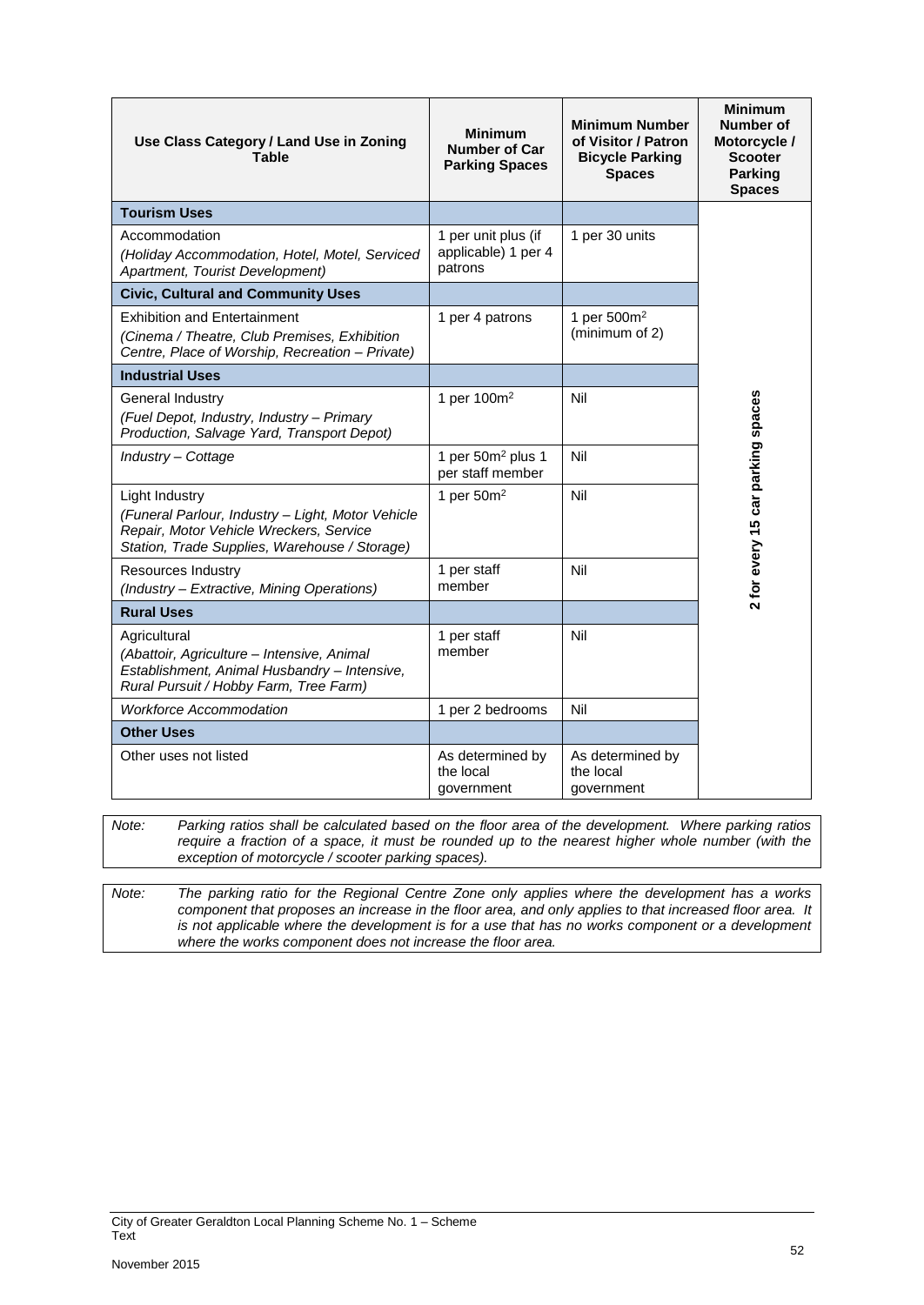| Use Class Category / Land Use in Zoning Table | Minimum Number of Car Parking Spaces | Minimum Number of Visitor / Patron Bicycle Parking Spaces | Minimum Number of Motorcycle / Scooter Parking Spaces |
|---|---|---|---|
| **Tourism Uses** | | | 2 for every 15 car parking spaces |
| Accommodation<br>*(Holiday Accommodation, Hotel, Motel, Serviced Apartment, Tourist Development)* | 1 per unit plus (if applicable) 1 per 4 patrons | 1 per 30 units | |
| **Civic, Cultural and Community Uses** | | | |
| Exhibition and Entertainment<br>*(Cinema / Theatre, Club Premises, Exhibition Centre, Place of Worship, Recreation – Private)* | 1 per 4 patrons | 1 per 500m$^2$ (minimum of 2) | |
| **Industrial Uses** | | | |
| General Industry<br>*(Fuel Depot, Industry – Primary Production, Salvage Yard, Transport Depot)* | 1 per 100m$^2$ | Nil | |
| *Industry – Cottage* | 1 per 50m$^2$ plus 1 per staff member | Nil | |
| Light Industry<br>*(Funeral Parlour, Industry – Light, Motor Vehicle Repair, Motor Vehicle Wreckers, Service Station, Trade Supplies, Warehouse / Storage)* | 1 per 50m$^2$ | Nil | |
| Resources Industry<br>*(Industry – Extractive, Mining Operations)* | 1 per staff member | Nil | |
| **Rural Uses** | | | |
| Agricultural<br>*(Abattoir, Agriculture – Intensive, Animal Establishment, Animal Husbandry – Intensive, Rural Pursuit / Hobby Farm, Tree Farm)* | 1 per staff member | Nil | |
| *Workforce Accommodation* | 1 per 2 bedrooms | Nil | |
| **Other Uses** | | | |
| Other uses not listed | As determined by the local government | As determined by the local government | |

*Note: Parking ratios shall be calculated based on the floor area of the development. Where parking ratios require a fraction of a space, it must be rounded up to the nearest higher whole number (with the exception of motorcycle / scooter parking spaces).*

*Note: The parking ratio for the Regional Centre Zone only applies where the development has a works component that proposes an increase in the floor area, and only applies to that increased floor area. It is not applicable where the development is for a use that has no works component or a development where the works component does not increase the floor area.*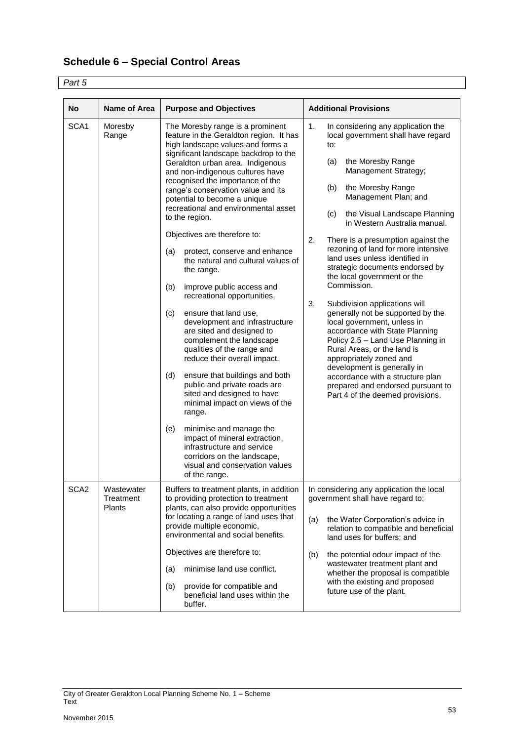## Schedule 6 – Special Control Areas

*Part 5*

| No | Name of Area | Purpose and Objectives | Additional Provisions |
|---|---|---|---|
| SCA1 | Moresby Range | The Moresby range is a prominent feature in the Geraldton region. It has high landscape values and forms a significant landscape backdrop to the Geraldton urban area. Indigenous and non-indigenous cultures have recognised the importance of the range's conservation value and its potential to become a unique recreational and environmental asset to the region.<br><br>Objectives are therefore to:<br><br>(a) protect, conserve and enhance the natural and cultural values of the range.<br><br>(b) improve public access and recreational opportunities.<br><br>(c) ensure that land use, development and infrastructure are sited and designed to complement the landscape qualities of the range and reduce their overall impact.<br><br>(d) ensure that buildings and both public and private roads are sited and designed to have minimal impact on views of the range.<br><br>(e) minimise and manage the impact of mineral extraction, infrastructure and service corridors on the landscape, visual and conservation values of the range. | 1. In considering any application the local government shall have regard to:<br><br>(a) the Moresby Range Management Strategy;<br><br>(b) the Moresby Range Management Plan; and<br><br>(c) the Visual Landscape Planning in Western Australia manual.<br><br>2. There is a presumption against the rezoning of land for more intensive land uses unless identified in strategic documents endorsed by the local government or the Commission.<br><br>3. Subdivision applications will generally not be supported by the local government, unless in accordance with State Planning Policy 2.5 – Land Use Planning in Rural Areas, or the land is appropriately zoned and development is generally in accordance with a structure plan prepared and endorsed pursuant to Part 4 of the deemed provisions. |
| SCA2 | Wastewater Treatment Plants | Buffers to treatment plants, in addition to providing protection to treatment plants, can also provide opportunities for locating a range of land uses that provide multiple economic, environmental and social benefits.<br><br>Objectives are therefore to:<br><br>(a) minimise land use conflict.<br><br>(b) provide for compatible and beneficial land uses within the buffer. | In considering any application the local government shall have regard to:<br><br>(a) the Water Corporation's advice in relation to compatible and beneficial land uses for buffers; and<br><br>(b) the potential odour impact of the wastewater treatment plant and whether the proposal is compatible with the existing and proposed future use of the plant. |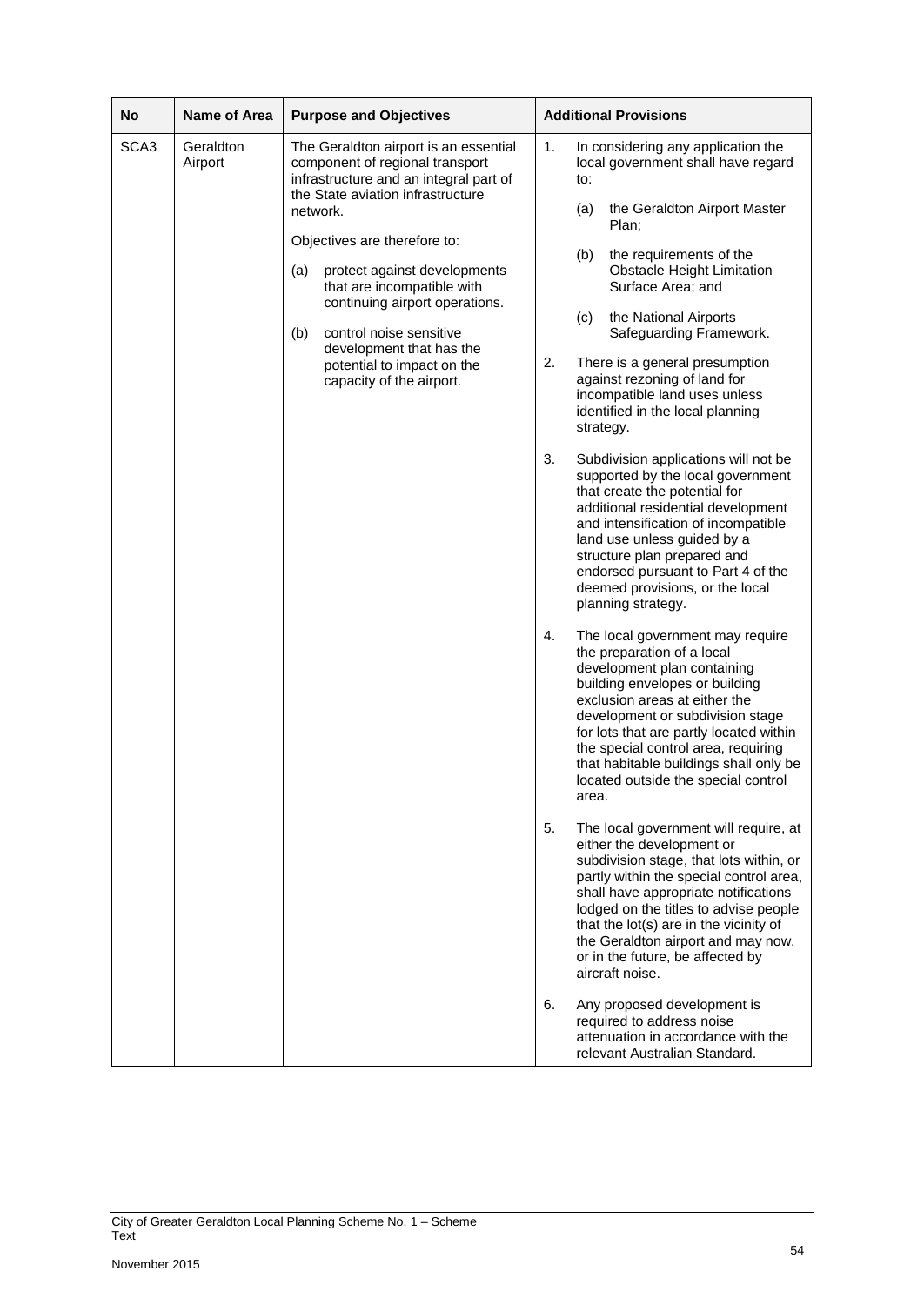| No | Name of Area | Purpose and Objectives | Additional Provisions |
|---|---|---|---|
| SCA3 | Geraldton Airport | The Geraldton airport is an essential component of regional transport infrastructure and an integral part of the State aviation infrastructure network.<br><br>Objectives are therefore to:<br><br>(a) protect against developments that are incompatible with continuing airport operations.<br><br>(b) control noise sensitive development that has the potential to impact on the capacity of the airport. | 1. In considering any application the local government shall have regard to:<br><br>(a) the Geraldton Airport Master Plan;<br><br>(b) the requirements of the Obstacle Height Limitation Surface Area; and<br><br>(c) the National Airports Safeguarding Framework.<br><br>2. There is a general presumption against rezoning of land for incompatible land uses unless identified in the local planning strategy.<br><br>3. Subdivision applications will not be supported by the local government that create the potential for additional residential development and intensification of incompatible land use unless guided by a structure plan prepared and endorsed pursuant to Part 4 of the deemed provisions, or the local planning strategy.<br><br>4. The local government may require the preparation of a local development plan containing building envelopes or building exclusion areas at either the development or subdivision stage for lots that are partly located within the special control area, requiring that habitable buildings shall only be located outside the special control area.<br><br>5. The local government will require, at either the development or subdivision stage, that lots within, or partly within the special control area, shall have appropriate notifications lodged on the titles to advise people that the lot(s) are in the vicinity of the Geraldton airport and may now, or in the future, be affected by aircraft noise.<br><br>6. Any proposed development is required to address noise attenuation in accordance with the relevant Australian Standard. |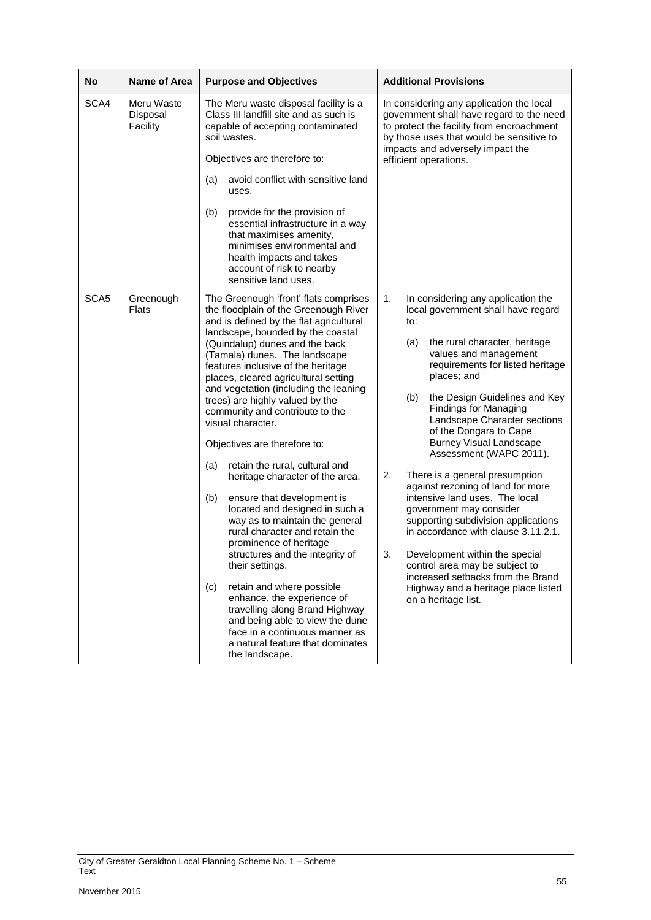| No | Name of Area | Purpose and Objectives | Additional Provisions |
|---|---|---|---|
| SCA4 | Meru Waste Disposal Facility | The Meru waste disposal facility is a Class III landfill site and as such is capable of accepting contaminated soil wastes.<br><br>Objectives are therefore to:<br><br>(a) avoid conflict with sensitive land uses.<br><br>(b) provide for the provision of essential infrastructure in a way that maximises amenity, minimises environmental and health impacts and takes account of risk to nearby sensitive land uses. | In considering any application the local government shall have regard to the need to protect the facility from encroachment by those uses that would be sensitive to impacts and adversely impact the efficient operations. |
| SCA5 | Greenough Flats | The Greenough 'front' flats comprises the floodplain of the Greenough River and is defined by the flat agricultural landscape, bounded by the coastal (Quindalup) dunes and the back (Tamala) dunes. The landscape features inclusive of the heritage places, cleared agricultural setting and vegetation (including the leaning trees) are highly valued by the community and contribute to the visual character.<br><br>Objectives are therefore to:<br><br>(a) retain the rural, cultural and heritage character of the area.<br><br>(b) ensure that development is located and designed in such a way as to maintain the general rural character and retain the prominence of heritage structures and the integrity of their settings.<br><br>(c) retain and where possible enhance, the experience of travelling along Brand Highway and being able to view the dune face in a continuous manner as a natural feature that dominates the landscape. | 1. In considering any application the local government shall have regard to:<br><br>(a) the rural character, heritage values and management requirements for listed heritage places; and<br><br>(b) the Design Guidelines and Key Findings for Managing Landscape Character sections of the Dongara to Cape Burney Visual Landscape Assessment (WAPC 2011).<br><br>2. There is a general presumption against rezoning of land for more intensive land uses. The local government may consider supporting subdivision applications in accordance with clause 3.11.2.1.<br><br>3. Development within the special control area may be subject to increased setbacks from the Brand Highway and a heritage place listed on a heritage list. |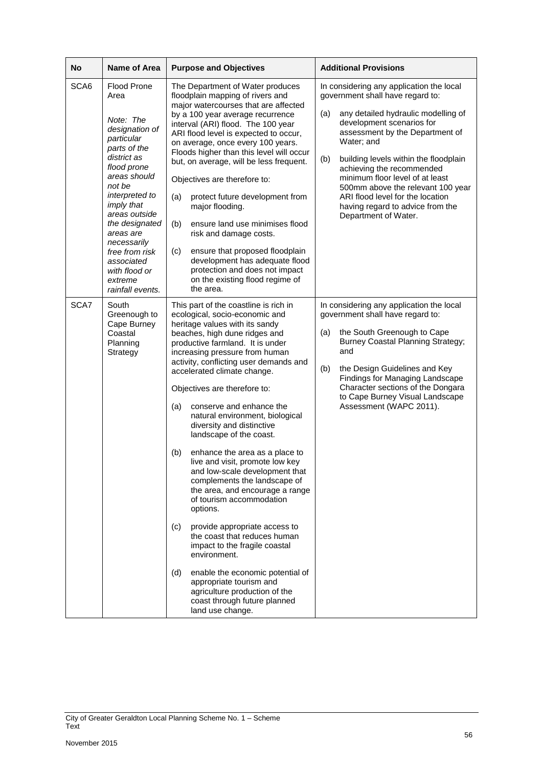| No | Name of Area | Purpose and Objectives | Additional Provisions |
|---|---|---|---|
| SCA6 | Flood Prone Area<br><br>*Note: The designation of particular parts of the district as flood prone areas should not be interpreted to imply that areas outside the designated areas are necessarily free from risk associated with flood or extreme rainfall events.* | The Department of Water produces floodplain mapping of rivers and major watercourses that are affected by a 100 year average recurrence interval (ARI) flood. The 100 year ARI flood level is expected to occur, on average, once every 100 years. Floods higher than this level will occur but, on average, will be less frequent.<br><br>Objectives are therefore to:<br><br>(a) protect future development from major flooding.<br><br>(b) ensure land use minimises flood risk and damage costs.<br><br>(c) ensure that proposed floodplain development has adequate flood protection and does not impact on the existing flood regime of the area. | In considering any application the local government shall have regard to:<br><br>(a) any detailed hydraulic modelling of development scenarios for assessment by the Department of Water; and<br><br>(b) building levels within the floodplain achieving the recommended minimum floor level of at least 500mm above the relevant 100 year ARI flood level for the location having regard to advice from the Department of Water. |
| SCA7 | South Greenough to Cape Burney Coastal Planning Strategy | This part of the coastline is rich in ecological, socio-economic and heritage values with its sandy beaches, high dune ridges and productive farmland. It is under increasing pressure from human activity, conflicting user demands and accelerated climate change.<br><br>Objectives are therefore to:<br><br>(a) conserve and enhance the natural environment, biological diversity and distinctive landscape of the coast.<br><br>(b) enhance the area as a place to live and visit, promote low key and low-scale development that complements the landscape of the area, and encourage a range of tourism accommodation options.<br><br>(c) provide appropriate access to the coast that reduces human impact to the fragile coastal environment.<br><br>(d) enable the economic potential of appropriate tourism and agriculture production of the coast through future planned land use change. | In considering any application the local government shall have regard to:<br><br>(a) the South Greenough to Cape Burney Coastal Planning Strategy; and<br><br>(b) the Design Guidelines and Key Findings for Managing Landscape Character sections of the Dongara to Cape Burney Visual Landscape Assessment (WAPC 2011). |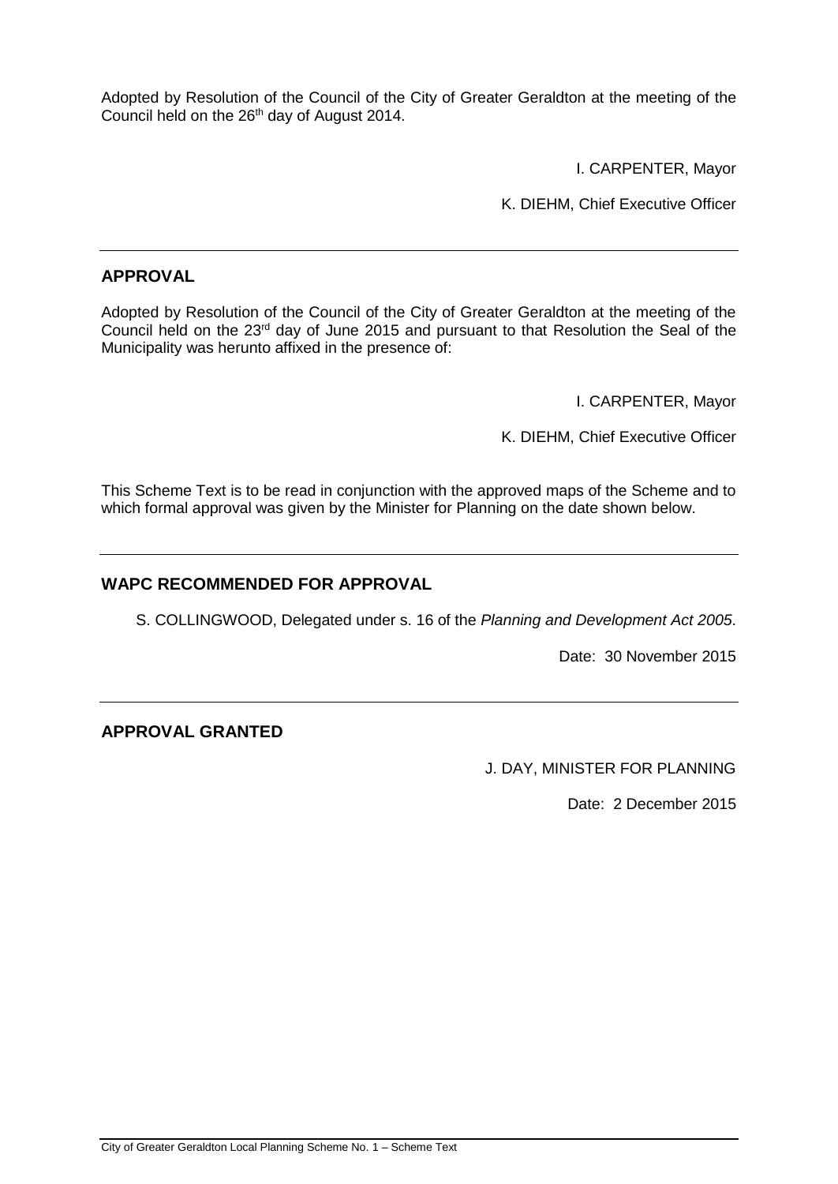Adopted by Resolution of the Council of the City of Greater Geraldton at the meeting of the Council held on the 26th day of August 2014.

I. CARPENTER, Mayor

K. DIEHM, Chief Executive Officer

---

## APPROVAL

Adopted by Resolution of the Council of the City of Greater Geraldton at the meeting of the Council held on the 23rd day of June 2015 and pursuant to that Resolution the Seal of the Municipality was herunto affixed in the presence of:

I. CARPENTER, Mayor

K. DIEHM, Chief Executive Officer

This Scheme Text is to be read in conjunction with the approved maps of the Scheme and to which formal approval was given by the Minister for Planning on the date shown below.

---

## WAPC RECOMMENDED FOR APPROVAL

S. COLLINGWOOD, Delegated under s. 16 of the *Planning and Development Act 2005*.

Date: 30 November 2015

---

## APPROVAL GRANTED

J. DAY, MINISTER FOR PLANNING

Date: 2 December 2015